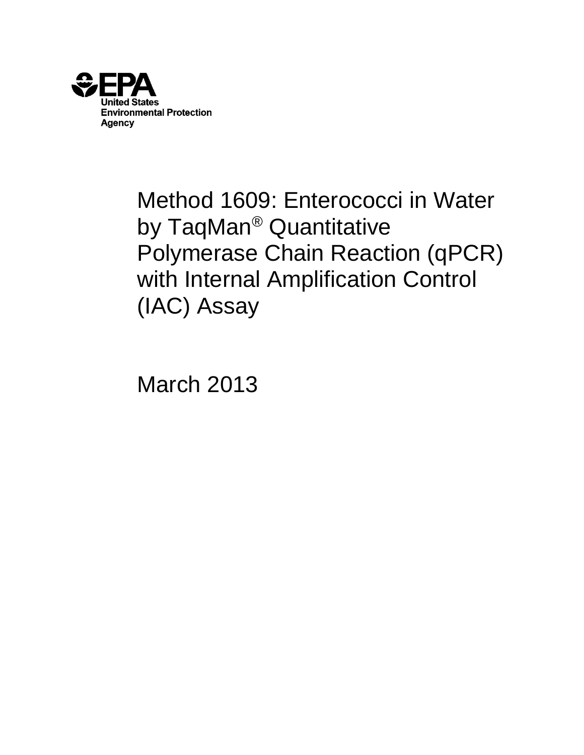EPA
United States
Environmental Protection
Agency

# Method 1609: Enterococci in Water by TaqMan® Quantitative Polymerase Chain Reaction (qPCR) with Internal Amplification Control (IAC) Assay

March 2013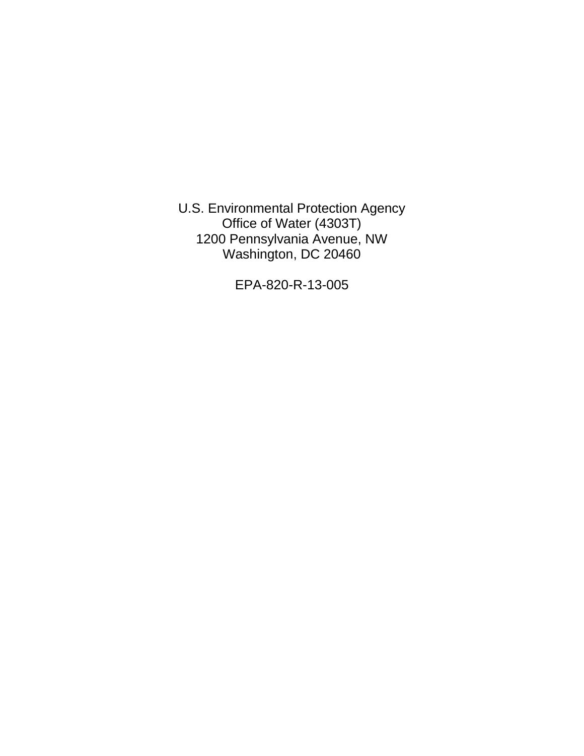U.S. Environmental Protection Agency
Office of Water (4303T)
1200 Pennsylvania Avenue, NW
Washington, DC 20460

EPA-820-R-13-005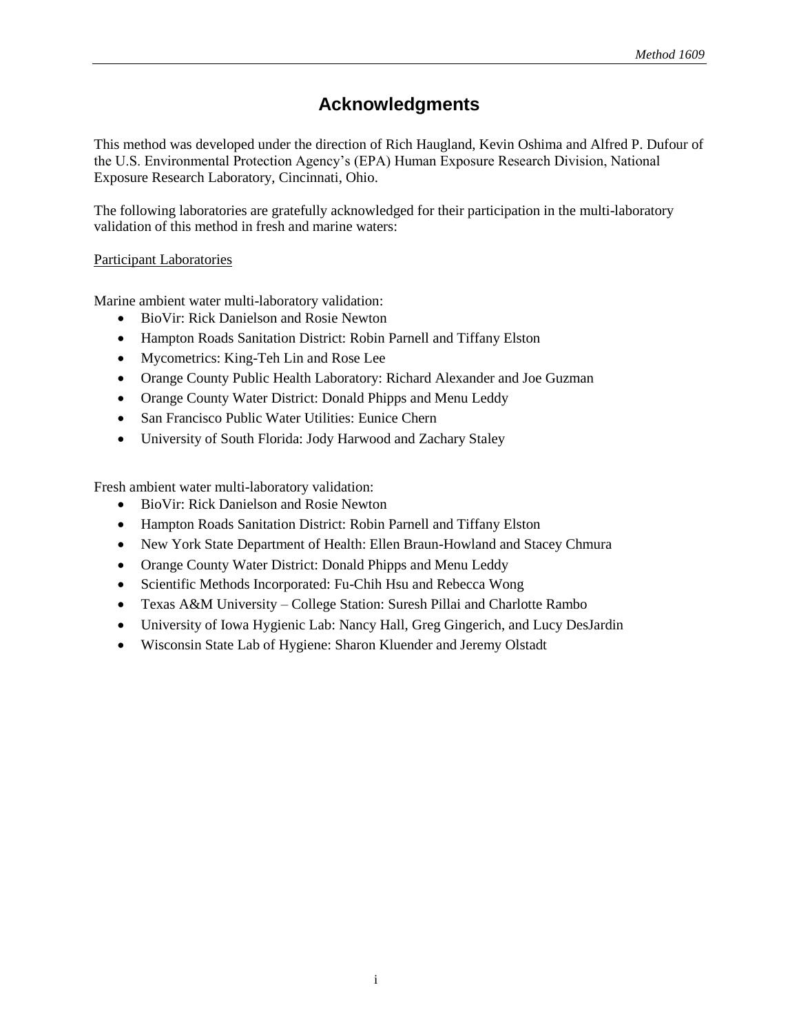# Acknowledgments

This method was developed under the direction of Rich Haugland, Kevin Oshima and Alfred P. Dufour of the U.S. Environmental Protection Agency's (EPA) Human Exposure Research Division, National Exposure Research Laboratory, Cincinnati, Ohio.

The following laboratories are gratefully acknowledged for their participation in the multi-laboratory validation of this method in fresh and marine waters:

<u>Participant Laboratories</u>

Marine ambient water multi-laboratory validation:

- BioVir: Rick Danielson and Rosie Newton
- Hampton Roads Sanitation District: Robin Parnell and Tiffany Elston
- Mycometrics: King-Teh Lin and Rose Lee
- Orange County Public Health Laboratory: Richard Alexander and Joe Guzman
- Orange County Water District: Donald Phipps and Menu Leddy
- San Francisco Public Water Utilities: Eunice Chern
- University of South Florida: Jody Harwood and Zachary Staley

Fresh ambient water multi-laboratory validation:

- BioVir: Rick Danielson and Rosie Newton
- Hampton Roads Sanitation District: Robin Parnell and Tiffany Elston
- New York State Department of Health: Ellen Braun-Howland and Stacey Chmura
- Orange County Water District: Donald Phipps and Menu Leddy
- Scientific Methods Incorporated: Fu-Chih Hsu and Rebecca Wong
- Texas A&M University – College Station: Suresh Pillai and Charlotte Rambo
- University of Iowa Hygienic Lab: Nancy Hall, Greg Gingerich, and Lucy DesJardin
- Wisconsin State Lab of Hygiene: Sharon Kluender and Jeremy Olstadt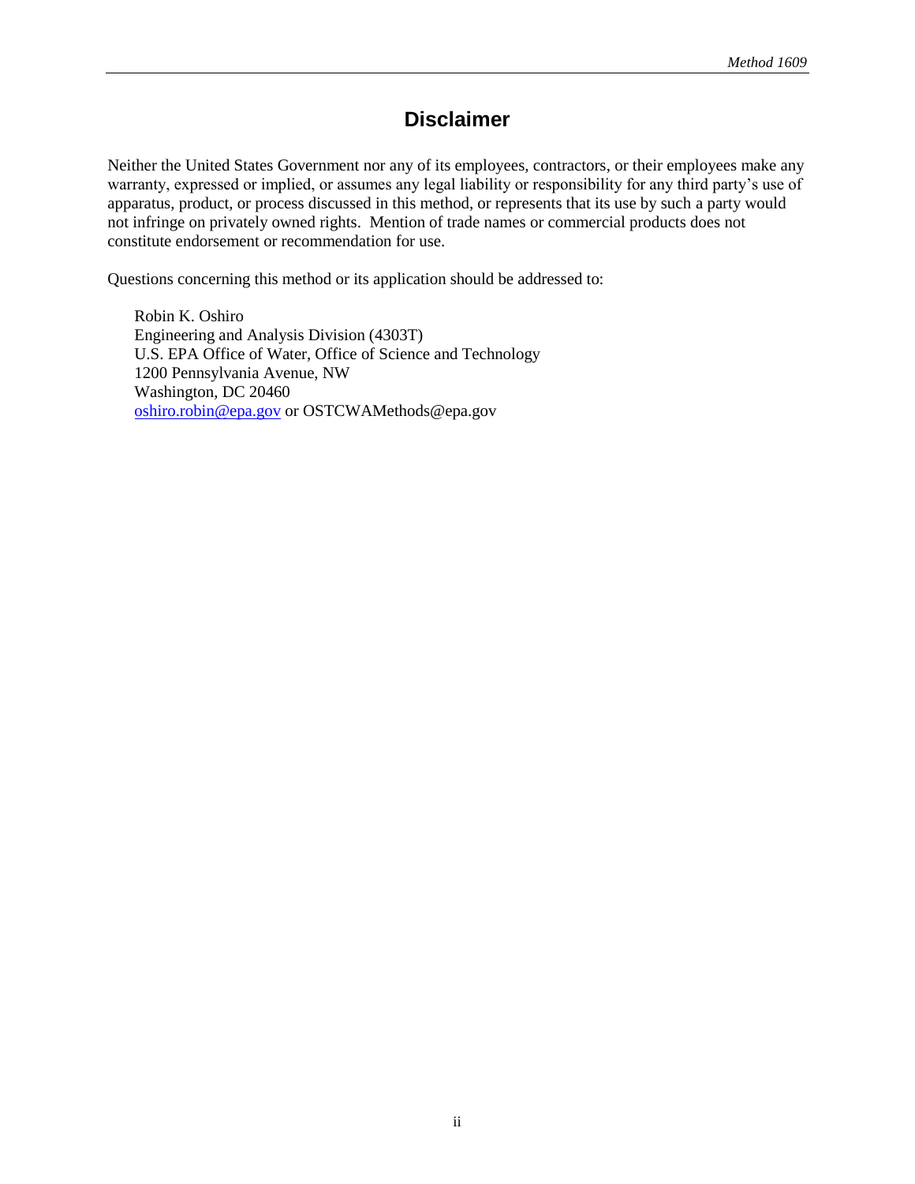# Disclaimer

Neither the United States Government nor any of its employees, contractors, or their employees make any warranty, expressed or implied, or assumes any legal liability or responsibility for any third party's use of apparatus, product, or process discussed in this method, or represents that its use by such a party would not infringe on privately owned rights. Mention of trade names or commercial products does not constitute endorsement or recommendation for use.

Questions concerning this method or its application should be addressed to:

Robin K. Oshiro
Engineering and Analysis Division (4303T)
U.S. EPA Office of Water, Office of Science and Technology
1200 Pennsylvania Avenue, NW
Washington, DC 20460
oshiro.robin@epa.gov or OSTCWAMethods@epa.gov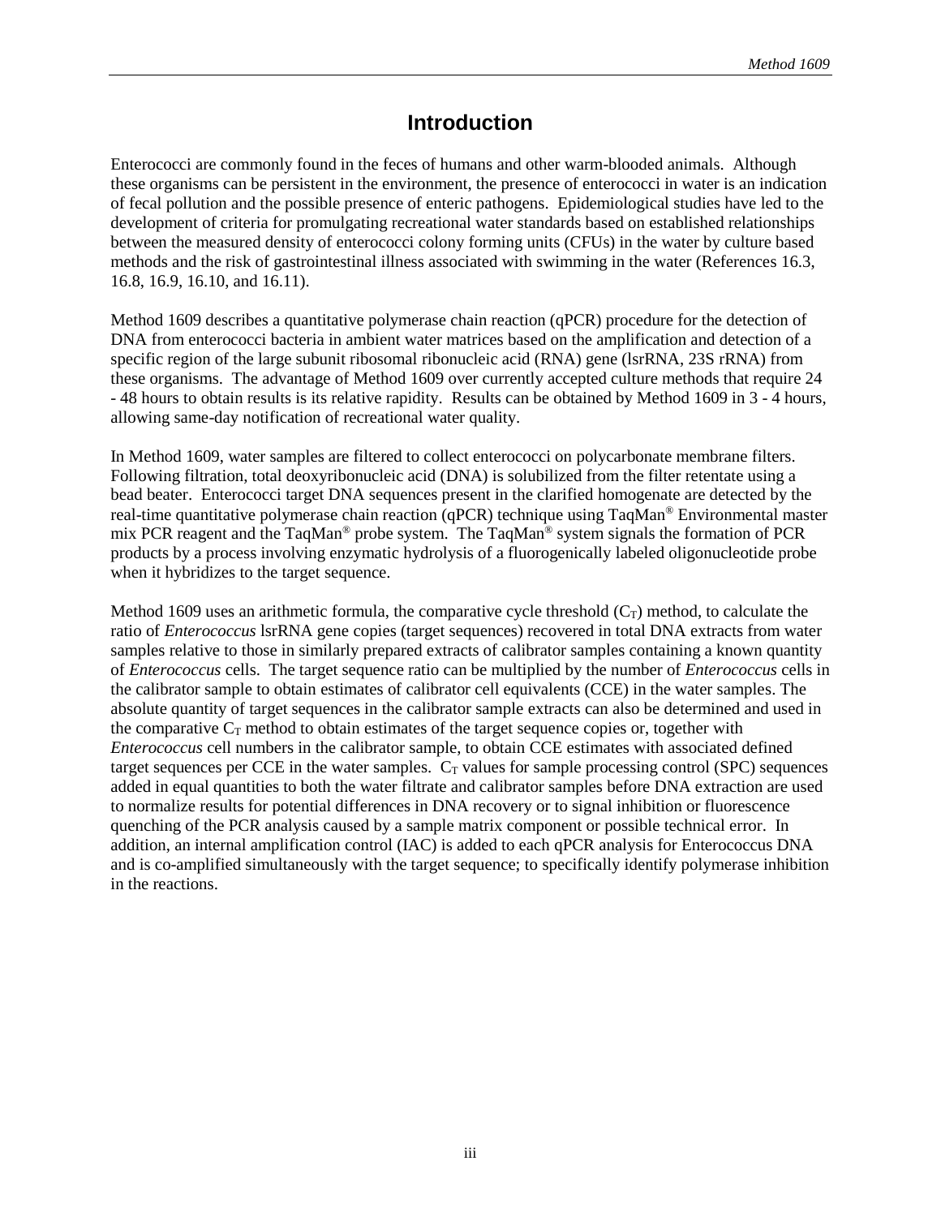# Introduction

Enterococci are commonly found in the feces of humans and other warm-blooded animals. Although these organisms can be persistent in the environment, the presence of enterococci in water is an indication of fecal pollution and the possible presence of enteric pathogens. Epidemiological studies have led to the development of criteria for promulgating recreational water standards based on established relationships between the measured density of enterococci colony forming units (CFUs) in the water by culture based methods and the risk of gastrointestinal illness associated with swimming in the water (References 16.3, 16.8, 16.9, 16.10, and 16.11).

Method 1609 describes a quantitative polymerase chain reaction (qPCR) procedure for the detection of DNA from enterococci bacteria in ambient water matrices based on the amplification and detection of a specific region of the large subunit ribosomal ribonucleic acid (RNA) gene (lsrRNA, 23S rRNA) from these organisms. The advantage of Method 1609 over currently accepted culture methods that require 24 - 48 hours to obtain results is its relative rapidity. Results can be obtained by Method 1609 in 3 - 4 hours, allowing same-day notification of recreational water quality.

In Method 1609, water samples are filtered to collect enterococci on polycarbonate membrane filters. Following filtration, total deoxyribonucleic acid (DNA) is solubilized from the filter retentate using a bead beater. Enterococci target DNA sequences present in the clarified homogenate are detected by the real-time quantitative polymerase chain reaction (qPCR) technique using TaqMan® Environmental master mix PCR reagent and the TaqMan® probe system. The TaqMan® system signals the formation of PCR products by a process involving enzymatic hydrolysis of a fluorogenically labeled oligonucleotide probe when it hybridizes to the target sequence.

Method 1609 uses an arithmetic formula, the comparative cycle threshold ($C_T$) method, to calculate the ratio of *Enterococcus* lsrRNA gene copies (target sequences) recovered in total DNA extracts from water samples relative to those in similarly prepared extracts of calibrator samples containing a known quantity of *Enterococcus* cells. The target sequence ratio can be multiplied by the number of *Enterococcus* cells in the calibrator sample to obtain estimates of calibrator cell equivalents (CCE) in the water samples. The absolute quantity of target sequences in the calibrator sample extracts can also be determined and used in the comparative $C_T$ method to obtain estimates of the target sequence copies or, together with *Enterococcus* cell numbers in the calibrator sample, to obtain CCE estimates with associated defined target sequences per CCE in the water samples. $C_T$ values for sample processing control (SPC) sequences added in equal quantities to both the water filtrate and calibrator samples before DNA extraction are used to normalize results for potential differences in DNA recovery or to signal inhibition or fluorescence quenching of the PCR analysis caused by a sample matrix component or possible technical error. In addition, an internal amplification control (IAC) is added to each qPCR analysis for Enterococcus DNA and is co-amplified simultaneously with the target sequence; to specifically identify polymerase inhibition in the reactions.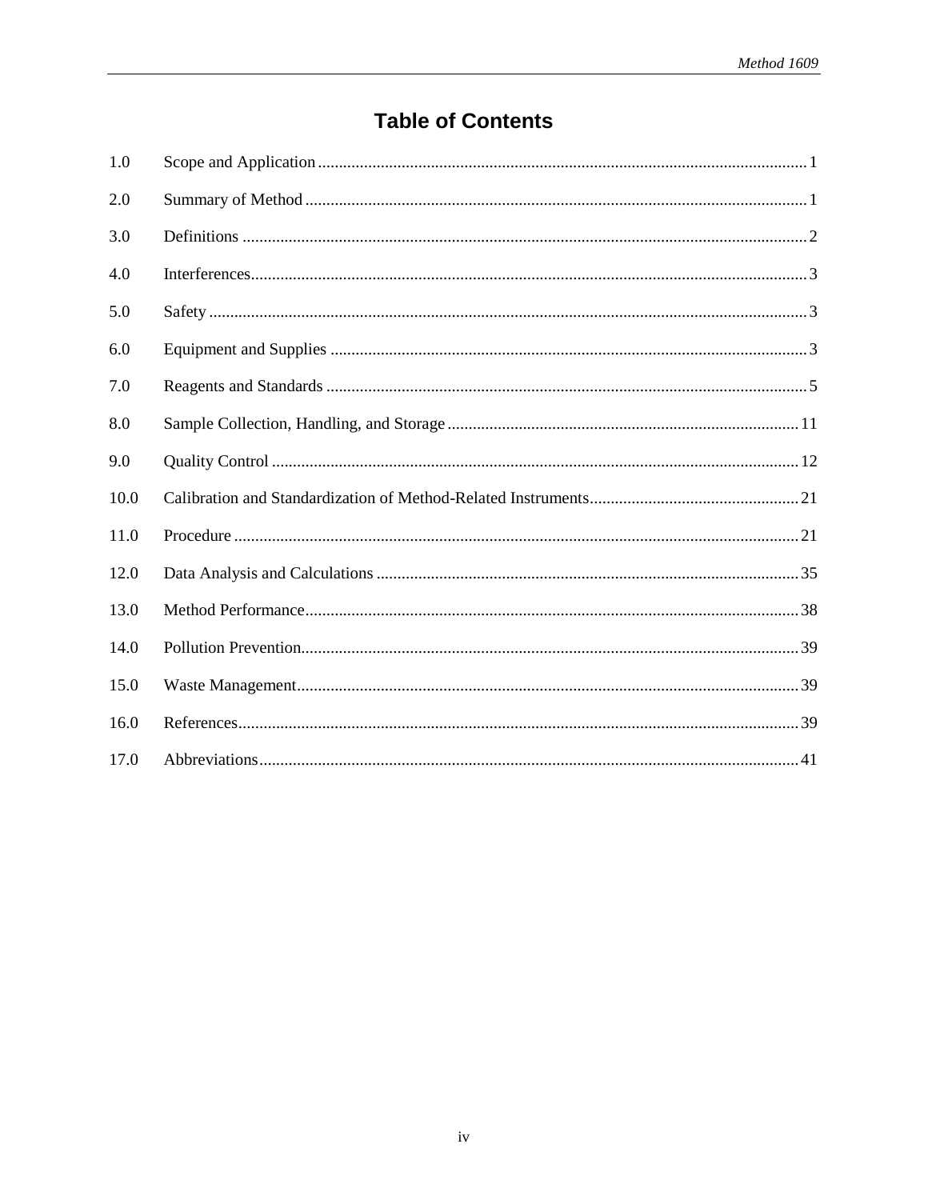# Table of Contents

| | | |
|---|---|---|
| 1.0 | Scope and Application | 1 |
| 2.0 | Summary of Method | 1 |
| 3.0 | Definitions | 2 |
| 4.0 | Interferences | 3 |
| 5.0 | Safety | 3 |
| 6.0 | Equipment and Supplies | 3 |
| 7.0 | Reagents and Standards | 5 |
| 8.0 | Sample Collection, Handling, and Storage | 11 |
| 9.0 | Quality Control | 12 |
| 10.0 | Calibration and Standardization of Method-Related Instruments | 21 |
| 11.0 | Procedure | 21 |
| 12.0 | Data Analysis and Calculations | 35 |
| 13.0 | Method Performance | 38 |
| 14.0 | Pollution Prevention | 39 |
| 15.0 | Waste Management | 39 |
| 16.0 | References | 39 |
| 17.0 | Abbreviations | 41 |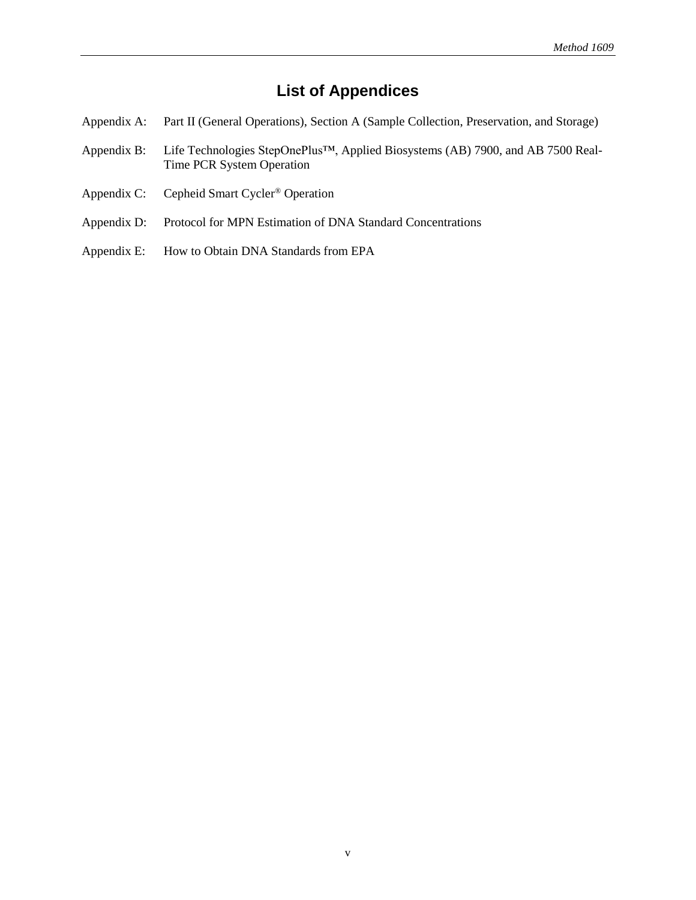# List of Appendices

Appendix A: Part II (General Operations), Section A (Sample Collection, Preservation, and Storage)

Appendix B: Life Technologies StepOnePlus™, Applied Biosystems (AB) 7900, and AB 7500 Real-Time PCR System Operation

Appendix C: Cepheid Smart Cycler® Operation

Appendix D: Protocol for MPN Estimation of DNA Standard Concentrations

Appendix E: How to Obtain DNA Standards from EPA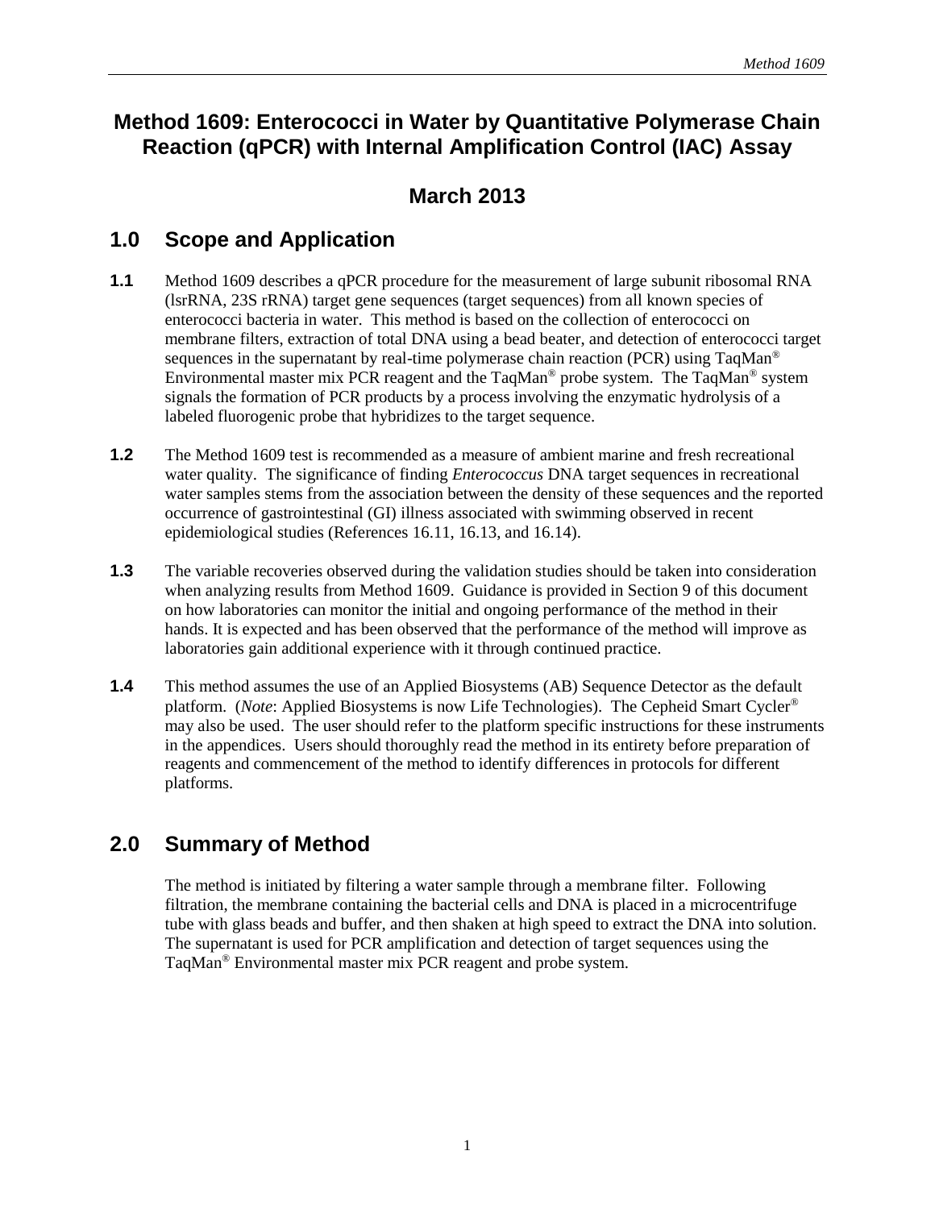# Method 1609: Enterococci in Water by Quantitative Polymerase Chain Reaction (qPCR) with Internal Amplification Control (IAC) Assay

## March 2013

## 1.0 Scope and Application

**1.1** Method 1609 describes a qPCR procedure for the measurement of large subunit ribosomal RNA (lsrRNA, 23S rRNA) target gene sequences (target sequences) from all known species of enterococci bacteria in water. This method is based on the collection of enterococci on membrane filters, extraction of total DNA using a bead beater, and detection of enterococci target sequences in the supernatant by real-time polymerase chain reaction (PCR) using TaqMan® Environmental master mix PCR reagent and the TaqMan® probe system. The TaqMan® system signals the formation of PCR products by a process involving the enzymatic hydrolysis of a labeled fluorogenic probe that hybridizes to the target sequence.

**1.2** The Method 1609 test is recommended as a measure of ambient marine and fresh recreational water quality. The significance of finding *Enterococcus* DNA target sequences in recreational water samples stems from the association between the density of these sequences and the reported occurrence of gastrointestinal (GI) illness associated with swimming observed in recent epidemiological studies (References 16.11, 16.13, and 16.14).

**1.3** The variable recoveries observed during the validation studies should be taken into consideration when analyzing results from Method 1609. Guidance is provided in Section 9 of this document on how laboratories can monitor the initial and ongoing performance of the method in their hands. It is expected and has been observed that the performance of the method will improve as laboratories gain additional experience with it through continued practice.

**1.4** This method assumes the use of an Applied Biosystems (AB) Sequence Detector as the default platform. (*Note*: Applied Biosystems is now Life Technologies). The Cepheid Smart Cycler® may also be used. The user should refer to the platform specific instructions for these instruments in the appendices. Users should thoroughly read the method in its entirety before preparation of reagents and commencement of the method to identify differences in protocols for different platforms.

## 2.0 Summary of Method

The method is initiated by filtering a water sample through a membrane filter. Following filtration, the membrane containing the bacterial cells and DNA is placed in a microcentrifuge tube with glass beads and buffer, and then shaken at high speed to extract the DNA into solution. The supernatant is used for PCR amplification and detection of target sequences using the TaqMan® Environmental master mix PCR reagent and probe system.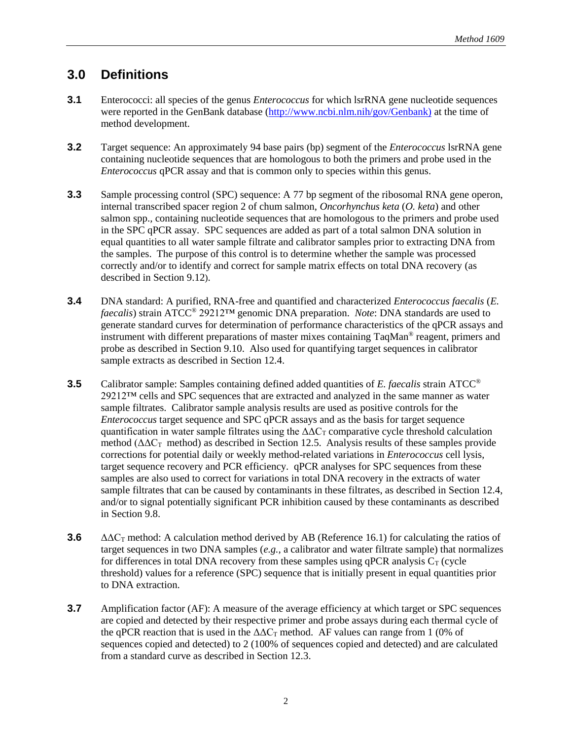## 3.0 Definitions

**3.1** Enterococci: all species of the genus *Enterococcus* for which lsrRNA gene nucleotide sequences were reported in the GenBank database (http://www.ncbi.nlm.nih/gov/Genbank) at the time of method development.

**3.2** Target sequence: An approximately 94 base pairs (bp) segment of the *Enterococcus* lsrRNA gene containing nucleotide sequences that are homologous to both the primers and probe used in the *Enterococcus* qPCR assay and that is common only to species within this genus.

**3.3** Sample processing control (SPC) sequence: A 77 bp segment of the ribosomal RNA gene operon, internal transcribed spacer region 2 of chum salmon, *Oncorhynchus keta* (*O. keta*) and other salmon spp., containing nucleotide sequences that are homologous to the primers and probe used in the SPC qPCR assay. SPC sequences are added as part of a total salmon DNA solution in equal quantities to all water sample filtrate and calibrator samples prior to extracting DNA from the samples. The purpose of this control is to determine whether the sample was processed correctly and/or to identify and correct for sample matrix effects on total DNA recovery (as described in Section 9.12).

**3.4** DNA standard: A purified, RNA-free and quantified and characterized *Enterococcus faecalis* (*E. faecalis*) strain ATCC® 29212™ genomic DNA preparation. *Note*: DNA standards are used to generate standard curves for determination of performance characteristics of the qPCR assays and instrument with different preparations of master mixes containing TaqMan® reagent, primers and probe as described in Section 9.10. Also used for quantifying target sequences in calibrator sample extracts as described in Section 12.4.

**3.5** Calibrator sample: Samples containing defined added quantities of *E. faecalis* strain ATCC® 29212™ cells and SPC sequences that are extracted and analyzed in the same manner as water sample filtrates. Calibrator sample analysis results are used as positive controls for the *Enterococcus* target sequence and SPC qPCR assays and as the basis for target sequence quantification in water sample filtrates using the $\Delta\Delta C_T$ comparative cycle threshold calculation method ($\Delta\Delta C_T$ method) as described in Section 12.5. Analysis results of these samples provide corrections for potential daily or weekly method-related variations in *Enterococcus* cell lysis, target sequence recovery and PCR efficiency. qPCR analyses for SPC sequences from these samples are also used to correct for variations in total DNA recovery in the extracts of water sample filtrates that can be caused by contaminants in these filtrates, as described in Section 12.4, and/or to signal potentially significant PCR inhibition caused by these contaminants as described in Section 9.8.

**3.6** $\Delta\Delta C_T$ method: A calculation method derived by AB (Reference 16.1) for calculating the ratios of target sequences in two DNA samples (*e.g.*, a calibrator and water filtrate sample) that normalizes for differences in total DNA recovery from these samples using qPCR analysis $C_T$ (cycle threshold) values for a reference (SPC) sequence that is initially present in equal quantities prior to DNA extraction.

**3.7** Amplification factor (AF): A measure of the average efficiency at which target or SPC sequences are copied and detected by their respective primer and probe assays during each thermal cycle of the qPCR reaction that is used in the $\Delta\Delta C_T$ method. AF values can range from 1 (0% of sequences copied and detected) to 2 (100% of sequences copied and detected) and are calculated from a standard curve as described in Section 12.3.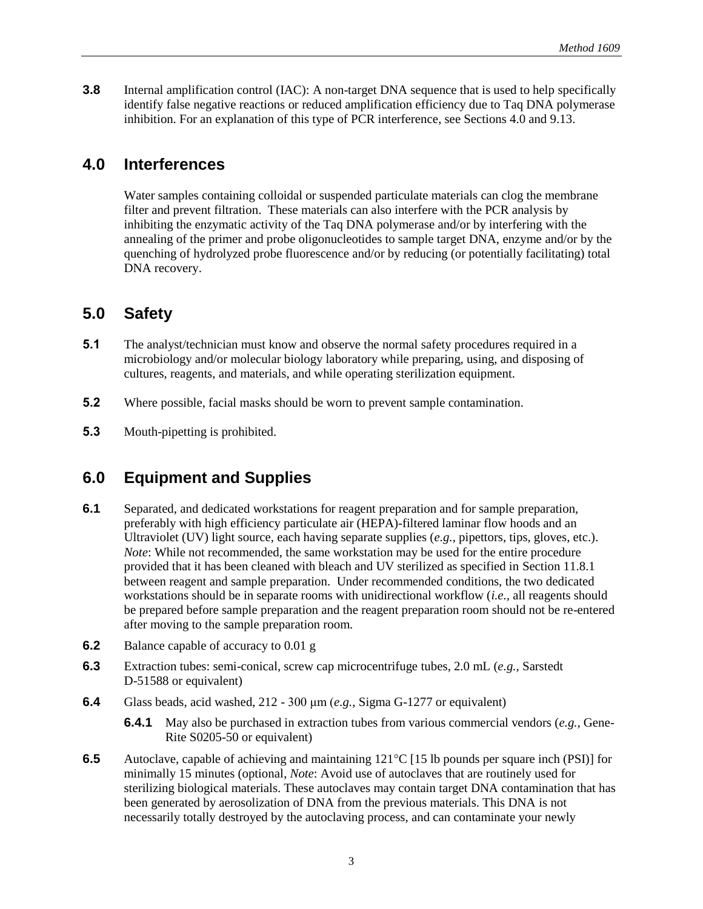**3.8** Internal amplification control (IAC): A non-target DNA sequence that is used to help specifically identify false negative reactions or reduced amplification efficiency due to Taq DNA polymerase inhibition. For an explanation of this type of PCR interference, see Sections 4.0 and 9.13.

## 4.0 Interferences

Water samples containing colloidal or suspended particulate materials can clog the membrane filter and prevent filtration. These materials can also interfere with the PCR analysis by inhibiting the enzymatic activity of the Taq DNA polymerase and/or by interfering with the annealing of the primer and probe oligonucleotides to sample target DNA, enzyme and/or by the quenching of hydrolyzed probe fluorescence and/or by reducing (or potentially facilitating) total DNA recovery.

## 5.0 Safety

**5.1** The analyst/technician must know and observe the normal safety procedures required in a microbiology and/or molecular biology laboratory while preparing, using, and disposing of cultures, reagents, and materials, and while operating sterilization equipment.

**5.2** Where possible, facial masks should be worn to prevent sample contamination.

**5.3** Mouth-pipetting is prohibited.

## 6.0 Equipment and Supplies

**6.1** Separated, and dedicated workstations for reagent preparation and for sample preparation, preferably with high efficiency particulate air (HEPA)-filtered laminar flow hoods and an Ultraviolet (UV) light source, each having separate supplies (*e.g.*, pipettors, tips, gloves, etc.). *Note*: While not recommended, the same workstation may be used for the entire procedure provided that it has been cleaned with bleach and UV sterilized as specified in Section 11.8.1 between reagent and sample preparation. Under recommended conditions, the two dedicated workstations should be in separate rooms with unidirectional workflow (*i.e.*, all reagents should be prepared before sample preparation and the reagent preparation room should not be re-entered after moving to the sample preparation room.

**6.2** Balance capable of accuracy to 0.01 g

**6.3** Extraction tubes: semi-conical, screw cap microcentrifuge tubes, 2.0 mL (*e.g.*, Sarstedt D-51588 or equivalent)

**6.4** Glass beads, acid washed, 212 - 300 μm (*e.g.*, Sigma G-1277 or equivalent)

**6.4.1** May also be purchased in extraction tubes from various commercial vendors (*e.g.*, Gene-Rite S0205-50 or equivalent)

**6.5** Autoclave, capable of achieving and maintaining 121°C [15 lb pounds per square inch (PSI)] for minimally 15 minutes (optional, *Note*: Avoid use of autoclaves that are routinely used for sterilizing biological materials. These autoclaves may contain target DNA contamination that has been generated by aerosolization of DNA from the previous materials. This DNA is not necessarily totally destroyed by the autoclaving process, and can contaminate your newly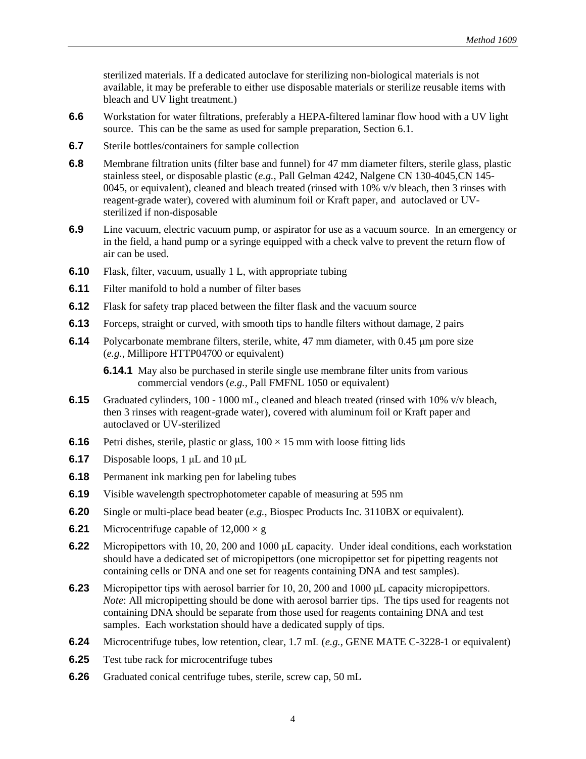sterilized materials. If a dedicated autoclave for sterilizing non-biological materials is not available, it may be preferable to either use disposable materials or sterilize reusable items with bleach and UV light treatment.)

**6.6** Workstation for water filtrations, preferably a HEPA-filtered laminar flow hood with a UV light source. This can be the same as used for sample preparation, Section 6.1.

**6.7** Sterile bottles/containers for sample collection

**6.8** Membrane filtration units (filter base and funnel) for 47 mm diameter filters, sterile glass, plastic stainless steel, or disposable plastic (*e.g.*, Pall Gelman 4242, Nalgene CN 130-4045,CN 145-0045, or equivalent), cleaned and bleach treated (rinsed with 10% v/v bleach, then 3 rinses with reagent-grade water), covered with aluminum foil or Kraft paper, and autoclaved or UV-sterilized if non-disposable

**6.9** Line vacuum, electric vacuum pump, or aspirator for use as a vacuum source. In an emergency or in the field, a hand pump or a syringe equipped with a check valve to prevent the return flow of air can be used.

**6.10** Flask, filter, vacuum, usually 1 L, with appropriate tubing

**6.11** Filter manifold to hold a number of filter bases

**6.12** Flask for safety trap placed between the filter flask and the vacuum source

**6.13** Forceps, straight or curved, with smooth tips to handle filters without damage, 2 pairs

**6.14** Polycarbonate membrane filters, sterile, white, 47 mm diameter, with 0.45 μm pore size (*e.g.*, Millipore HTTP04700 or equivalent)

**6.14.1** May also be purchased in sterile single use membrane filter units from various commercial vendors (*e.g.*, Pall FMFNL 1050 or equivalent)

**6.15** Graduated cylinders, 100 - 1000 mL, cleaned and bleach treated (rinsed with 10% v/v bleach, then 3 rinses with reagent-grade water), covered with aluminum foil or Kraft paper and autoclaved or UV-sterilized

**6.16** Petri dishes, sterile, plastic or glass, $100 \times 15$ mm with loose fitting lids

**6.17** Disposable loops, 1 μL and 10 μL

**6.18** Permanent ink marking pen for labeling tubes

**6.19** Visible wavelength spectrophotometer capable of measuring at 595 nm

**6.20** Single or multi-place bead beater (*e.g.*, Biospec Products Inc. 3110BX or equivalent).

**6.21** Microcentrifuge capable of $12{,}000 \times g$

**6.22** Micropipettors with 10, 20, 200 and 1000 μL capacity. Under ideal conditions, each workstation should have a dedicated set of micropipettors (one micropipettor set for pipetting reagents not containing cells or DNA and one set for reagents containing DNA and test samples).

**6.23** Micropipettor tips with aerosol barrier for 10, 20, 200 and 1000 μL capacity micropipettors. *Note*: All micropipetting should be done with aerosol barrier tips. The tips used for reagents not containing DNA should be separate from those used for reagents containing DNA and test samples. Each workstation should have a dedicated supply of tips.

**6.24** Microcentrifuge tubes, low retention, clear, 1.7 mL (*e.g.*, GENE MATE C-3228-1 or equivalent)

**6.25** Test tube rack for microcentrifuge tubes

**6.26** Graduated conical centrifuge tubes, sterile, screw cap, 50 mL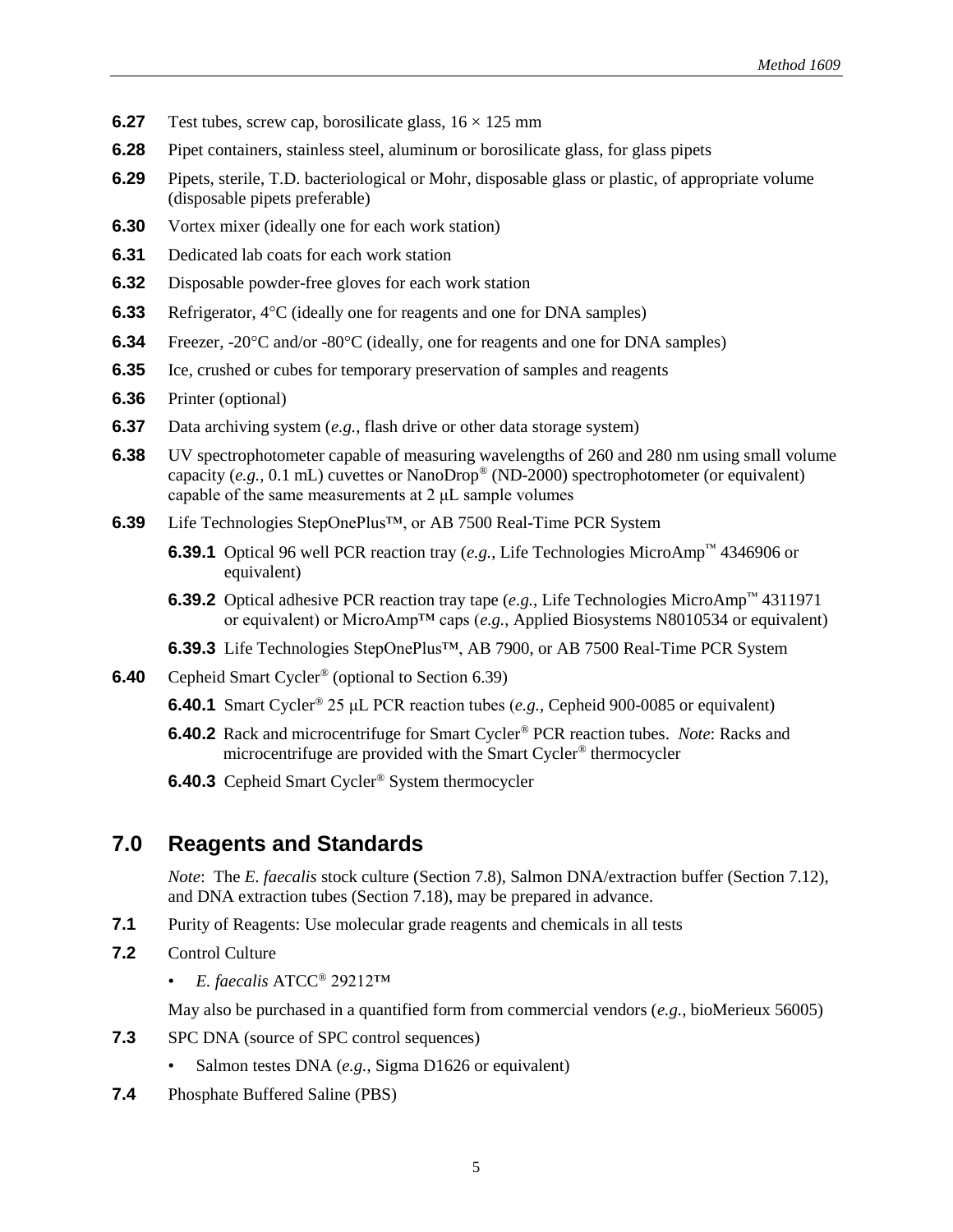**6.27** Test tubes, screw cap, borosilicate glass, 16 × 125 mm

**6.28** Pipet containers, stainless steel, aluminum or borosilicate glass, for glass pipets

**6.29** Pipets, sterile, T.D. bacteriological or Mohr, disposable glass or plastic, of appropriate volume (disposable pipets preferable)

**6.30** Vortex mixer (ideally one for each work station)

**6.31** Dedicated lab coats for each work station

**6.32** Disposable powder-free gloves for each work station

**6.33** Refrigerator, 4°C (ideally one for reagents and one for DNA samples)

**6.34** Freezer, -20°C and/or -80°C (ideally, one for reagents and one for DNA samples)

**6.35** Ice, crushed or cubes for temporary preservation of samples and reagents

**6.36** Printer (optional)

**6.37** Data archiving system (*e.g.*, flash drive or other data storage system)

**6.38** UV spectrophotometer capable of measuring wavelengths of 260 and 280 nm using small volume capacity (*e.g.*, 0.1 mL) cuvettes or NanoDrop® (ND-2000) spectrophotometer (or equivalent) capable of the same measurements at 2 µL sample volumes

**6.39** Life Technologies StepOnePlus™, or AB 7500 Real-Time PCR System

- **6.39.1** Optical 96 well PCR reaction tray (*e.g.*, Life Technologies MicroAmp™ 4346906 or equivalent)
- **6.39.2** Optical adhesive PCR reaction tray tape (*e.g.*, Life Technologies MicroAmp™ 4311971 or equivalent) or MicroAmp™ caps (*e.g.*, Applied Biosystems N8010534 or equivalent)
- **6.39.3** Life Technologies StepOnePlus™, AB 7900, or AB 7500 Real-Time PCR System

**6.40** Cepheid Smart Cycler® (optional to Section 6.39)

- **6.40.1** Smart Cycler® 25 µL PCR reaction tubes (*e.g.*, Cepheid 900-0085 or equivalent)
- **6.40.2** Rack and microcentrifuge for Smart Cycler® PCR reaction tubes. *Note*: Racks and microcentrifuge are provided with the Smart Cycler® thermocycler
- **6.40.3** Cepheid Smart Cycler® System thermocycler

## 7.0 Reagents and Standards

*Note*: The *E. faecalis* stock culture (Section 7.8), Salmon DNA/extraction buffer (Section 7.12), and DNA extraction tubes (Section 7.18), may be prepared in advance.

**7.1** Purity of Reagents: Use molecular grade reagents and chemicals in all tests

**7.2** Control Culture

- *E. faecalis* ATCC® 29212™

May also be purchased in a quantified form from commercial vendors (*e.g.*, bioMerieux 56005)

**7.3** SPC DNA (source of SPC control sequences)

- Salmon testes DNA (*e.g.*, Sigma D1626 or equivalent)

**7.4** Phosphate Buffered Saline (PBS)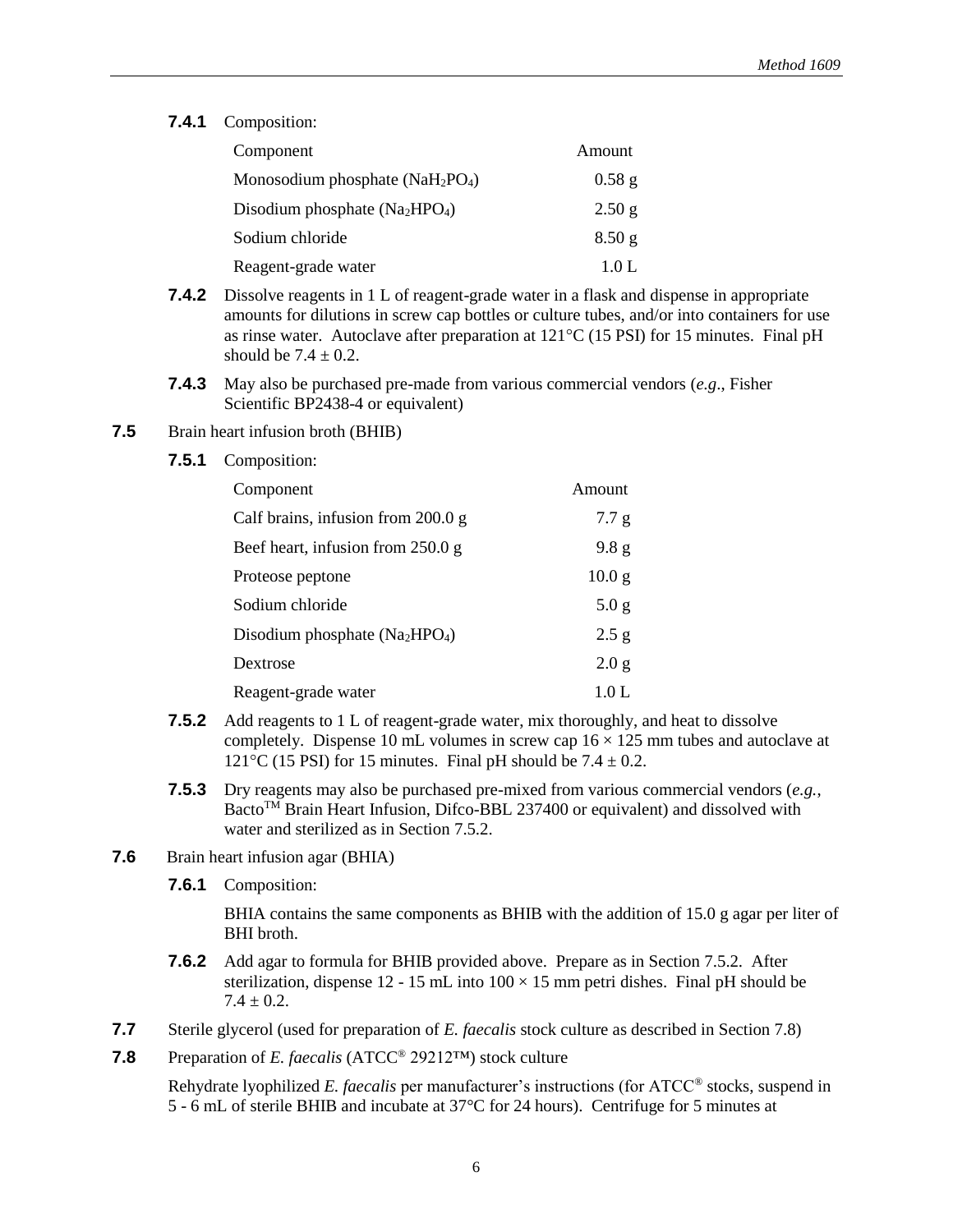**7.4.1** Composition:

| Component | Amount |
|---|---|
| Monosodium phosphate ($NaH_2PO_4$) | 0.58 g |
| Disodium phosphate ($Na_2HPO_4$) | 2.50 g |
| Sodium chloride | 8.50 g |
| Reagent-grade water | 1.0 L |

**7.4.2** Dissolve reagents in 1 L of reagent-grade water in a flask and dispense in appropriate amounts for dilutions in screw cap bottles or culture tubes, and/or into containers for use as rinse water. Autoclave after preparation at 121°C (15 PSI) for 15 minutes. Final pH should be 7.4 ± 0.2.

**7.4.3** May also be purchased pre-made from various commercial vendors (*e.g*., Fisher Scientific BP2438-4 or equivalent)

**7.5** Brain heart infusion broth (BHIB)

**7.5.1** Composition:

| Component | Amount |
|---|---|
| Calf brains, infusion from 200.0 g | 7.7 g |
| Beef heart, infusion from 250.0 g | 9.8 g |
| Proteose peptone | 10.0 g |
| Sodium chloride | 5.0 g |
| Disodium phosphate ($Na_2HPO_4$) | 2.5 g |
| Dextrose | 2.0 g |
| Reagent-grade water | 1.0 L |

**7.5.2** Add reagents to 1 L of reagent-grade water, mix thoroughly, and heat to dissolve completely. Dispense 10 mL volumes in screw cap 16 × 125 mm tubes and autoclave at 121°C (15 PSI) for 15 minutes. Final pH should be 7.4 ± 0.2.

**7.5.3** Dry reagents may also be purchased pre-mixed from various commercial vendors (*e.g.*, Bacto™ Brain Heart Infusion, Difco-BBL 237400 or equivalent) and dissolved with water and sterilized as in Section 7.5.2.

**7.6** Brain heart infusion agar (BHIA)

**7.6.1** Composition:

BHIA contains the same components as BHIB with the addition of 15.0 g agar per liter of BHI broth.

**7.6.2** Add agar to formula for BHIB provided above. Prepare as in Section 7.5.2. After sterilization, dispense 12 - 15 mL into 100 × 15 mm petri dishes. Final pH should be 7.4 ± 0.2.

**7.7** Sterile glycerol (used for preparation of *E. faecalis* stock culture as described in Section 7.8)

**7.8** Preparation of *E. faecalis* (ATCC® 29212™) stock culture

Rehydrate lyophilized *E. faecalis* per manufacturer's instructions (for ATCC® stocks, suspend in 5 - 6 mL of sterile BHIB and incubate at 37°C for 24 hours). Centrifuge for 5 minutes at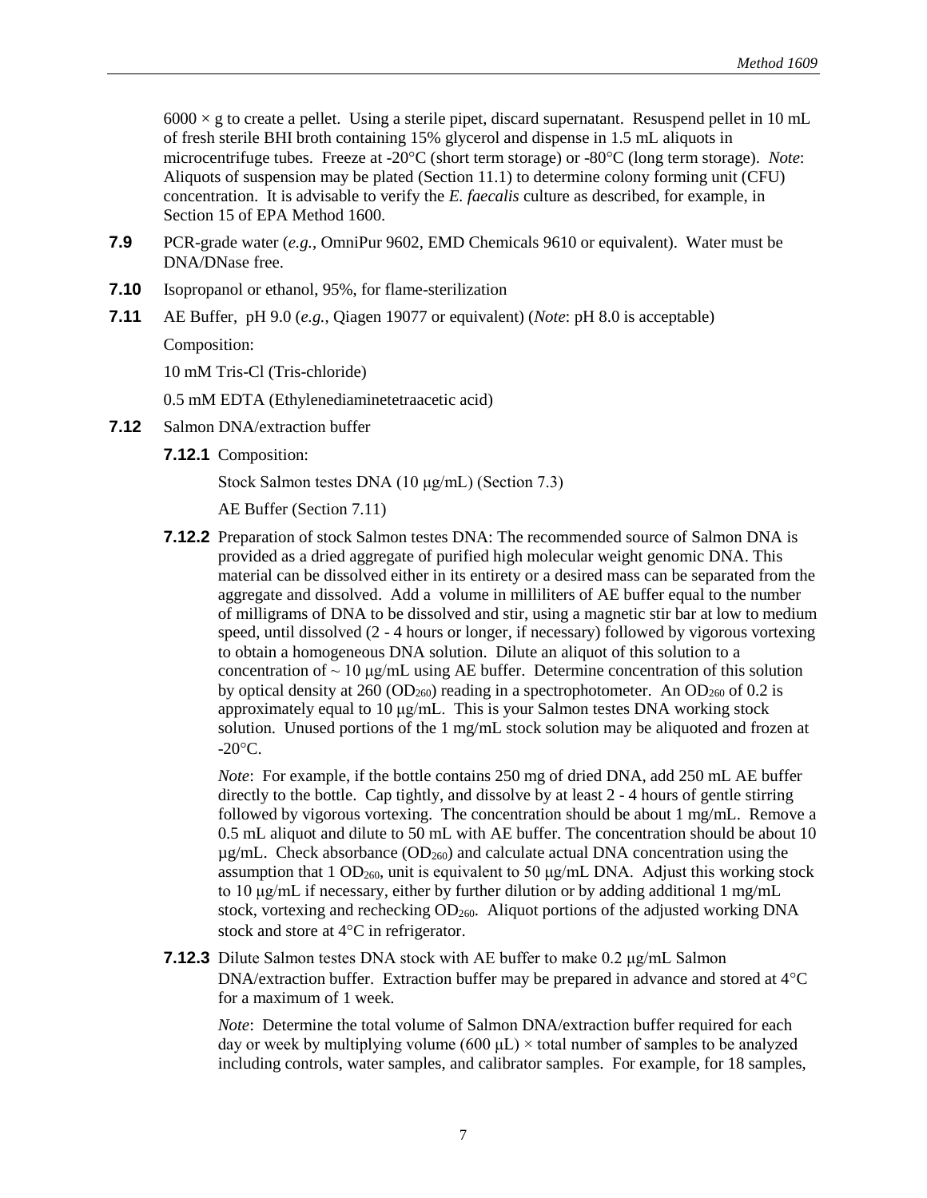6000 × g to create a pellet. Using a sterile pipet, discard supernatant. Resuspend pellet in 10 mL of fresh sterile BHI broth containing 15% glycerol and dispense in 1.5 mL aliquots in microcentrifuge tubes. Freeze at -20°C (short term storage) or -80°C (long term storage). *Note*: Aliquots of suspension may be plated (Section 11.1) to determine colony forming unit (CFU) concentration. It is advisable to verify the *E. faecalis* culture as described, for example, in Section 15 of EPA Method 1600.

**7.9** PCR-grade water (*e.g.*, OmniPur 9602, EMD Chemicals 9610 or equivalent). Water must be DNA/DNase free.

**7.10** Isopropanol or ethanol, 95%, for flame-sterilization

**7.11** AE Buffer, pH 9.0 (*e.g.*, Qiagen 19077 or equivalent) (*Note*: pH 8.0 is acceptable)

Composition:

10 mM Tris-Cl (Tris-chloride)

0.5 mM EDTA (Ethylenediaminetetraacetic acid)

**7.12** Salmon DNA/extraction buffer

**7.12.1** Composition:

Stock Salmon testes DNA (10 μg/mL) (Section 7.3)

AE Buffer (Section 7.11)

**7.12.2** Preparation of stock Salmon testes DNA: The recommended source of Salmon DNA is provided as a dried aggregate of purified high molecular weight genomic DNA. This material can be dissolved either in its entirety or a desired mass can be separated from the aggregate and dissolved. Add a volume in milliliters of AE buffer equal to the number of milligrams of DNA to be dissolved and stir, using a magnetic stir bar at low to medium speed, until dissolved (2 - 4 hours or longer, if necessary) followed by vigorous vortexing to obtain a homogeneous DNA solution. Dilute an aliquot of this solution to a concentration of ~ 10 μg/mL using AE buffer. Determine concentration of this solution by optical density at 260 ($OD_{260}$) reading in a spectrophotometer. An $OD_{260}$ of 0.2 is approximately equal to 10 μg/mL. This is your Salmon testes DNA working stock solution. Unused portions of the 1 mg/mL stock solution may be aliquoted and frozen at -20°C.

*Note*: For example, if the bottle contains 250 mg of dried DNA, add 250 mL AE buffer directly to the bottle. Cap tightly, and dissolve by at least 2 - 4 hours of gentle stirring followed by vigorous vortexing. The concentration should be about 1 mg/mL. Remove a 0.5 mL aliquot and dilute to 50 mL with AE buffer. The concentration should be about 10 μg/mL. Check absorbance ($OD_{260}$) and calculate actual DNA concentration using the assumption that 1 $OD_{260}$, unit is equivalent to 50 μg/mL DNA. Adjust this working stock to 10 μg/mL if necessary, either by further dilution or by adding additional 1 mg/mL stock, vortexing and rechecking $OD_{260}$. Aliquot portions of the adjusted working DNA stock and store at 4°C in refrigerator.

**7.12.3** Dilute Salmon testes DNA stock with AE buffer to make 0.2 μg/mL Salmon DNA/extraction buffer. Extraction buffer may be prepared in advance and stored at 4°C for a maximum of 1 week.

*Note*: Determine the total volume of Salmon DNA/extraction buffer required for each day or week by multiplying volume (600 μL) × total number of samples to be analyzed including controls, water samples, and calibrator samples. For example, for 18 samples,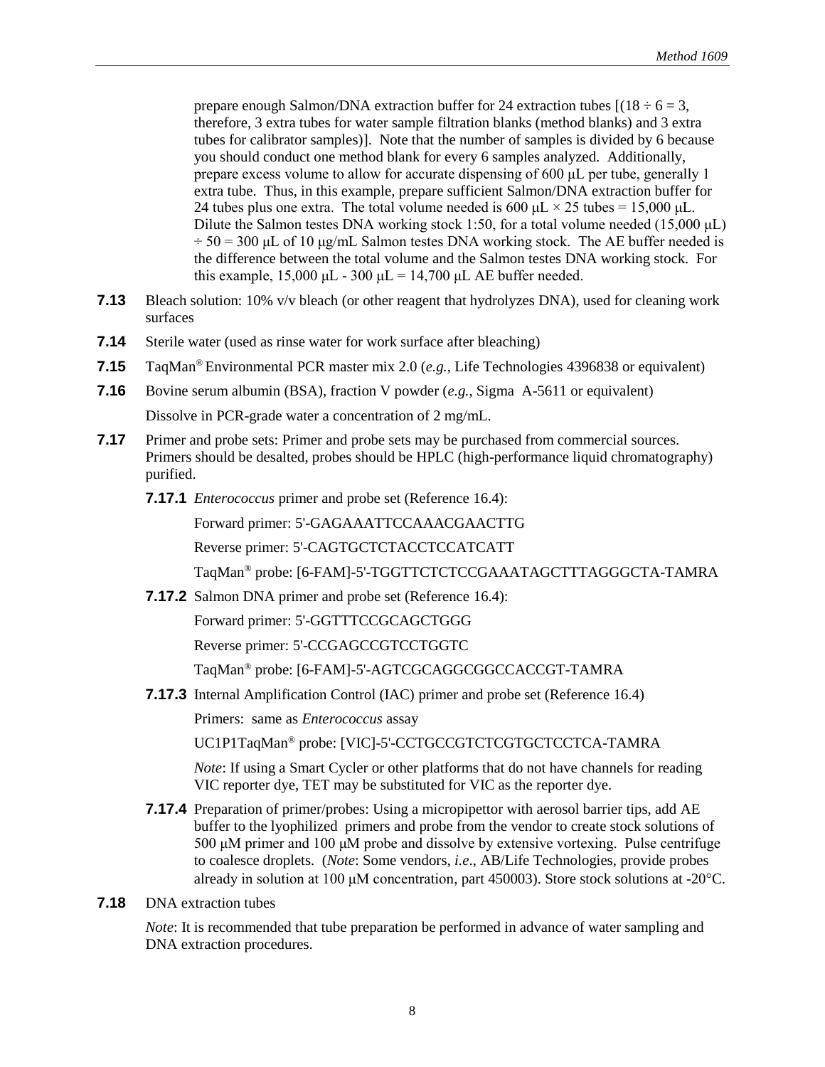prepare enough Salmon/DNA extraction buffer for 24 extraction tubes [(18 ÷ 6 = 3, therefore, 3 extra tubes for water sample filtration blanks (method blanks) and 3 extra tubes for calibrator samples)]. Note that the number of samples is divided by 6 because you should conduct one method blank for every 6 samples analyzed. Additionally, prepare excess volume to allow for accurate dispensing of 600 µL per tube, generally 1 extra tube. Thus, in this example, prepare sufficient Salmon/DNA extraction buffer for 24 tubes plus one extra. The total volume needed is 600 µL × 25 tubes = 15,000 µL. Dilute the Salmon testes DNA working stock 1:50, for a total volume needed (15,000 µL) ÷ 50 = 300 µL of 10 µg/mL Salmon testes DNA working stock. The AE buffer needed is the difference between the total volume and the Salmon testes DNA working stock. For this example, 15,000 µL - 300 µL = 14,700 µL AE buffer needed.

**7.13** Bleach solution: 10% v/v bleach (or other reagent that hydrolyzes DNA), used for cleaning work surfaces

**7.14** Sterile water (used as rinse water for work surface after bleaching)

**7.15** TaqMan® Environmental PCR master mix 2.0 (*e.g.*, Life Technologies 4396838 or equivalent)

**7.16** Bovine serum albumin (BSA), fraction V powder (*e.g.*, Sigma A-5611 or equivalent)

Dissolve in PCR-grade water a concentration of 2 mg/mL.

**7.17** Primer and probe sets: Primer and probe sets may be purchased from commercial sources. Primers should be desalted, probes should be HPLC (high-performance liquid chromatography) purified.

**7.17.1** *Enterococcus* primer and probe set (Reference 16.4):

Forward primer: 5'-GAGAAATTCCAAACGAACTTG

Reverse primer: 5'-CAGTGCTCTACCTCCATCATT

TaqMan® probe: [6-FAM]-5'-TGGTTCTCTCCGAAATAGCTTTAGGGCTA-TAMRA

**7.17.2** Salmon DNA primer and probe set (Reference 16.4):

Forward primer: 5'-GGTTTCCGCAGCTGGG

Reverse primer: 5'-CCGAGCCGTCCTGGTC

TaqMan® probe: [6-FAM]-5'-AGTCGCAGGCGGCCACCGT-TAMRA

**7.17.3** Internal Amplification Control (IAC) primer and probe set (Reference 16.4)

Primers: same as *Enterococcus* assay

UC1P1TaqMan® probe: [VIC]-5'-CCTGCCGTCTCGTGCTCCTCA-TAMRA

*Note*: If using a Smart Cycler or other platforms that do not have channels for reading VIC reporter dye, TET may be substituted for VIC as the reporter dye.

**7.17.4** Preparation of primer/probes: Using a micropipettor with aerosol barrier tips, add AE buffer to the lyophilized primers and probe from the vendor to create stock solutions of 500 µM primer and 100 µM probe and dissolve by extensive vortexing. Pulse centrifuge to coalesce droplets. (*Note*: Some vendors, *i.e.*, AB/Life Technologies, provide probes already in solution at 100 µM concentration, part 450003). Store stock solutions at -20°C.

**7.18** DNA extraction tubes

*Note*: It is recommended that tube preparation be performed in advance of water sampling and DNA extraction procedures.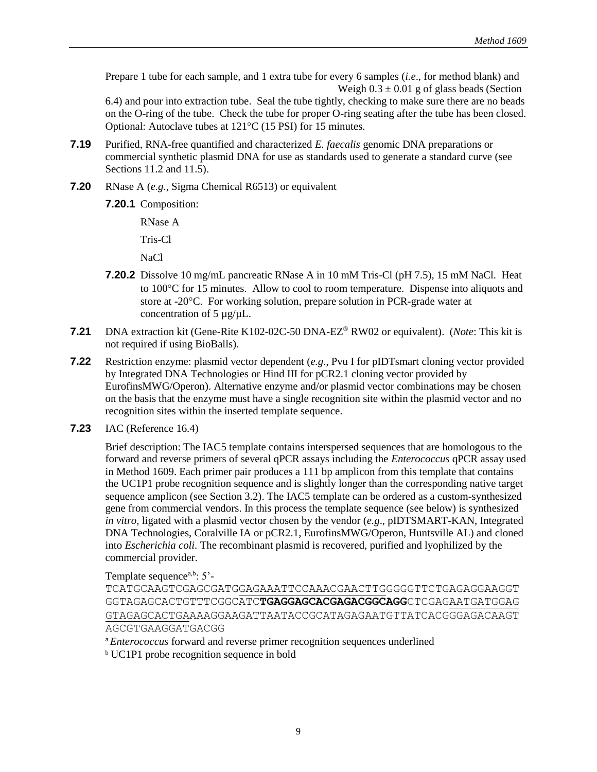Prepare 1 tube for each sample, and 1 extra tube for every 6 samples (*i.e*., for method blank) and Weigh 0.3 ± 0.01 g of glass beads (Section 6.4) and pour into extraction tube. Seal the tube tightly, checking to make sure there are no beads on the O-ring of the tube. Check the tube for proper O-ring seating after the tube has been closed. Optional: Autoclave tubes at 121°C (15 PSI) for 15 minutes.

**7.19** Purified, RNA-free quantified and characterized *E. faecalis* genomic DNA preparations or commercial synthetic plasmid DNA for use as standards used to generate a standard curve (see Sections 11.2 and 11.5).

**7.20** RNase A (*e.g.*, Sigma Chemical R6513) or equivalent

**7.20.1** Composition:

RNase A

Tris-Cl

NaCl

**7.20.2** Dissolve 10 mg/mL pancreatic RNase A in 10 mM Tris-Cl (pH 7.5), 15 mM NaCl. Heat to 100°C for 15 minutes. Allow to cool to room temperature. Dispense into aliquots and store at -20°C. For working solution, prepare solution in PCR-grade water at concentration of 5 µg/µL.

**7.21** DNA extraction kit (Gene-Rite K102-02C-50 DNA-EZ® RW02 or equivalent). (*Note*: This kit is not required if using BioBalls).

**7.22** Restriction enzyme: plasmid vector dependent (*e.g*., Pvu I for pIDTsmart cloning vector provided by Integrated DNA Technologies or Hind III for pCR2.1 cloning vector provided by EurofinsMWG/Operon). Alternative enzyme and/or plasmid vector combinations may be chosen on the basis that the enzyme must have a single recognition site within the plasmid vector and no recognition sites within the inserted template sequence.

**7.23** IAC (Reference 16.4)

Brief description: The IAC5 template contains interspersed sequences that are homologous to the forward and reverse primers of several qPCR assays including the *Enterococcus* qPCR assay used in Method 1609. Each primer pair produces a 111 bp amplicon from this template that contains the UC1P1 probe recognition sequence and is slightly longer than the corresponding native target sequence amplicon (see Section 3.2). The IAC5 template can be ordered as a custom-synthesized gene from commercial vendors. In this process the template sequence (see below) is synthesized *in vitro*, ligated with a plasmid vector chosen by the vendor (*e.g*., pIDTSMART-KAN, Integrated DNA Technologies, Coralville IA or pCR2.1, EurofinsMWG/Operon, Huntsville AL) and cloned into *Escherichia coli*. The recombinant plasmid is recovered, purified and lyophilized by the commercial provider.

Template sequence[a,b]: 5'-
TCATGCAAGTCGAGCGATG<u>GAGAAATTCCAAACGAACTTG</u>GGGGGTTCTGAGAGGAAGGT
GGTAGAGCACTGTTTCGGCATC**TGAGGAGCACGAGACGGCAGG**CTCGAG<u>AATGATGGAG</u>
<u>GTAGAGCACTGA</u>AAAGGAAGATTAATACCGCATAGAGAATGTTATCACGGGAGACAAGT
AGCGTGAAGGATGACGG

[a] *Enterococcus* forward and reverse primer recognition sequences underlined

[b] UC1P1 probe recognition sequence in bold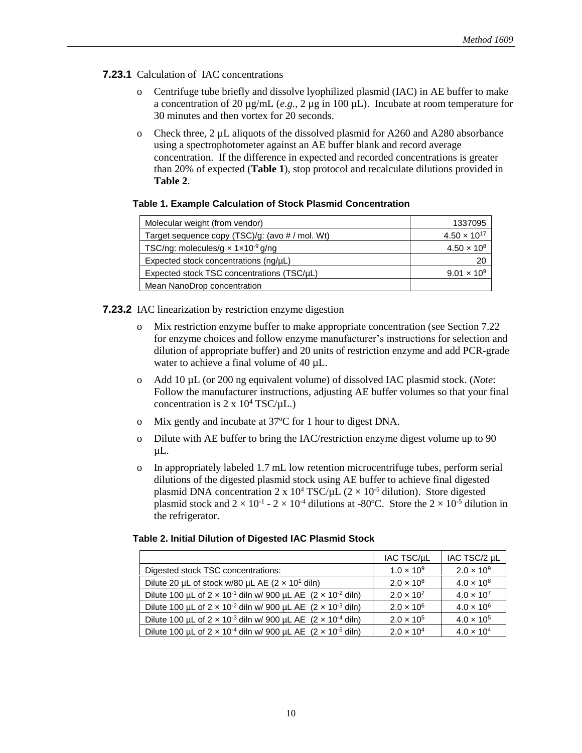**7.23.1** Calculation of IAC concentrations

- Centrifuge tube briefly and dissolve lyophilized plasmid (IAC) in AE buffer to make a concentration of 20 µg/mL (*e.g.*, 2 µg in 100 µL). Incubate at room temperature for 30 minutes and then vortex for 20 seconds.
- Check three, 2 µL aliquots of the dissolved plasmid for A260 and A280 absorbance using a spectrophotometer against an AE buffer blank and record average concentration. If the difference in expected and recorded concentrations is greater than 20% of expected (**Table 1**), stop protocol and recalculate dilutions provided in **Table 2**.

**Table 1. Example Calculation of Stock Plasmid Concentration**

| | |
|---|---:|
| Molecular weight (from vendor) | 1337095 |
| Target sequence copy (TSC)/g: (avo # / mol. Wt) | $4.50 \times 10^{17}$ |
| TSC/ng: molecules/g × $1{\times}10^{-9}$ g/ng | $4.50 \times 10^{8}$ |
| Expected stock concentrations (ng/µL) | 20 |
| Expected stock TSC concentrations (TSC/µL) | $9.01 \times 10^{9}$ |
| Mean NanoDrop concentration | |

**7.23.2** IAC linearization by restriction enzyme digestion

- Mix restriction enzyme buffer to make appropriate concentration (see Section 7.22 for enzyme choices and follow enzyme manufacturer's instructions for selection and dilution of appropriate buffer) and 20 units of restriction enzyme and add PCR-grade water to achieve a final volume of 40 µL.
- Add 10 µL (or 200 ng equivalent volume) of dissolved IAC plasmid stock. (*Note*: Follow the manufacturer instructions, adjusting AE buffer volumes so that your final concentration is 2 x $10^4$ TSC/µL.)
- Mix gently and incubate at 37ºC for 1 hour to digest DNA.
- Dilute with AE buffer to bring the IAC/restriction enzyme digest volume up to 90 µL.
- In appropriately labeled 1.7 mL low retention microcentrifuge tubes, perform serial dilutions of the digested plasmid stock using AE buffer to achieve final digested plasmid DNA concentration 2 x $10^4$ TSC/µL ($2 \times 10^{-5}$ dilution). Store digested plasmid stock and $2 \times 10^{-1}$ - $2 \times 10^{-4}$ dilutions at -80ºC. Store the $2 \times 10^{-5}$ dilution in the refrigerator.

**Table 2. Initial Dilution of Digested IAC Plasmid Stock**

| | IAC TSC/µL | IAC TSC/2 µL |
|---|---|---|
| Digested stock TSC concentrations: | $1.0 \times 10^{9}$ | $2.0 \times 10^{9}$ |
| Dilute 20 µL of stock w/80 µL AE ($2 \times 10^{1}$ diln) | $2.0 \times 10^{8}$ | $4.0 \times 10^{8}$ |
| Dilute 100 µL of $2 \times 10^{-1}$ diln w/ 900 µL AE ($2 \times 10^{-2}$ diln) | $2.0 \times 10^{7}$ | $4.0 \times 10^{7}$ |
| Dilute 100 µL of $2 \times 10^{-2}$ diln w/ 900 µL AE ($2 \times 10^{-3}$ diln) | $2.0 \times 10^{6}$ | $4.0 \times 10^{6}$ |
| Dilute 100 µL of $2 \times 10^{-3}$ diln w/ 900 µL AE ($2 \times 10^{-4}$ diln) | $2.0 \times 10^{5}$ | $4.0 \times 10^{5}$ |
| Dilute 100 µL of $2 \times 10^{-4}$ diln w/ 900 µL AE ($2 \times 10^{-5}$ diln) | $2.0 \times 10^{4}$ | $4.0 \times 10^{4}$ |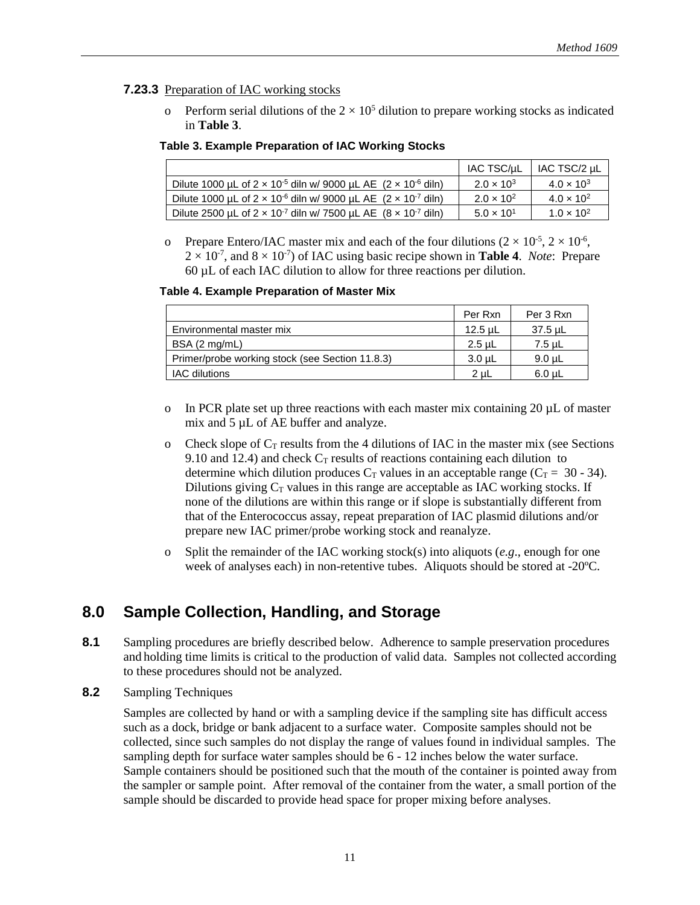**7.23.3** Preparation of IAC working stocks

- Perform serial dilutions of the $2 \times 10^5$ dilution to prepare working stocks as indicated in **Table 3**.

**Table 3. Example Preparation of IAC Working Stocks**

| | IAC TSC/µL | IAC TSC/2 µL |
|---|---|---|
| Dilute 1000 µL of $2 \times 10^{-5}$ diln w/ 9000 µL AE ($2 \times 10^{-6}$ diln) | $2.0 \times 10^3$ | $4.0 \times 10^3$ |
| Dilute 1000 µL of $2 \times 10^{-6}$ diln w/ 9000 µL AE ($2 \times 10^{-7}$ diln) | $2.0 \times 10^2$ | $4.0 \times 10^2$ |
| Dilute 2500 µL of $2 \times 10^{-7}$ diln w/ 7500 µL AE ($8 \times 10^{-7}$ diln) | $5.0 \times 10^1$ | $1.0 \times 10^2$ |

- Prepare Entero/IAC master mix and each of the four dilutions ($2 \times 10^{-5}$, $2 \times 10^{-6}$, $2 \times 10^{-7}$, and $8 \times 10^{-7}$) of IAC using basic recipe shown in **Table 4**. *Note*: Prepare 60 µL of each IAC dilution to allow for three reactions per dilution.

**Table 4. Example Preparation of Master Mix**

| | Per Rxn | Per 3 Rxn |
|---|---|---|
| Environmental master mix | 12.5 µL | 37.5 µL |
| BSA (2 mg/mL) | 2.5 µL | 7.5 µL |
| Primer/probe working stock (see Section 11.8.3) | 3.0 µL | 9.0 µL |
| IAC dilutions | 2 µL | 6.0 µL |

- In PCR plate set up three reactions with each master mix containing 20 µL of master mix and 5 µL of AE buffer and analyze.
- Check slope of $C_T$ results from the 4 dilutions of IAC in the master mix (see Sections 9.10 and 12.4) and check $C_T$ results of reactions containing each dilution to determine which dilution produces $C_T$ values in an acceptable range ($C_T$ = 30 - 34). Dilutions giving $C_T$ values in this range are acceptable as IAC working stocks. If none of the dilutions are within this range or if slope is substantially different from that of the Enterococcus assay, repeat preparation of IAC plasmid dilutions and/or prepare new IAC primer/probe working stock and reanalyze.
- Split the remainder of the IAC working stock(s) into aliquots (*e.g*., enough for one week of analyses each) in non-retentive tubes. Aliquots should be stored at -20ºC.

## 8.0 Sample Collection, Handling, and Storage

**8.1** Sampling procedures are briefly described below. Adherence to sample preservation procedures and holding time limits is critical to the production of valid data. Samples not collected according to these procedures should not be analyzed.

**8.2** Sampling Techniques

Samples are collected by hand or with a sampling device if the sampling site has difficult access such as a dock, bridge or bank adjacent to a surface water. Composite samples should not be collected, since such samples do not display the range of values found in individual samples. The sampling depth for surface water samples should be 6 - 12 inches below the water surface. Sample containers should be positioned such that the mouth of the container is pointed away from the sampler or sample point. After removal of the container from the water, a small portion of the sample should be discarded to provide head space for proper mixing before analyses.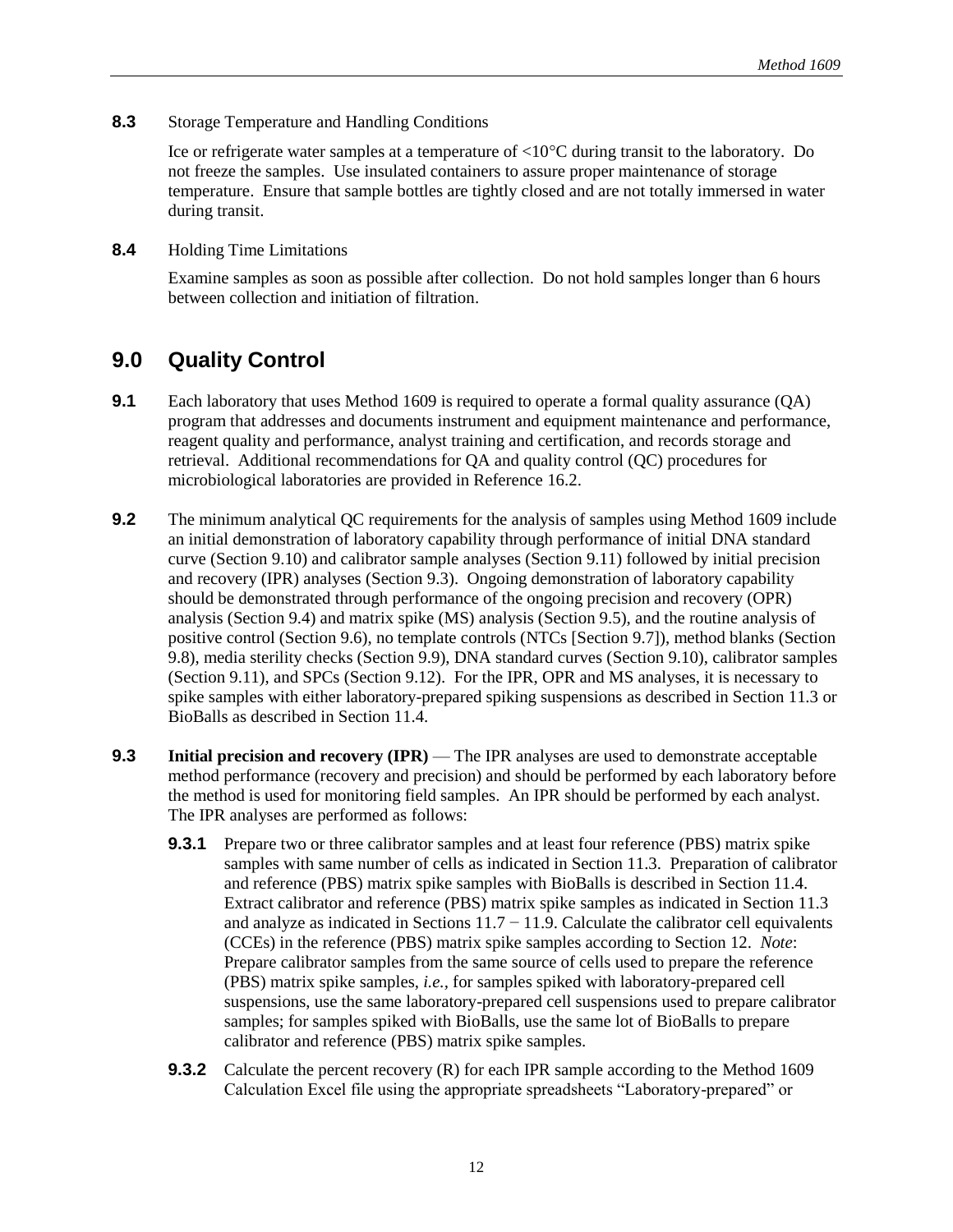**8.3** Storage Temperature and Handling Conditions

Ice or refrigerate water samples at a temperature of <10°C during transit to the laboratory. Do not freeze the samples. Use insulated containers to assure proper maintenance of storage temperature. Ensure that sample bottles are tightly closed and are not totally immersed in water during transit.

**8.4** Holding Time Limitations

Examine samples as soon as possible after collection. Do not hold samples longer than 6 hours between collection and initiation of filtration.

## 9.0 Quality Control

**9.1** Each laboratory that uses Method 1609 is required to operate a formal quality assurance (QA) program that addresses and documents instrument and equipment maintenance and performance, reagent quality and performance, analyst training and certification, and records storage and retrieval. Additional recommendations for QA and quality control (QC) procedures for microbiological laboratories are provided in Reference 16.2.

**9.2** The minimum analytical QC requirements for the analysis of samples using Method 1609 include an initial demonstration of laboratory capability through performance of initial DNA standard curve (Section 9.10) and calibrator sample analyses (Section 9.11) followed by initial precision and recovery (IPR) analyses (Section 9.3). Ongoing demonstration of laboratory capability should be demonstrated through performance of the ongoing precision and recovery (OPR) analysis (Section 9.4) and matrix spike (MS) analysis (Section 9.5), and the routine analysis of positive control (Section 9.6), no template controls (NTCs [Section 9.7]), method blanks (Section 9.8), media sterility checks (Section 9.9), DNA standard curves (Section 9.10), calibrator samples (Section 9.11), and SPCs (Section 9.12). For the IPR, OPR and MS analyses, it is necessary to spike samples with either laboratory-prepared spiking suspensions as described in Section 11.3 or BioBalls as described in Section 11.4.

**9.3** **Initial precision and recovery (IPR)** — The IPR analyses are used to demonstrate acceptable method performance (recovery and precision) and should be performed by each laboratory before the method is used for monitoring field samples. An IPR should be performed by each analyst. The IPR analyses are performed as follows:

**9.3.1** Prepare two or three calibrator samples and at least four reference (PBS) matrix spike samples with same number of cells as indicated in Section 11.3. Preparation of calibrator and reference (PBS) matrix spike samples with BioBalls is described in Section 11.4. Extract calibrator and reference (PBS) matrix spike samples as indicated in Section 11.3 and analyze as indicated in Sections 11.7 − 11.9. Calculate the calibrator cell equivalents (CCEs) in the reference (PBS) matrix spike samples according to Section 12. *Note*: Prepare calibrator samples from the same source of cells used to prepare the reference (PBS) matrix spike samples, *i.e.*, for samples spiked with laboratory-prepared cell suspensions, use the same laboratory-prepared cell suspensions used to prepare calibrator samples; for samples spiked with BioBalls, use the same lot of BioBalls to prepare calibrator and reference (PBS) matrix spike samples.

**9.3.2** Calculate the percent recovery (R) for each IPR sample according to the Method 1609 Calculation Excel file using the appropriate spreadsheets "Laboratory-prepared" or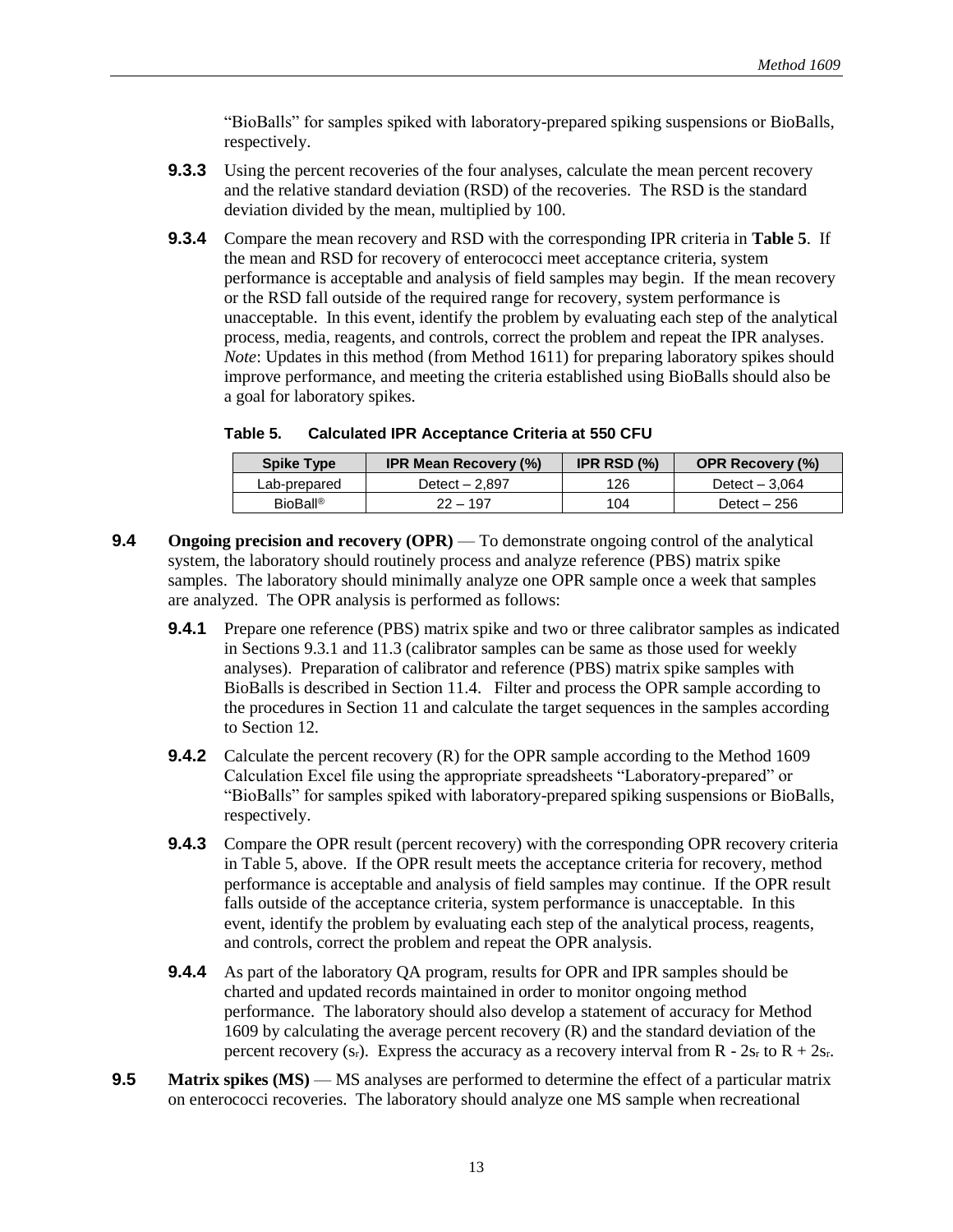"BioBalls" for samples spiked with laboratory-prepared spiking suspensions or BioBalls, respectively.

**9.3.3** Using the percent recoveries of the four analyses, calculate the mean percent recovery and the relative standard deviation (RSD) of the recoveries. The RSD is the standard deviation divided by the mean, multiplied by 100.

**9.3.4** Compare the mean recovery and RSD with the corresponding IPR criteria in **Table 5**. If the mean and RSD for recovery of enterococci meet acceptance criteria, system performance is acceptable and analysis of field samples may begin. If the mean recovery or the RSD fall outside of the required range for recovery, system performance is unacceptable. In this event, identify the problem by evaluating each step of the analytical process, media, reagents, and controls, correct the problem and repeat the IPR analyses. *Note*: Updates in this method (from Method 1611) for preparing laboratory spikes should improve performance, and meeting the criteria established using BioBalls should also be a goal for laboratory spikes.

**Table 5. Calculated IPR Acceptance Criteria at 550 CFU**

| Spike Type | IPR Mean Recovery (%) | IPR RSD (%) | OPR Recovery (%) |
|---|---|---|---|
| Lab-prepared | Detect – 2,897 | 126 | Detect – 3,064 |
| BioBall® | 22 – 197 | 104 | Detect – 256 |

**9.4 Ongoing precision and recovery (OPR)** — To demonstrate ongoing control of the analytical system, the laboratory should routinely process and analyze reference (PBS) matrix spike samples. The laboratory should minimally analyze one OPR sample once a week that samples are analyzed. The OPR analysis is performed as follows:

**9.4.1** Prepare one reference (PBS) matrix spike and two or three calibrator samples as indicated in Sections 9.3.1 and 11.3 (calibrator samples can be same as those used for weekly analyses). Preparation of calibrator and reference (PBS) matrix spike samples with BioBalls is described in Section 11.4. Filter and process the OPR sample according to the procedures in Section 11 and calculate the target sequences in the samples according to Section 12.

**9.4.2** Calculate the percent recovery (R) for the OPR sample according to the Method 1609 Calculation Excel file using the appropriate spreadsheets "Laboratory-prepared" or "BioBalls" for samples spiked with laboratory-prepared spiking suspensions or BioBalls, respectively.

**9.4.3** Compare the OPR result (percent recovery) with the corresponding OPR recovery criteria in Table 5, above. If the OPR result meets the acceptance criteria for recovery, method performance is acceptable and analysis of field samples may continue. If the OPR result falls outside of the acceptance criteria, system performance is unacceptable. In this event, identify the problem by evaluating each step of the analytical process, reagents, and controls, correct the problem and repeat the OPR analysis.

**9.4.4** As part of the laboratory QA program, results for OPR and IPR samples should be charted and updated records maintained in order to monitor ongoing method performance. The laboratory should also develop a statement of accuracy for Method 1609 by calculating the average percent recovery (R) and the standard deviation of the percent recovery ($s_r$). Express the accuracy as a recovery interval from $R - 2s_r$ to $R + 2s_r$.

**9.5 Matrix spikes (MS)** — MS analyses are performed to determine the effect of a particular matrix on enterococci recoveries. The laboratory should analyze one MS sample when recreational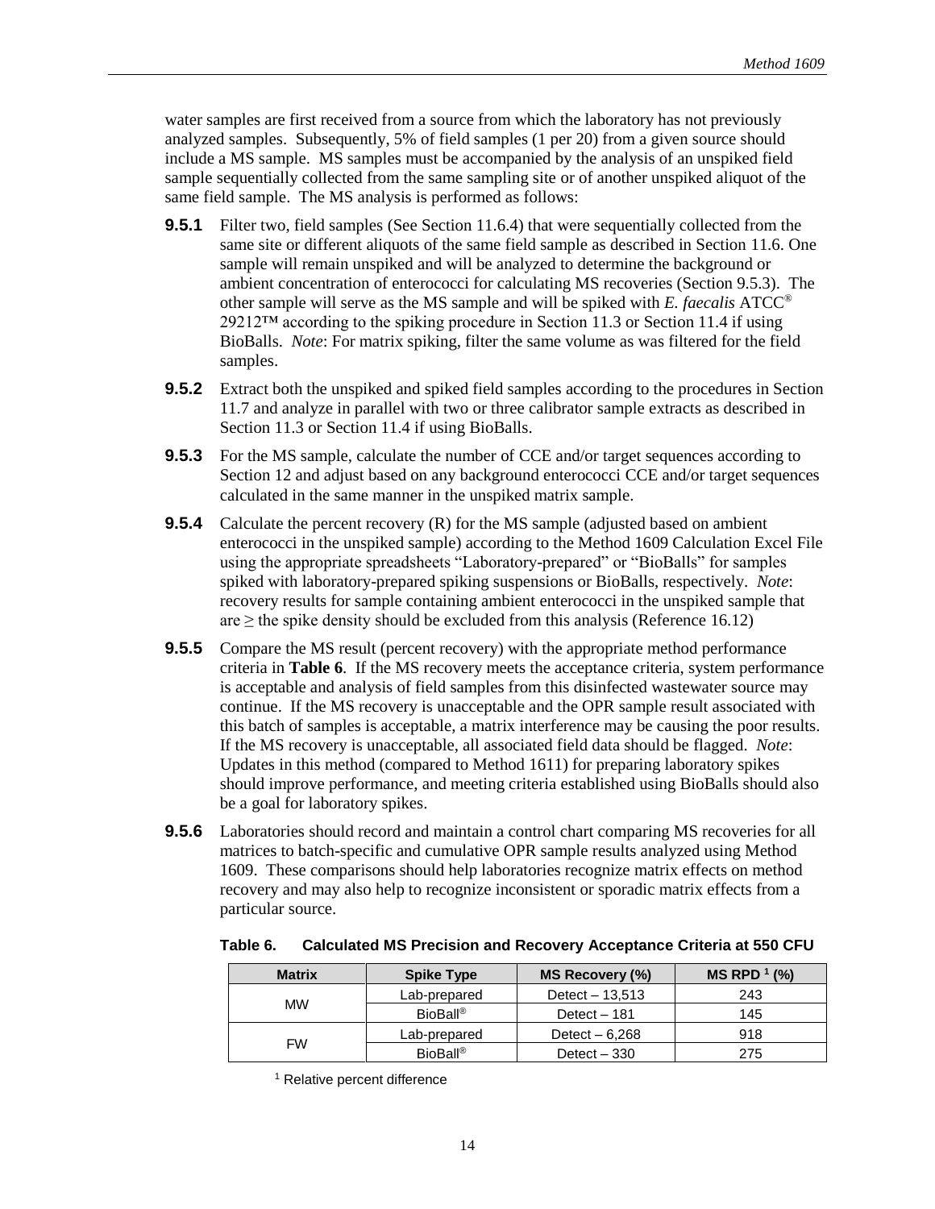water samples are first received from a source from which the laboratory has not previously analyzed samples. Subsequently, 5% of field samples (1 per 20) from a given source should include a MS sample. MS samples must be accompanied by the analysis of an unspiked field sample sequentially collected from the same sampling site or of another unspiked aliquot of the same field sample. The MS analysis is performed as follows:

**9.5.1** Filter two, field samples (See Section 11.6.4) that were sequentially collected from the same site or different aliquots of the same field sample as described in Section 11.6. One sample will remain unspiked and will be analyzed to determine the background or ambient concentration of enterococci for calculating MS recoveries (Section 9.5.3). The other sample will serve as the MS sample and will be spiked with *E. faecalis* ATCC® 29212™ according to the spiking procedure in Section 11.3 or Section 11.4 if using BioBalls. *Note*: For matrix spiking, filter the same volume as was filtered for the field samples.

**9.5.2** Extract both the unspiked and spiked field samples according to the procedures in Section 11.7 and analyze in parallel with two or three calibrator sample extracts as described in Section 11.3 or Section 11.4 if using BioBalls.

**9.5.3** For the MS sample, calculate the number of CCE and/or target sequences according to Section 12 and adjust based on any background enterococci CCE and/or target sequences calculated in the same manner in the unspiked matrix sample.

**9.5.4** Calculate the percent recovery (R) for the MS sample (adjusted based on ambient enterococci in the unspiked sample) according to the Method 1609 Calculation Excel File using the appropriate spreadsheets "Laboratory-prepared" or "BioBalls" for samples spiked with laboratory-prepared spiking suspensions or BioBalls, respectively. *Note*: recovery results for sample containing ambient enterococci in the unspiked sample that are ≥ the spike density should be excluded from this analysis (Reference 16.12)

**9.5.5** Compare the MS result (percent recovery) with the appropriate method performance criteria in **Table 6**. If the MS recovery meets the acceptance criteria, system performance is acceptable and analysis of field samples from this disinfected wastewater source may continue. If the MS recovery is unacceptable and the OPR sample result associated with this batch of samples is acceptable, a matrix interference may be causing the poor results. If the MS recovery is unacceptable, all associated field data should be flagged. *Note*: Updates in this method (compared to Method 1611) for preparing laboratory spikes should improve performance, and meeting criteria established using BioBalls should also be a goal for laboratory spikes.

**9.5.6** Laboratories should record and maintain a control chart comparing MS recoveries for all matrices to batch-specific and cumulative OPR sample results analyzed using Method 1609. These comparisons should help laboratories recognize matrix effects on method recovery and may also help to recognize inconsistent or sporadic matrix effects from a particular source.

**Table 6. Calculated MS Precision and Recovery Acceptance Criteria at 550 CFU**

| Matrix | Spike Type | MS Recovery (%) | MS RPD [1] (%) |
|---|---|---|---|
| MW | Lab-prepared | Detect – 13,513 | 243 |
| | BioBall® | Detect – 181 | 145 |
| FW | Lab-prepared | Detect – 6,268 | 918 |
| | BioBall® | Detect – 330 | 275 |

[1] Relative percent difference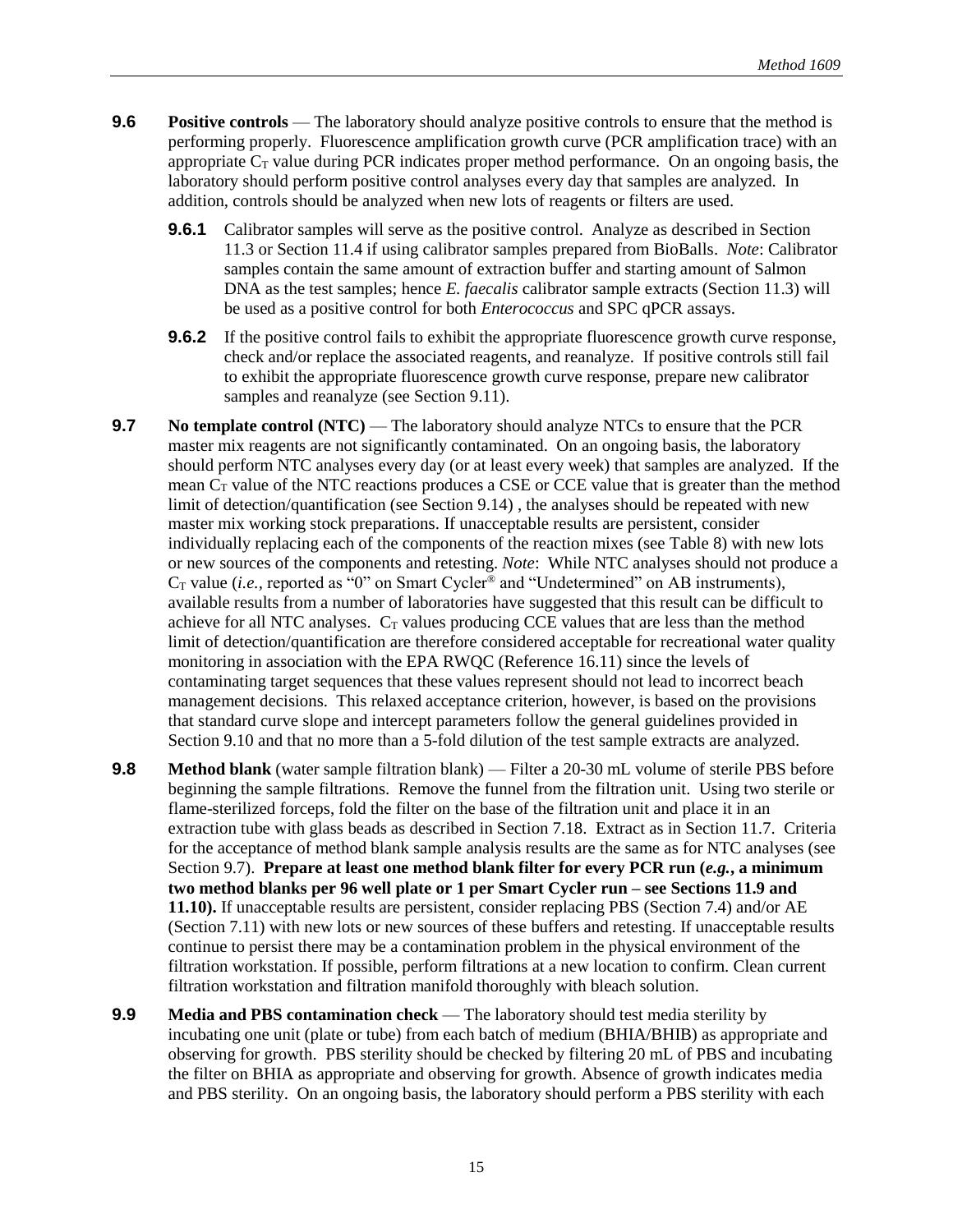**9.6** **Positive controls** — The laboratory should analyze positive controls to ensure that the method is performing properly. Fluorescence amplification growth curve (PCR amplification trace) with an appropriate $C_T$ value during PCR indicates proper method performance. On an ongoing basis, the laboratory should perform positive control analyses every day that samples are analyzed. In addition, controls should be analyzed when new lots of reagents or filters are used.

**9.6.1** Calibrator samples will serve as the positive control. Analyze as described in Section 11.3 or Section 11.4 if using calibrator samples prepared from BioBalls. *Note*: Calibrator samples contain the same amount of extraction buffer and starting amount of Salmon DNA as the test samples; hence *E. faecalis* calibrator sample extracts (Section 11.3) will be used as a positive control for both *Enterococcus* and SPC qPCR assays.

**9.6.2** If the positive control fails to exhibit the appropriate fluorescence growth curve response, check and/or replace the associated reagents, and reanalyze. If positive controls still fail to exhibit the appropriate fluorescence growth curve response, prepare new calibrator samples and reanalyze (see Section 9.11).

**9.7** **No template control (NTC)** — The laboratory should analyze NTCs to ensure that the PCR master mix reagents are not significantly contaminated. On an ongoing basis, the laboratory should perform NTC analyses every day (or at least every week) that samples are analyzed. If the mean $C_T$ value of the NTC reactions produces a CSE or CCE value that is greater than the method limit of detection/quantification (see Section 9.14) , the analyses should be repeated with new master mix working stock preparations. If unacceptable results are persistent, consider individually replacing each of the components of the reaction mixes (see Table 8) with new lots or new sources of the components and retesting. *Note*: While NTC analyses should not produce a $C_T$ value (*i.e.,* reported as "0" on Smart Cycler® and "Undetermined" on AB instruments), available results from a number of laboratories have suggested that this result can be difficult to achieve for all NTC analyses. $C_T$ values producing CCE values that are less than the method limit of detection/quantification are therefore considered acceptable for recreational water quality monitoring in association with the EPA RWQC (Reference 16.11) since the levels of contaminating target sequences that these values represent should not lead to incorrect beach management decisions. This relaxed acceptance criterion, however, is based on the provisions that standard curve slope and intercept parameters follow the general guidelines provided in Section 9.10 and that no more than a 5-fold dilution of the test sample extracts are analyzed.

**9.8** **Method blank** (water sample filtration blank) — Filter a 20-30 mL volume of sterile PBS before beginning the sample filtrations. Remove the funnel from the filtration unit. Using two sterile or flame-sterilized forceps, fold the filter on the base of the filtration unit and place it in an extraction tube with glass beads as described in Section 7.18. Extract as in Section 11.7. Criteria for the acceptance of method blank sample analysis results are the same as for NTC analyses (see Section 9.7). **Prepare at least one method blank filter for every PCR run (*e.g.*, a minimum two method blanks per 96 well plate or 1 per Smart Cycler run – see Sections 11.9 and 11.10).** If unacceptable results are persistent, consider replacing PBS (Section 7.4) and/or AE (Section 7.11) with new lots or new sources of these buffers and retesting. If unacceptable results continue to persist there may be a contamination problem in the physical environment of the filtration workstation. If possible, perform filtrations at a new location to confirm. Clean current filtration workstation and filtration manifold thoroughly with bleach solution.

**9.9** **Media and PBS contamination check** — The laboratory should test media sterility by incubating one unit (plate or tube) from each batch of medium (BHIA/BHIB) as appropriate and observing for growth. PBS sterility should be checked by filtering 20 mL of PBS and incubating the filter on BHIA as appropriate and observing for growth. Absence of growth indicates media and PBS sterility. On an ongoing basis, the laboratory should perform a PBS sterility with each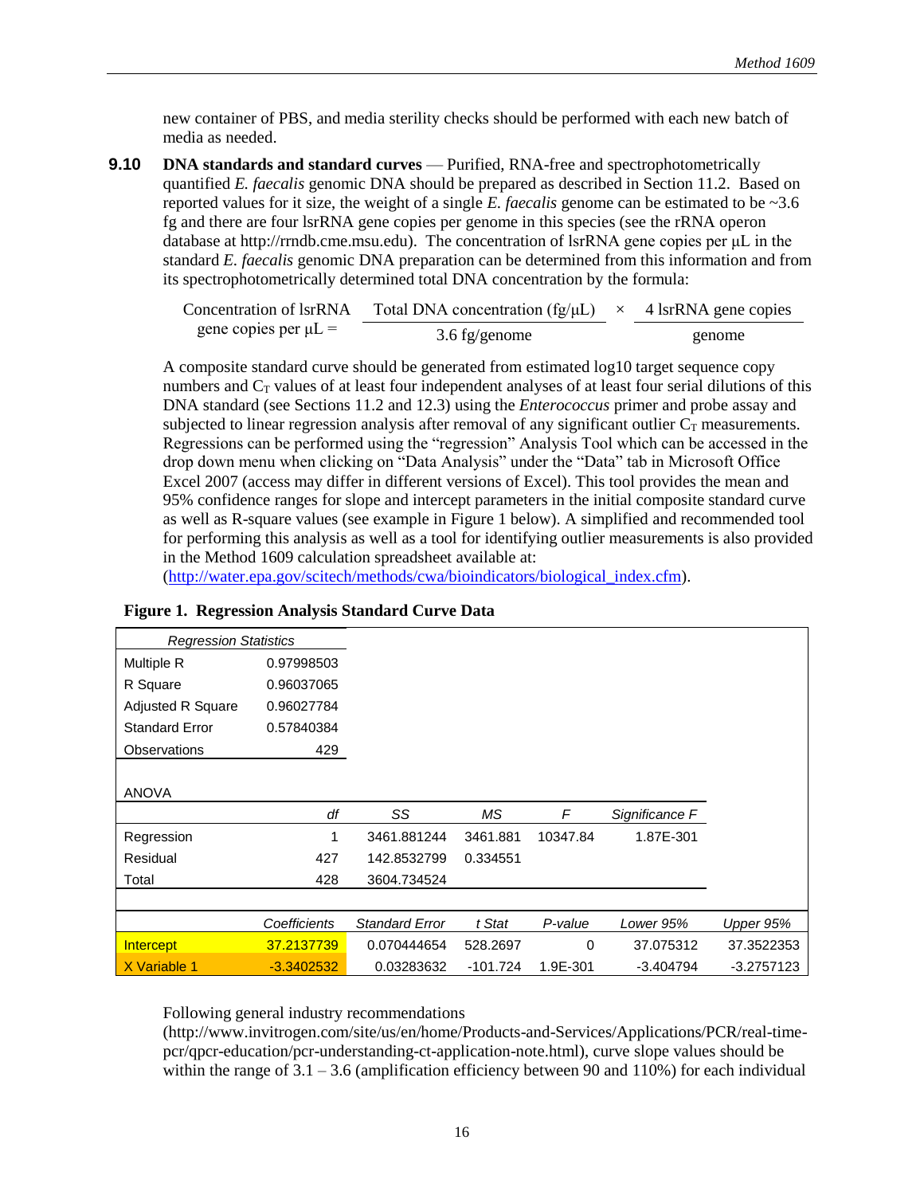new container of PBS, and media sterility checks should be performed with each new batch of media as needed.

**9.10 DNA standards and standard curves** — Purified, RNA-free and spectrophotometrically quantified *E. faecalis* genomic DNA should be prepared as described in Section 11.2. Based on reported values for it size, the weight of a single *E. faecalis* genome can be estimated to be ~3.6 fg and there are four lsrRNA gene copies per genome in this species (see the rRNA operon database at http://rrndb.cme.msu.edu). The concentration of lsrRNA gene copies per µL in the standard *E. faecalis* genomic DNA preparation can be determined from this information and from its spectrophotometrically determined total DNA concentration by the formula:

$$\text{Concentration of lsrRNA gene copies per } \mu\text{L} = \frac{\text{Total DNA concentration (fg/}\mu\text{L)}}{\text{3.6 fg/genome}} \times \frac{\text{4 lsrRNA gene copies}}{\text{genome}}$$

A composite standard curve should be generated from estimated log10 target sequence copy numbers and $C_T$ values of at least four independent analyses of at least four serial dilutions of this DNA standard (see Sections 11.2 and 12.3) using the *Enterococcus* primer and probe assay and subjected to linear regression analysis after removal of any significant outlier $C_T$ measurements. Regressions can be performed using the "regression" Analysis Tool which can be accessed in the drop down menu when clicking on "Data Analysis" under the "Data" tab in Microsoft Office Excel 2007 (access may differ in different versions of Excel). This tool provides the mean and 95% confidence ranges for slope and intercept parameters in the initial composite standard curve as well as R-square values (see example in Figure 1 below). A simplified and recommended tool for performing this analysis as well as a tool for identifying outlier measurements is also provided in the Method 1609 calculation spreadsheet available at: (http://water.epa.gov/scitech/methods/cwa/bioindicators/biological_index.cfm).

**Figure 1. Regression Analysis Standard Curve Data**

| *Regression Statistics* | |
|---|---|
| Multiple R | 0.97998503 |
| R Square | 0.96037065 |
| Adjusted R Square | 0.96027784 |
| Standard Error | 0.57840384 |
| Observations | 429 |

ANOVA

| | *df* | *SS* | *MS* | *F* | *Significance F* |
|---|---|---|---|---|---|
| Regression | 1 | 3461.881244 | 3461.881 | 10347.84 | 1.87E-301 |
| Residual | 427 | 142.8532799 | 0.334551 | | |
| Total | 428 | 3604.734524 | | | |

| | *Coefficients* | *Standard Error* | *t Stat* | *P-value* | *Lower 95%* | *Upper 95%* |
|---|---|---|---|---|---|---|
| Intercept | 37.2137739 | 0.070444654 | 528.2697 | 0 | 37.075312 | 37.3522353 |
| X Variable 1 | -3.3402532 | 0.03283632 | -101.724 | 1.9E-301 | -3.404794 | -3.2757123 |

Following general industry recommendations (http://www.invitrogen.com/site/us/en/home/Products-and-Services/Applications/PCR/real-time-pcr/qpcr-education/pcr-understanding-ct-application-note.html), curve slope values should be within the range of 3.1 – 3.6 (amplification efficiency between 90 and 110%) for each individual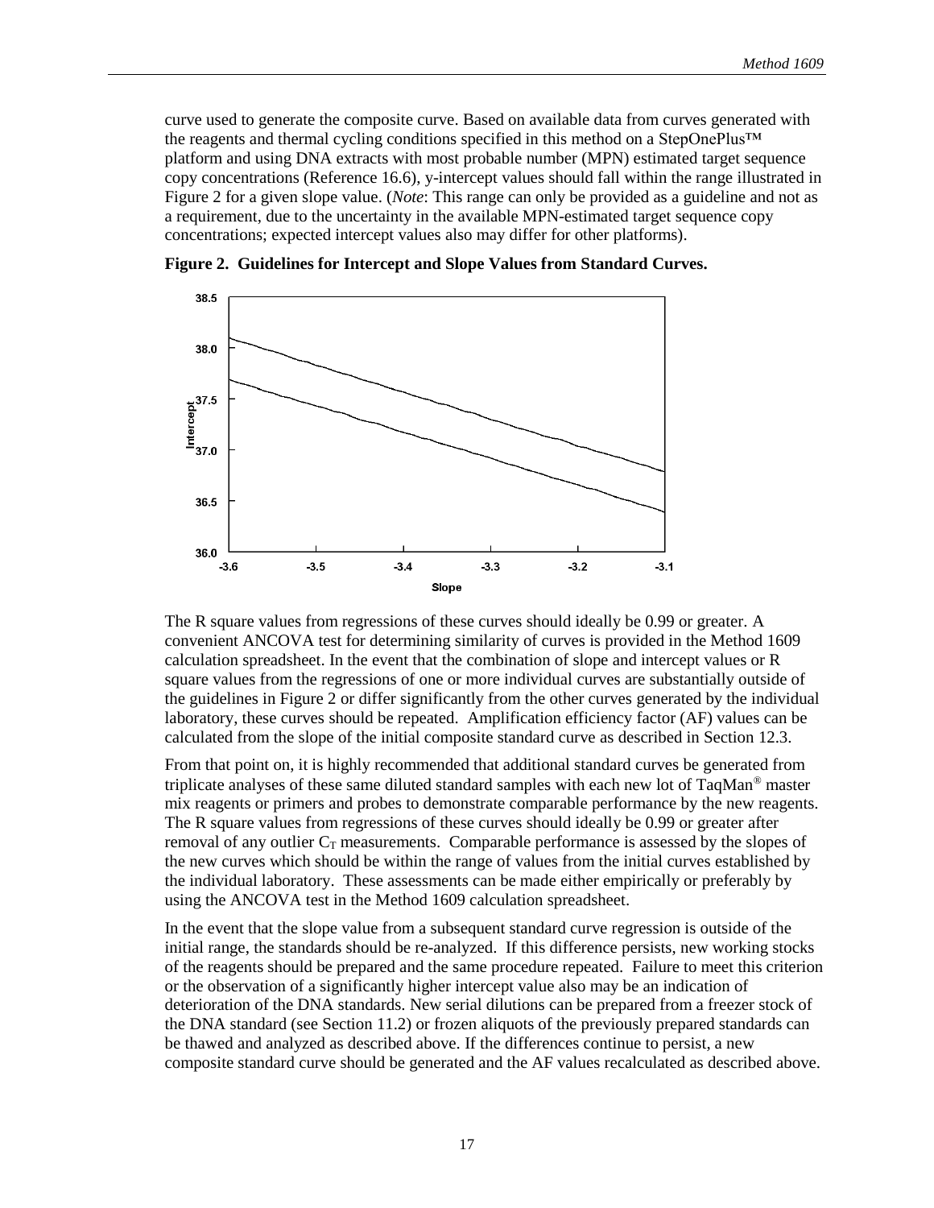curve used to generate the composite curve. Based on available data from curves generated with the reagents and thermal cycling conditions specified in this method on a StepOnePlus™ platform and using DNA extracts with most probable number (MPN) estimated target sequence copy concentrations (Reference 16.6), y-intercept values should fall within the range illustrated in Figure 2 for a given slope value. (*Note*: This range can only be provided as a guideline and not as a requirement, due to the uncertainty in the available MPN-estimated target sequence copy concentrations; expected intercept values also may differ for other platforms).

**Figure 2. Guidelines for Intercept and Slope Values from Standard Curves.**

The R square values from regressions of these curves should ideally be 0.99 or greater. A convenient ANCOVA test for determining similarity of curves is provided in the Method 1609 calculation spreadsheet. In the event that the combination of slope and intercept values or R square values from the regressions of one or more individual curves are substantially outside of the guidelines in Figure 2 or differ significantly from the other curves generated by the individual laboratory, these curves should be repeated. Amplification efficiency factor (AF) values can be calculated from the slope of the initial composite standard curve as described in Section 12.3.

From that point on, it is highly recommended that additional standard curves be generated from triplicate analyses of these same diluted standard samples with each new lot of TaqMan® master mix reagents or primers and probes to demonstrate comparable performance by the new reagents. The R square values from regressions of these curves should ideally be 0.99 or greater after removal of any outlier $C_T$ measurements. Comparable performance is assessed by the slopes of the new curves which should be within the range of values from the initial curves established by the individual laboratory. These assessments can be made either empirically or preferably by using the ANCOVA test in the Method 1609 calculation spreadsheet.

In the event that the slope value from a subsequent standard curve regression is outside of the initial range, the standards should be re-analyzed. If this difference persists, new working stocks of the reagents should be prepared and the same procedure repeated. Failure to meet this criterion or the observation of a significantly higher intercept value also may be an indication of deterioration of the DNA standards. New serial dilutions can be prepared from a freezer stock of the DNA standard (see Section 11.2) or frozen aliquots of the previously prepared standards can be thawed and analyzed as described above. If the differences continue to persist, a new composite standard curve should be generated and the AF values recalculated as described above.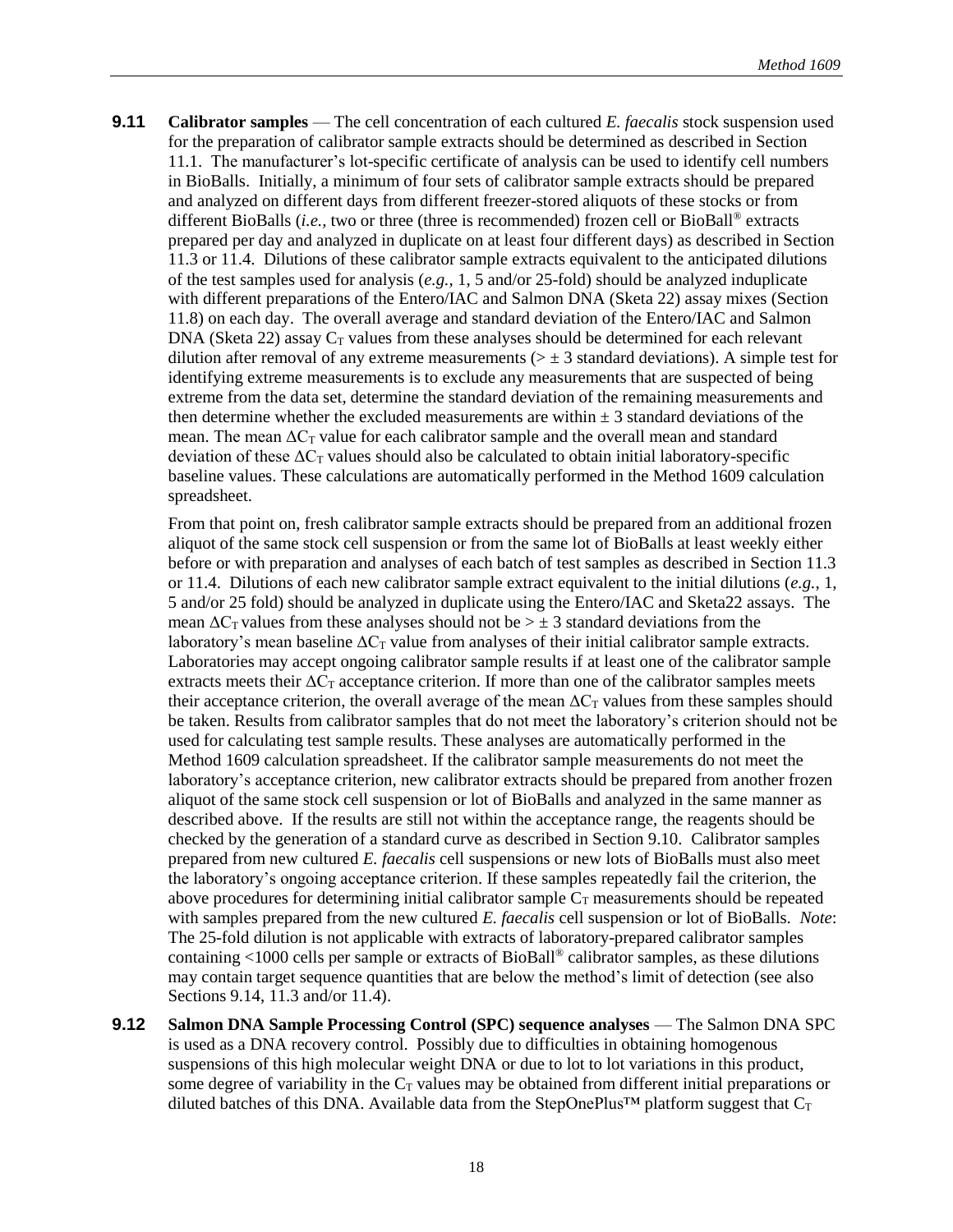**9.11** **Calibrator samples** — The cell concentration of each cultured *E. faecalis* stock suspension used for the preparation of calibrator sample extracts should be determined as described in Section 11.1. The manufacturer's lot-specific certificate of analysis can be used to identify cell numbers in BioBalls. Initially, a minimum of four sets of calibrator sample extracts should be prepared and analyzed on different days from different freezer-stored aliquots of these stocks or from different BioBalls (*i.e.,* two or three (three is recommended) frozen cell or BioBall® extracts prepared per day and analyzed in duplicate on at least four different days) as described in Section 11.3 or 11.4. Dilutions of these calibrator sample extracts equivalent to the anticipated dilutions of the test samples used for analysis (*e.g.,* 1, 5 and/or 25-fold) should be analyzed induplicate with different preparations of the Entero/IAC and Salmon DNA (Sketa 22) assay mixes (Section 11.8) on each day. The overall average and standard deviation of the Entero/IAC and Salmon DNA (Sketa 22) assay $C_T$ values from these analyses should be determined for each relevant dilution after removal of any extreme measurements ($> \pm 3$ standard deviations). A simple test for identifying extreme measurements is to exclude any measurements that are suspected of being extreme from the data set, determine the standard deviation of the remaining measurements and then determine whether the excluded measurements are within $\pm$ 3 standard deviations of the mean. The mean $\Delta C_T$ value for each calibrator sample and the overall mean and standard deviation of these $\Delta C_T$ values should also be calculated to obtain initial laboratory-specific baseline values. These calculations are automatically performed in the Method 1609 calculation spreadsheet.

From that point on, fresh calibrator sample extracts should be prepared from an additional frozen aliquot of the same stock cell suspension or from the same lot of BioBalls at least weekly either before or with preparation and analyses of each batch of test samples as described in Section 11.3 or 11.4. Dilutions of each new calibrator sample extract equivalent to the initial dilutions (*e.g.,* 1, 5 and/or 25 fold) should be analyzed in duplicate using the Entero/IAC and Sketa22 assays. The mean $\Delta C_T$ values from these analyses should not be $> \pm$ 3 standard deviations from the laboratory's mean baseline $\Delta C_T$ value from analyses of their initial calibrator sample extracts. Laboratories may accept ongoing calibrator sample results if at least one of the calibrator sample extracts meets their $\Delta C_T$ acceptance criterion. If more than one of the calibrator samples meets their acceptance criterion, the overall average of the mean $\Delta C_T$ values from these samples should be taken. Results from calibrator samples that do not meet the laboratory's criterion should not be used for calculating test sample results. These analyses are automatically performed in the Method 1609 calculation spreadsheet. If the calibrator sample measurements do not meet the laboratory's acceptance criterion, new calibrator extracts should be prepared from another frozen aliquot of the same stock cell suspension or lot of BioBalls and analyzed in the same manner as described above. If the results are still not within the acceptance range, the reagents should be checked by the generation of a standard curve as described in Section 9.10. Calibrator samples prepared from new cultured *E. faecalis* cell suspensions or new lots of BioBalls must also meet the laboratory's ongoing acceptance criterion. If these samples repeatedly fail the criterion, the above procedures for determining initial calibrator sample $C_T$ measurements should be repeated with samples prepared from the new cultured *E. faecalis* cell suspension or lot of BioBalls. *Note*: The 25-fold dilution is not applicable with extracts of laboratory-prepared calibrator samples containing <1000 cells per sample or extracts of BioBall® calibrator samples, as these dilutions may contain target sequence quantities that are below the method's limit of detection (see also Sections 9.14, 11.3 and/or 11.4).

**9.12** **Salmon DNA Sample Processing Control (SPC) sequence analyses** — The Salmon DNA SPC is used as a DNA recovery control. Possibly due to difficulties in obtaining homogenous suspensions of this high molecular weight DNA or due to lot to lot variations in this product, some degree of variability in the $C_T$ values may be obtained from different initial preparations or diluted batches of this DNA. Available data from the StepOnePlus™ platform suggest that $C_T$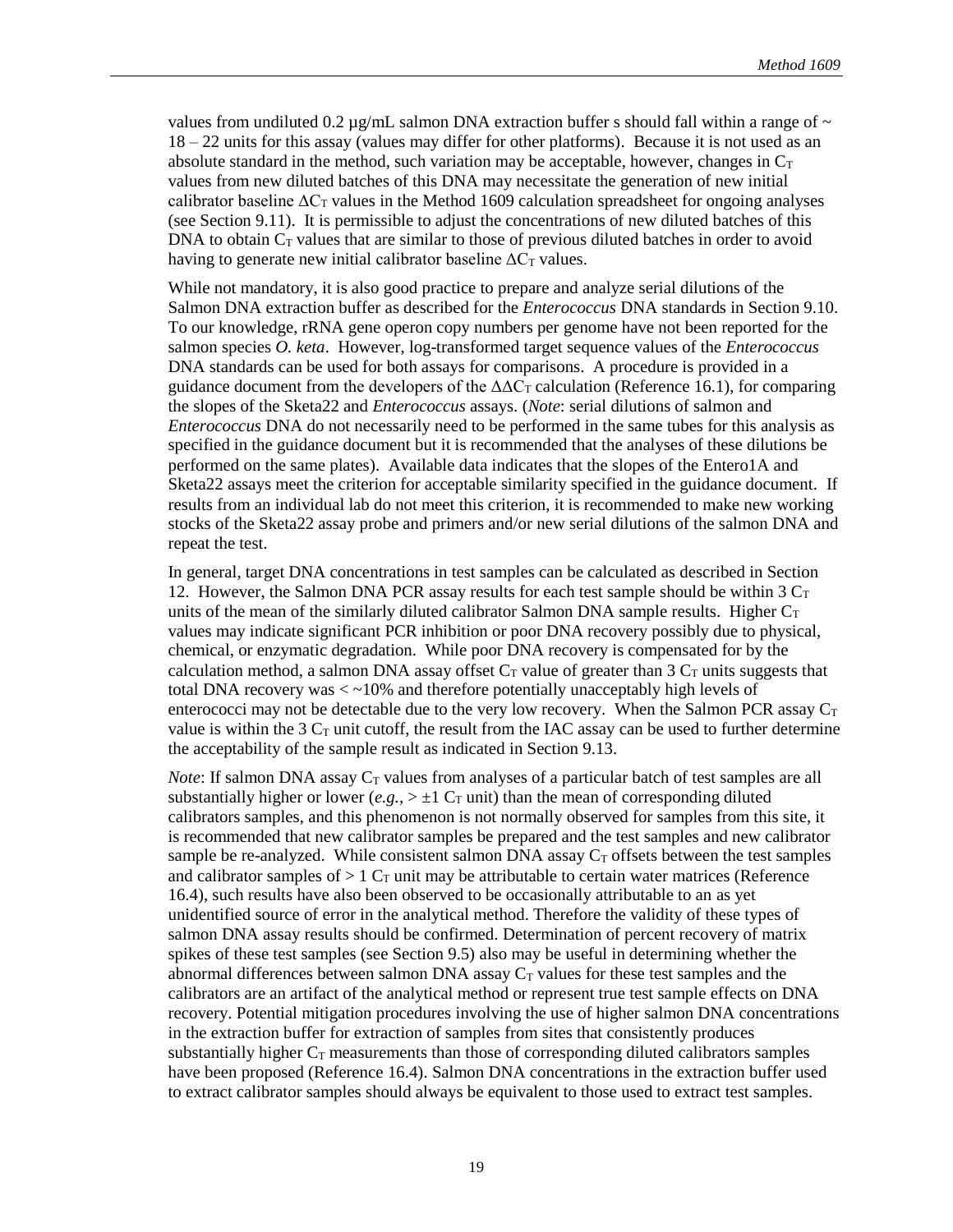values from undiluted 0.2 µg/mL salmon DNA extraction buffer s should fall within a range of ~ 18 – 22 units for this assay (values may differ for other platforms). Because it is not used as an absolute standard in the method, such variation may be acceptable, however, changes in $C_T$ values from new diluted batches of this DNA may necessitate the generation of new initial calibrator baseline $\Delta C_T$ values in the Method 1609 calculation spreadsheet for ongoing analyses (see Section 9.11). It is permissible to adjust the concentrations of new diluted batches of this DNA to obtain $C_T$ values that are similar to those of previous diluted batches in order to avoid having to generate new initial calibrator baseline $\Delta C_T$ values.

While not mandatory, it is also good practice to prepare and analyze serial dilutions of the Salmon DNA extraction buffer as described for the *Enterococcus* DNA standards in Section 9.10. To our knowledge, rRNA gene operon copy numbers per genome have not been reported for the salmon species *O. keta*. However, log-transformed target sequence values of the *Enterococcus* DNA standards can be used for both assays for comparisons. A procedure is provided in a guidance document from the developers of the $\Delta\Delta C_T$ calculation (Reference 16.1), for comparing the slopes of the Sketa22 and *Enterococcus* assays. (*Note*: serial dilutions of salmon and *Enterococcus* DNA do not necessarily need to be performed in the same tubes for this analysis as specified in the guidance document but it is recommended that the analyses of these dilutions be performed on the same plates). Available data indicates that the slopes of the Entero1A and Sketa22 assays meet the criterion for acceptable similarity specified in the guidance document. If results from an individual lab do not meet this criterion, it is recommended to make new working stocks of the Sketa22 assay probe and primers and/or new serial dilutions of the salmon DNA and repeat the test.

In general, target DNA concentrations in test samples can be calculated as described in Section 12. However, the Salmon DNA PCR assay results for each test sample should be within 3 $C_T$ units of the mean of the similarly diluted calibrator Salmon DNA sample results. Higher $C_T$ values may indicate significant PCR inhibition or poor DNA recovery possibly due to physical, chemical, or enzymatic degradation. While poor DNA recovery is compensated for by the calculation method, a salmon DNA assay offset $C_T$ value of greater than 3 $C_T$ units suggests that total DNA recovery was < ~10% and therefore potentially unacceptably high levels of enterococci may not be detectable due to the very low recovery. When the Salmon PCR assay $C_T$ value is within the 3 $C_T$ unit cutoff, the result from the IAC assay can be used to further determine the acceptability of the sample result as indicated in Section 9.13.

*Note*: If salmon DNA assay $C_T$ values from analyses of a particular batch of test samples are all substantially higher or lower (*e.g.*, > ±1 $C_T$ unit) than the mean of corresponding diluted calibrators samples, and this phenomenon is not normally observed for samples from this site, it is recommended that new calibrator samples be prepared and the test samples and new calibrator sample be re-analyzed. While consistent salmon DNA assay $C_T$ offsets between the test samples and calibrator samples of > 1 $C_T$ unit may be attributable to certain water matrices (Reference 16.4), such results have also been observed to be occasionally attributable to an as yet unidentified source of error in the analytical method. Therefore the validity of these types of salmon DNA assay results should be confirmed. Determination of percent recovery of matrix spikes of these test samples (see Section 9.5) also may be useful in determining whether the abnormal differences between salmon DNA assay $C_T$ values for these test samples and the calibrators are an artifact of the analytical method or represent true test sample effects on DNA recovery. Potential mitigation procedures involving the use of higher salmon DNA concentrations in the extraction buffer for extraction of samples from sites that consistently produces substantially higher $C_T$ measurements than those of corresponding diluted calibrators samples have been proposed (Reference 16.4). Salmon DNA concentrations in the extraction buffer used to extract calibrator samples should always be equivalent to those used to extract test samples.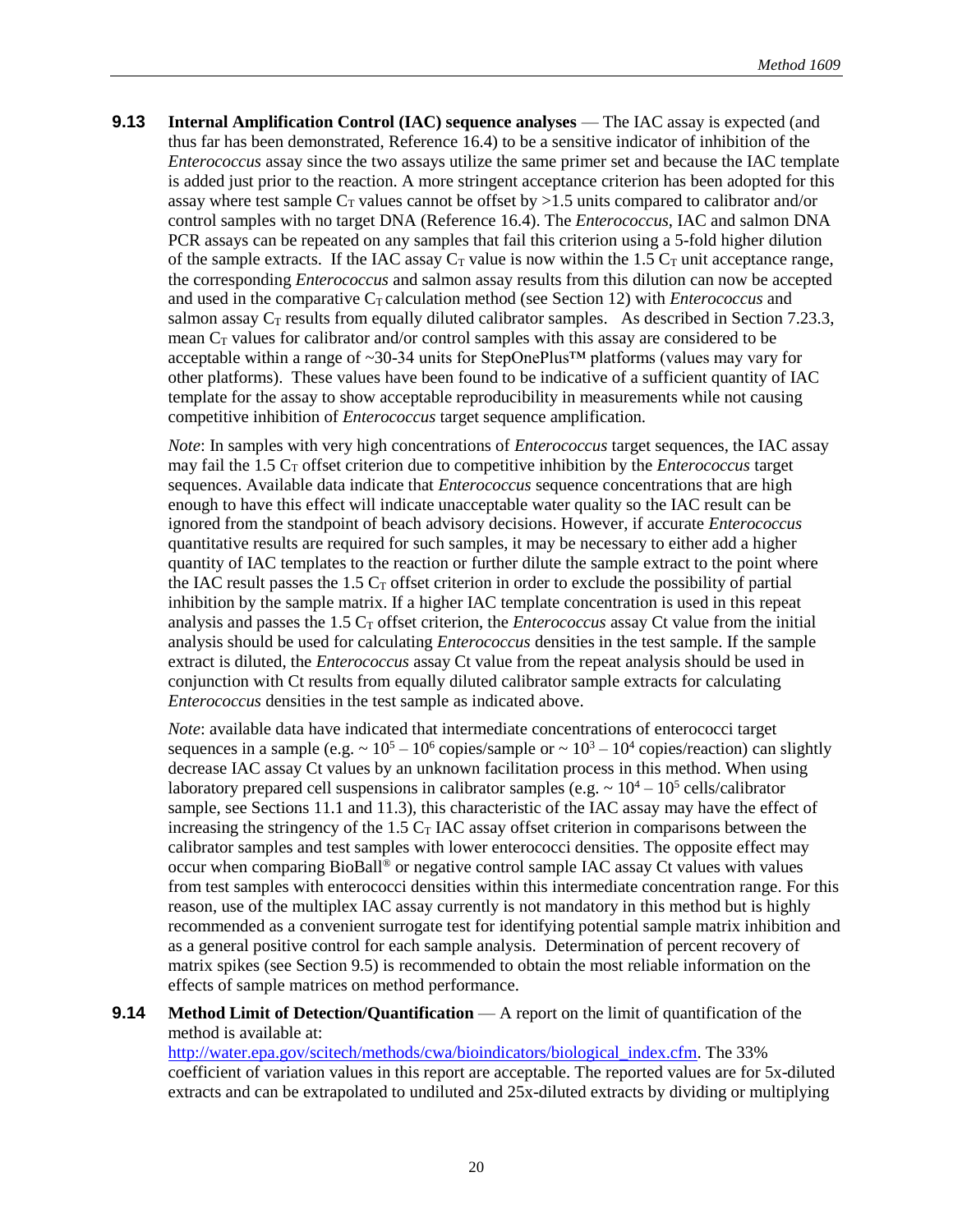**9.13 Internal Amplification Control (IAC) sequence analyses** — The IAC assay is expected (and thus far has been demonstrated, Reference 16.4) to be a sensitive indicator of inhibition of the *Enterococcus* assay since the two assays utilize the same primer set and because the IAC template is added just prior to the reaction. A more stringent acceptance criterion has been adopted for this assay where test sample $C_T$ values cannot be offset by >1.5 units compared to calibrator and/or control samples with no target DNA (Reference 16.4). The *Enterococcus*, IAC and salmon DNA PCR assays can be repeated on any samples that fail this criterion using a 5-fold higher dilution of the sample extracts. If the IAC assay $C_T$ value is now within the 1.5 $C_T$ unit acceptance range, the corresponding *Enterococcus* and salmon assay results from this dilution can now be accepted and used in the comparative $C_T$ calculation method (see Section 12) with *Enterococcus* and salmon assay $C_T$ results from equally diluted calibrator samples. As described in Section 7.23.3, mean $C_T$ values for calibrator and/or control samples with this assay are considered to be acceptable within a range of ~30-34 units for StepOnePlus™ platforms (values may vary for other platforms). These values have been found to be indicative of a sufficient quantity of IAC template for the assay to show acceptable reproducibility in measurements while not causing competitive inhibition of *Enterococcus* target sequence amplification.

*Note*: In samples with very high concentrations of *Enterococcus* target sequences, the IAC assay may fail the 1.5 $C_T$ offset criterion due to competitive inhibition by the *Enterococcus* target sequences. Available data indicate that *Enterococcus* sequence concentrations that are high enough to have this effect will indicate unacceptable water quality so the IAC result can be ignored from the standpoint of beach advisory decisions. However, if accurate *Enterococcus* quantitative results are required for such samples, it may be necessary to either add a higher quantity of IAC templates to the reaction or further dilute the sample extract to the point where the IAC result passes the 1.5 $C_T$ offset criterion in order to exclude the possibility of partial inhibition by the sample matrix. If a higher IAC template concentration is used in this repeat analysis and passes the 1.5 $C_T$ offset criterion, the *Enterococcus* assay Ct value from the initial analysis should be used for calculating *Enterococcus* densities in the test sample. If the sample extract is diluted, the *Enterococcus* assay Ct value from the repeat analysis should be used in conjunction with Ct results from equally diluted calibrator sample extracts for calculating *Enterococcus* densities in the test sample as indicated above.

*Note*: available data have indicated that intermediate concentrations of enterococci target sequences in a sample (e.g. ~ $10^5$ – $10^6$ copies/sample or ~ $10^3$ – $10^4$ copies/reaction) can slightly decrease IAC assay Ct values by an unknown facilitation process in this method. When using laboratory prepared cell suspensions in calibrator samples (e.g. ~ $10^4$ – $10^5$ cells/calibrator sample, see Sections 11.1 and 11.3), this characteristic of the IAC assay may have the effect of increasing the stringency of the 1.5 $C_T$ IAC assay offset criterion in comparisons between the calibrator samples and test samples with lower enterococci densities. The opposite effect may occur when comparing BioBall® or negative control sample IAC assay Ct values with values from test samples with enterococci densities within this intermediate concentration range. For this reason, use of the multiplex IAC assay currently is not mandatory in this method but is highly recommended as a convenient surrogate test for identifying potential sample matrix inhibition and as a general positive control for each sample analysis. Determination of percent recovery of matrix spikes (see Section 9.5) is recommended to obtain the most reliable information on the effects of sample matrices on method performance.

**9.14 Method Limit of Detection/Quantification** — A report on the limit of quantification of the method is available at: http://water.epa.gov/scitech/methods/cwa/bioindicators/biological_index.cfm. The 33% coefficient of variation values in this report are acceptable. The reported values are for 5x-diluted extracts and can be extrapolated to undiluted and 25x-diluted extracts by dividing or multiplying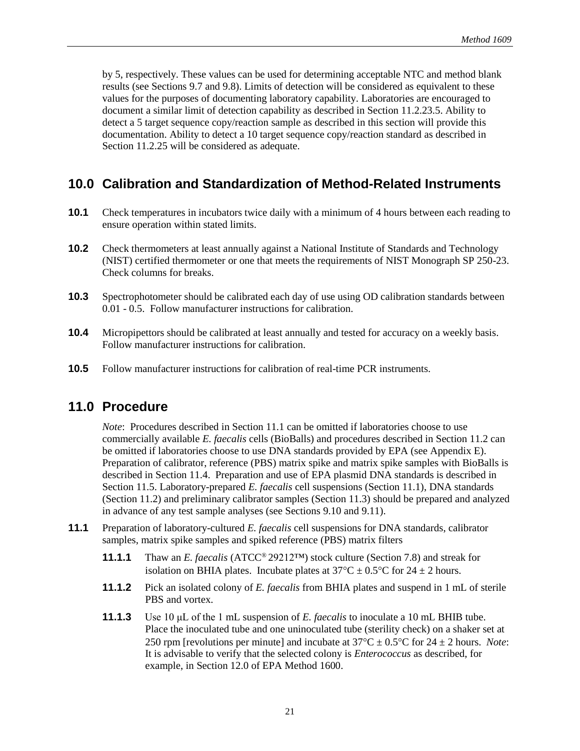by 5, respectively. These values can be used for determining acceptable NTC and method blank results (see Sections 9.7 and 9.8). Limits of detection will be considered as equivalent to these values for the purposes of documenting laboratory capability. Laboratories are encouraged to document a similar limit of detection capability as described in Section 11.2.23.5. Ability to detect a 5 target sequence copy/reaction sample as described in this section will provide this documentation. Ability to detect a 10 target sequence copy/reaction standard as described in Section 11.2.25 will be considered as adequate.

## 10.0 Calibration and Standardization of Method-Related Instruments

**10.1** Check temperatures in incubators twice daily with a minimum of 4 hours between each reading to ensure operation within stated limits.

**10.2** Check thermometers at least annually against a National Institute of Standards and Technology (NIST) certified thermometer or one that meets the requirements of NIST Monograph SP 250-23. Check columns for breaks.

**10.3** Spectrophotometer should be calibrated each day of use using OD calibration standards between 0.01 - 0.5. Follow manufacturer instructions for calibration.

**10.4** Micropipettors should be calibrated at least annually and tested for accuracy on a weekly basis. Follow manufacturer instructions for calibration.

**10.5** Follow manufacturer instructions for calibration of real-time PCR instruments.

## 11.0 Procedure

*Note*: Procedures described in Section 11.1 can be omitted if laboratories choose to use commercially available *E. faecalis* cells (BioBalls) and procedures described in Section 11.2 can be omitted if laboratories choose to use DNA standards provided by EPA (see Appendix E). Preparation of calibrator, reference (PBS) matrix spike and matrix spike samples with BioBalls is described in Section 11.4. Preparation and use of EPA plasmid DNA standards is described in Section 11.5. Laboratory-prepared *E. faecalis* cell suspensions (Section 11.1), DNA standards (Section 11.2) and preliminary calibrator samples (Section 11.3) should be prepared and analyzed in advance of any test sample analyses (see Sections 9.10 and 9.11).

**11.1** Preparation of laboratory-cultured *E. faecalis* cell suspensions for DNA standards, calibrator samples, matrix spike samples and spiked reference (PBS) matrix filters

**11.1.1** Thaw an *E. faecalis* (ATCC® 29212™) stock culture (Section 7.8) and streak for isolation on BHIA plates. Incubate plates at 37°C ± 0.5°C for 24 ± 2 hours.

**11.1.2** Pick an isolated colony of *E. faecalis* from BHIA plates and suspend in 1 mL of sterile PBS and vortex.

**11.1.3** Use 10 μL of the 1 mL suspension of *E. faecalis* to inoculate a 10 mL BHIB tube. Place the inoculated tube and one uninoculated tube (sterility check) on a shaker set at 250 rpm [revolutions per minute] and incubate at 37°C ± 0.5°C for 24 ± 2 hours. *Note*: It is advisable to verify that the selected colony is *Enterococcus* as described, for example, in Section 12.0 of EPA Method 1600.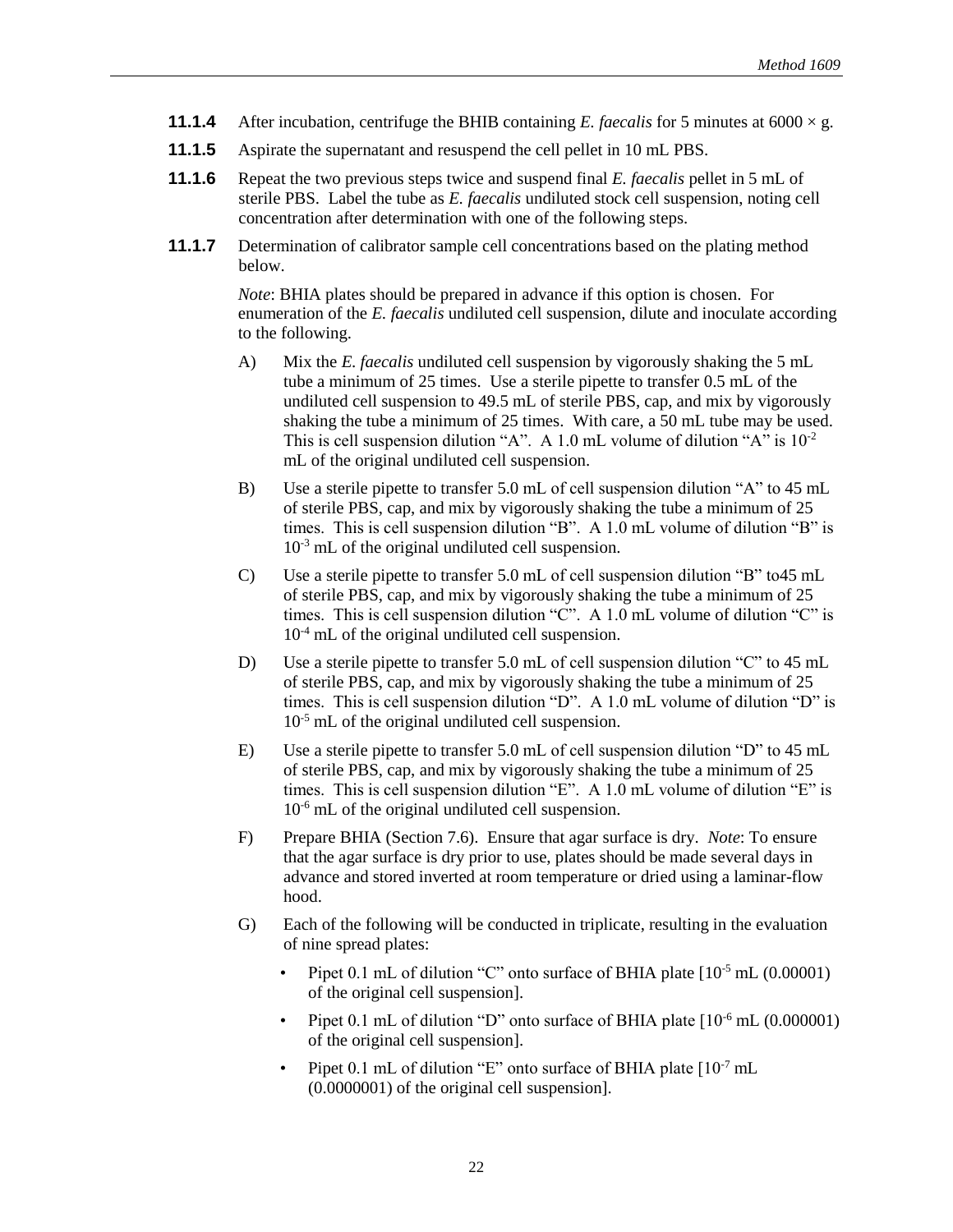**11.1.4** After incubation, centrifuge the BHIB containing *E. faecalis* for 5 minutes at 6000 × g.

**11.1.5** Aspirate the supernatant and resuspend the cell pellet in 10 mL PBS.

**11.1.6** Repeat the two previous steps twice and suspend final *E. faecalis* pellet in 5 mL of sterile PBS. Label the tube as *E. faecalis* undiluted stock cell suspension, noting cell concentration after determination with one of the following steps.

**11.1.7** Determination of calibrator sample cell concentrations based on the plating method below.

*Note*: BHIA plates should be prepared in advance if this option is chosen. For enumeration of the *E. faecalis* undiluted cell suspension, dilute and inoculate according to the following.

A) Mix the *E. faecalis* undiluted cell suspension by vigorously shaking the 5 mL tube a minimum of 25 times. Use a sterile pipette to transfer 0.5 mL of the undiluted cell suspension to 49.5 mL of sterile PBS, cap, and mix by vigorously shaking the tube a minimum of 25 times. With care, a 50 mL tube may be used. This is cell suspension dilution "A". A 1.0 mL volume of dilution "A" is $10^{-2}$ mL of the original undiluted cell suspension.

B) Use a sterile pipette to transfer 5.0 mL of cell suspension dilution "A" to 45 mL of sterile PBS, cap, and mix by vigorously shaking the tube a minimum of 25 times. This is cell suspension dilution "B". A 1.0 mL volume of dilution "B" is $10^{-3}$ mL of the original undiluted cell suspension.

C) Use a sterile pipette to transfer 5.0 mL of cell suspension dilution "B" to45 mL of sterile PBS, cap, and mix by vigorously shaking the tube a minimum of 25 times. This is cell suspension dilution "C". A 1.0 mL volume of dilution "C" is $10^{-4}$ mL of the original undiluted cell suspension.

D) Use a sterile pipette to transfer 5.0 mL of cell suspension dilution "C" to 45 mL of sterile PBS, cap, and mix by vigorously shaking the tube a minimum of 25 times. This is cell suspension dilution "D". A 1.0 mL volume of dilution "D" is $10^{-5}$ mL of the original undiluted cell suspension.

E) Use a sterile pipette to transfer 5.0 mL of cell suspension dilution "D" to 45 mL of sterile PBS, cap, and mix by vigorously shaking the tube a minimum of 25 times. This is cell suspension dilution "E". A 1.0 mL volume of dilution "E" is $10^{-6}$ mL of the original undiluted cell suspension.

F) Prepare BHIA (Section 7.6). Ensure that agar surface is dry. *Note*: To ensure that the agar surface is dry prior to use, plates should be made several days in advance and stored inverted at room temperature or dried using a laminar-flow hood.

G) Each of the following will be conducted in triplicate, resulting in the evaluation of nine spread plates:

- Pipet 0.1 mL of dilution "C" onto surface of BHIA plate [$10^{-5}$ mL (0.00001) of the original cell suspension].
- Pipet 0.1 mL of dilution "D" onto surface of BHIA plate [$10^{-6}$ mL (0.000001) of the original cell suspension].
- Pipet 0.1 mL of dilution "E" onto surface of BHIA plate [$10^{-7}$ mL (0.0000001) of the original cell suspension].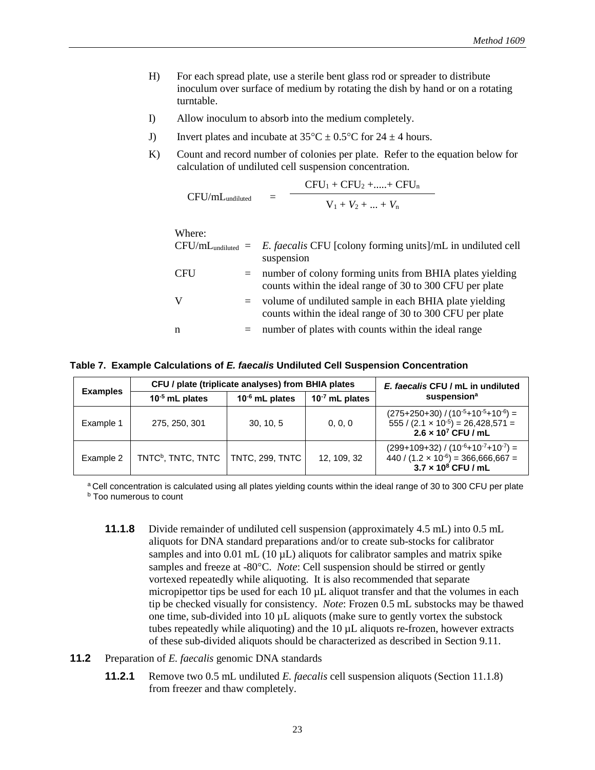H) For each spread plate, use a sterile bent glass rod or spreader to distribute inoculum over surface of medium by rotating the dish by hand or on a rotating turntable.

I) Allow inoculum to absorb into the medium completely.

J) Invert plates and incubate at 35°C ± 0.5°C for 24 ± 4 hours.

K) Count and record number of colonies per plate. Refer to the equation below for calculation of undiluted cell suspension concentration.

$$CFU/mL_{undiluted} = \frac{CFU_1 + CFU_2 + ..... + CFU_n}{V_1 + V_2 + ... + V_n}$$

Where:

$CFU/mL_{undiluted}$ = *E. faecalis* CFU [colony forming units]/mL in undiluted cell suspension

CFU = number of colony forming units from BHIA plates yielding counts within the ideal range of 30 to 300 CFU per plate

V = volume of undiluted sample in each BHIA plate yielding counts within the ideal range of 30 to 300 CFU per plate

n = number of plates with counts within the ideal range

**Table 7. Example Calculations of *E. faecalis* Undiluted Cell Suspension Concentration**

| Examples | CFU / plate (triplicate analyses) from BHIA plates | | | *E. faecalis* CFU / mL in undiluted suspension[a] |
|---|---|---|---|---|
| | $10^{-5}$ mL plates | $10^{-6}$ mL plates | $10^{-7}$ mL plates | |
| Example 1 | 275, 250, 301 | 30, 10, 5 | 0, 0, 0 | $(275+250+30) / (10^{-5}+10^{-5}+10^{-6})$ = $555 / (2.1 \times 10^{-5})$ = 26,428,571 = **$2.6 \times 10^{7}$ CFU / mL** |
| Example 2 | TNTC[b], TNTC, TNTC | TNTC, 299, TNTC | 12, 109, 32 | $(299+109+32) / (10^{-6}+10^{-7}+10^{-7})$ = $440 / (1.2 \times 10^{-6})$ = 366,666,667 = **$3.7 \times 10^{8}$ CFU / mL** |

[a] Cell concentration is calculated using all plates yielding counts within the ideal range of 30 to 300 CFU per plate
[b] Too numerous to count

**11.1.8** Divide remainder of undiluted cell suspension (approximately 4.5 mL) into 0.5 mL aliquots for DNA standard preparations and/or to create sub-stocks for calibrator samples and into 0.01 mL (10 µL) aliquots for calibrator samples and matrix spike samples and freeze at -80°C. *Note*: Cell suspension should be stirred or gently vortexed repeatedly while aliquoting. It is also recommended that separate micropipettor tips be used for each 10 µL aliquot transfer and that the volumes in each tip be checked visually for consistency. *Note*: Frozen 0.5 mL substocks may be thawed one time, sub-divided into 10 µL aliquots (make sure to gently vortex the substock tubes repeatedly while aliquoting) and the 10 µL aliquots re-frozen, however extracts of these sub-divided aliquots should be characterized as described in Section 9.11.

**11.2** Preparation of *E. faecalis* genomic DNA standards

**11.2.1** Remove two 0.5 mL undiluted *E. faecalis* cell suspension aliquots (Section 11.1.8) from freezer and thaw completely.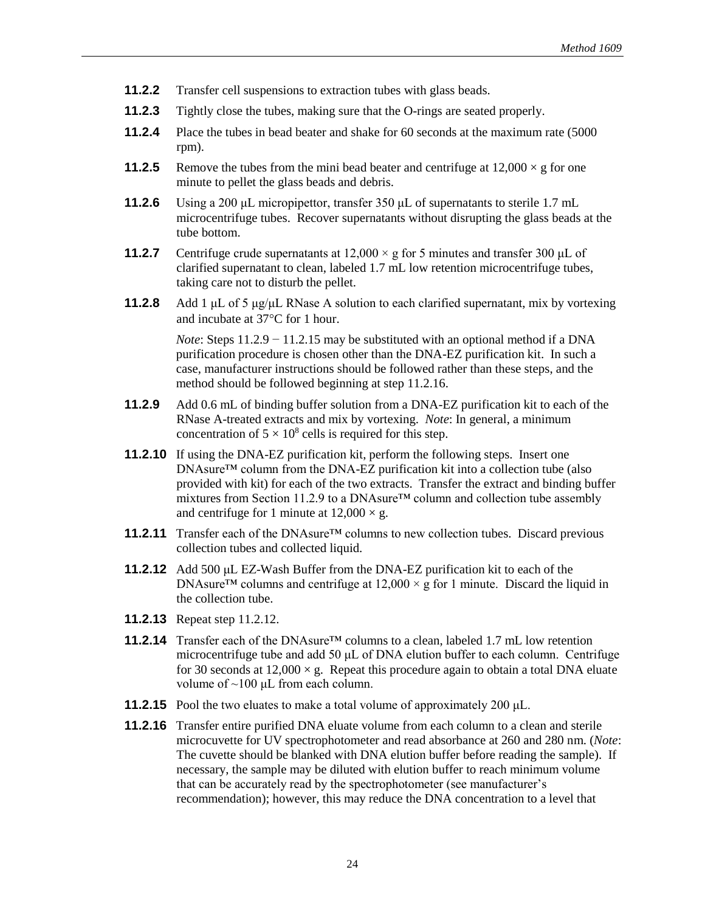**11.2.2** Transfer cell suspensions to extraction tubes with glass beads.

**11.2.3** Tightly close the tubes, making sure that the O-rings are seated properly.

**11.2.4** Place the tubes in bead beater and shake for 60 seconds at the maximum rate (5000 rpm).

**11.2.5** Remove the tubes from the mini bead beater and centrifuge at $12{,}000 \times g$ for one minute to pellet the glass beads and debris.

**11.2.6** Using a 200 μL micropipettor, transfer 350 μL of supernatants to sterile 1.7 mL microcentrifuge tubes. Recover supernatants without disrupting the glass beads at the tube bottom.

**11.2.7** Centrifuge crude supernatants at $12{,}000 \times g$ for 5 minutes and transfer 300 μL of clarified supernatant to clean, labeled 1.7 mL low retention microcentrifuge tubes, taking care not to disturb the pellet.

**11.2.8** Add 1 μL of 5 μg/μL RNase A solution to each clarified supernatant, mix by vortexing and incubate at 37°C for 1 hour.

*Note*: Steps 11.2.9 − 11.2.15 may be substituted with an optional method if a DNA purification procedure is chosen other than the DNA-EZ purification kit. In such a case, manufacturer instructions should be followed rather than these steps, and the method should be followed beginning at step 11.2.16.

**11.2.9** Add 0.6 mL of binding buffer solution from a DNA-EZ purification kit to each of the RNase A-treated extracts and mix by vortexing. *Note*: In general, a minimum concentration of $5 \times 10^8$ cells is required for this step.

**11.2.10** If using the DNA-EZ purification kit, perform the following steps. Insert one DNAsure™ column from the DNA-EZ purification kit into a collection tube (also provided with kit) for each of the two extracts. Transfer the extract and binding buffer mixtures from Section 11.2.9 to a DNAsure™ column and collection tube assembly and centrifuge for 1 minute at $12{,}000 \times g$.

**11.2.11** Transfer each of the DNAsure™ columns to new collection tubes. Discard previous collection tubes and collected liquid.

**11.2.12** Add 500 μL EZ-Wash Buffer from the DNA-EZ purification kit to each of the DNAsure™ columns and centrifuge at $12{,}000 \times g$ for 1 minute. Discard the liquid in the collection tube.

**11.2.13** Repeat step 11.2.12.

**11.2.14** Transfer each of the DNAsure™ columns to a clean, labeled 1.7 mL low retention microcentrifuge tube and add 50 μL of DNA elution buffer to each column. Centrifuge for 30 seconds at $12{,}000 \times g$. Repeat this procedure again to obtain a total DNA eluate volume of ~100 μL from each column.

**11.2.15** Pool the two eluates to make a total volume of approximately 200 μL.

**11.2.16** Transfer entire purified DNA eluate volume from each column to a clean and sterile microcuvette for UV spectrophotometer and read absorbance at 260 and 280 nm. (*Note*: The cuvette should be blanked with DNA elution buffer before reading the sample). If necessary, the sample may be diluted with elution buffer to reach minimum volume that can be accurately read by the spectrophotometer (see manufacturer's recommendation); however, this may reduce the DNA concentration to a level that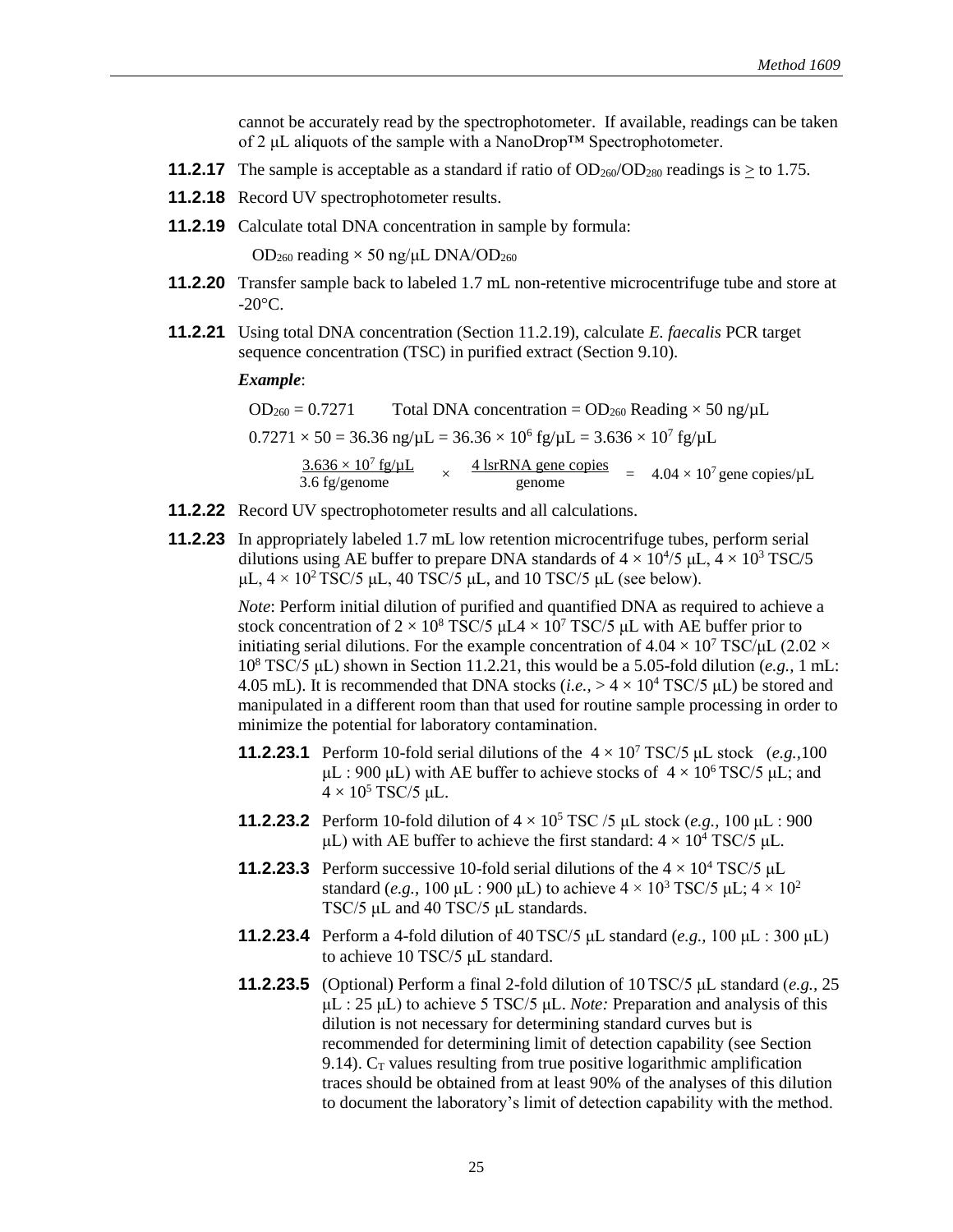cannot be accurately read by the spectrophotometer. If available, readings can be taken of 2 μL aliquots of the sample with a NanoDrop™ Spectrophotometer.

**11.2.17** The sample is acceptable as a standard if ratio of $OD_{260}/OD_{280}$ readings is $\geq$ to 1.75.

**11.2.18** Record UV spectrophotometer results.

**11.2.19** Calculate total DNA concentration in sample by formula:

$OD_{260}$ reading × 50 ng/μL DNA/$OD_{260}$

**11.2.20** Transfer sample back to labeled 1.7 mL non-retentive microcentrifuge tube and store at -20°C.

**11.2.21** Using total DNA concentration (Section 11.2.19), calculate *E. faecalis* PCR target sequence concentration (TSC) in purified extract (Section 9.10).

***Example***:

$OD_{260} = 0.7271$ Total DNA concentration = $OD_{260}$ Reading × 50 ng/μL

$0.7271 \times 50 = 36.36 \text{ ng/μL} = 36.36 \times 10^6 \text{ fg/μL} = 3.636 \times 10^7 \text{ fg/μL}$

$$\frac{3.636 \times 10^7 \text{ fg/μL}}{3.6 \text{ fg/genome}} \times \frac{4 \text{ lsrRNA gene copies}}{\text{genome}} = 4.04 \times 10^7 \text{ gene copies/μL}$$

**11.2.22** Record UV spectrophotometer results and all calculations.

**11.2.23** In appropriately labeled 1.7 mL low retention microcentrifuge tubes, perform serial dilutions using AE buffer to prepare DNA standards of $4 \times 10^4$/5 μL, $4 \times 10^3$ TSC/5 μL, $4 \times 10^2$ TSC/5 μL, 40 TSC/5 μL, and 10 TSC/5 μL (see below).

*Note*: Perform initial dilution of purified and quantified DNA as required to achieve a stock concentration of $2 \times 10^8$ TSC/5 μL$4 \times 10^7$ TSC/5 μL with AE buffer prior to initiating serial dilutions. For the example concentration of $4.04 \times 10^7$ TSC/μL ($2.02 \times 10^8$ TSC/5 μL) shown in Section 11.2.21, this would be a 5.05-fold dilution (*e.g.,* 1 mL: 4.05 mL). It is recommended that DNA stocks (*i.e.,* > $4 \times 10^4$ TSC/5 μL) be stored and manipulated in a different room than that used for routine sample processing in order to minimize the potential for laboratory contamination.

**11.2.23.1** Perform 10-fold serial dilutions of the $4 \times 10^7$ TSC/5 μL stock (*e.g.,*100 μL : 900 μL) with AE buffer to achieve stocks of $4 \times 10^6$ TSC/5 μL; and $4 \times 10^5$ TSC/5 μL.

**11.2.23.2** Perform 10-fold dilution of $4 \times 10^5$ TSC /5 μL stock (*e.g.,* 100 μL : 900 μL) with AE buffer to achieve the first standard: $4 \times 10^4$ TSC/5 μL.

**11.2.23.3** Perform successive 10-fold serial dilutions of the $4 \times 10^4$ TSC/5 μL standard (*e.g.,* 100 μL : 900 μL) to achieve $4 \times 10^3$ TSC/5 μL; $4 \times 10^2$ TSC/5 μL and 40 TSC/5 μL standards.

**11.2.23.4** Perform a 4-fold dilution of 40 TSC/5 μL standard (*e.g.,* 100 μL : 300 μL) to achieve 10 TSC/5 μL standard.

**11.2.23.5** (Optional) Perform a final 2-fold dilution of 10 TSC/5 μL standard (*e.g.,* 25 μL : 25 μL) to achieve 5 TSC/5 μL. *Note:* Preparation and analysis of this dilution is not necessary for determining standard curves but is recommended for determining limit of detection capability (see Section 9.14). $C_T$ values resulting from true positive logarithmic amplification traces should be obtained from at least 90% of the analyses of this dilution to document the laboratory's limit of detection capability with the method.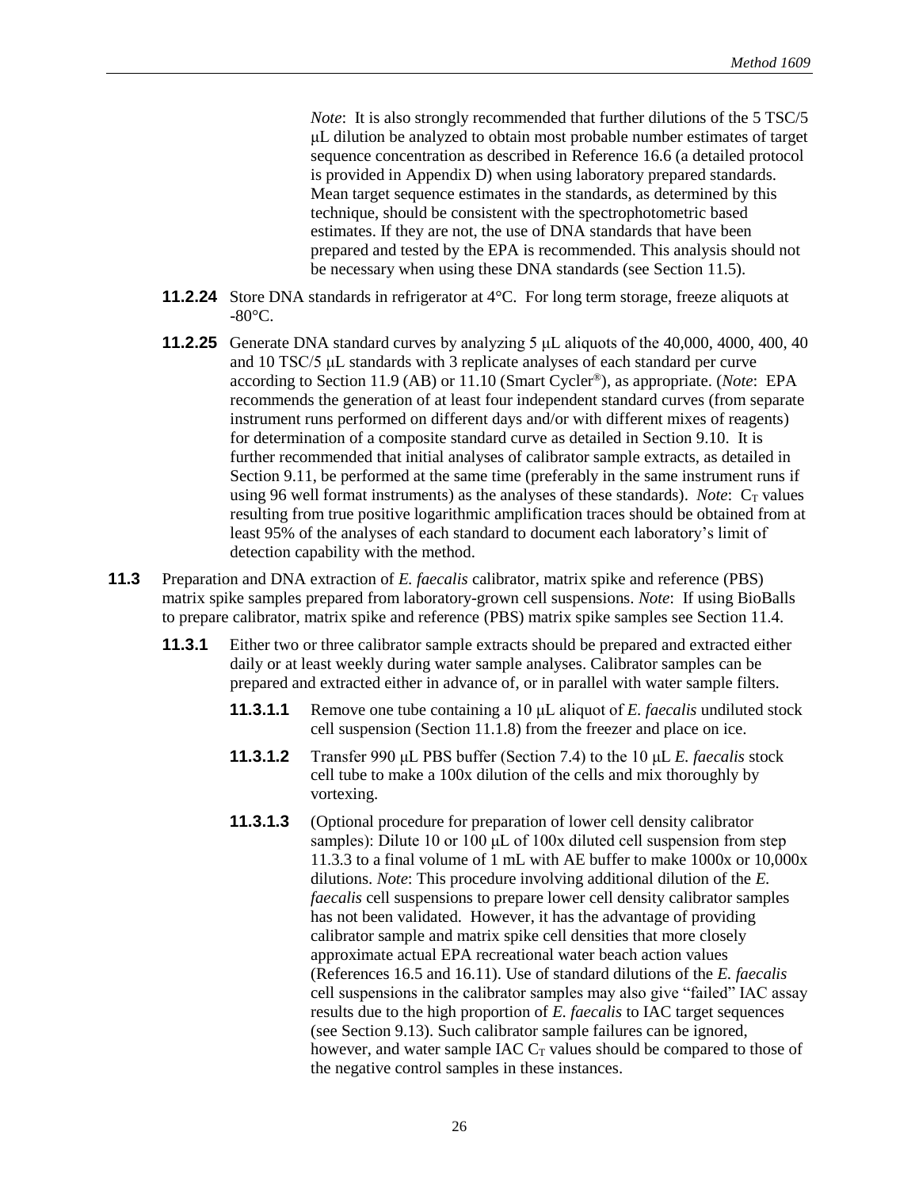*Note*: It is also strongly recommended that further dilutions of the 5 TSC/5 μL dilution be analyzed to obtain most probable number estimates of target sequence concentration as described in Reference 16.6 (a detailed protocol is provided in Appendix D) when using laboratory prepared standards. Mean target sequence estimates in the standards, as determined by this technique, should be consistent with the spectrophotometric based estimates. If they are not, the use of DNA standards that have been prepared and tested by the EPA is recommended. This analysis should not be necessary when using these DNA standards (see Section 11.5).

**11.2.24** Store DNA standards in refrigerator at 4°C. For long term storage, freeze aliquots at -80°C.

**11.2.25** Generate DNA standard curves by analyzing 5 μL aliquots of the 40,000, 4000, 400, 40 and 10 TSC/5 μL standards with 3 replicate analyses of each standard per curve according to Section 11.9 (AB) or 11.10 (Smart Cycler®), as appropriate. (*Note*: EPA recommends the generation of at least four independent standard curves (from separate instrument runs performed on different days and/or with different mixes of reagents) for determination of a composite standard curve as detailed in Section 9.10. It is further recommended that initial analyses of calibrator sample extracts, as detailed in Section 9.11, be performed at the same time (preferably in the same instrument runs if using 96 well format instruments) as the analyses of these standards). *Note*: $C_T$ values resulting from true positive logarithmic amplification traces should be obtained from at least 95% of the analyses of each standard to document each laboratory's limit of detection capability with the method.

**11.3** Preparation and DNA extraction of *E. faecalis* calibrator, matrix spike and reference (PBS) matrix spike samples prepared from laboratory-grown cell suspensions. *Note*: If using BioBalls to prepare calibrator, matrix spike and reference (PBS) matrix spike samples see Section 11.4.

**11.3.1** Either two or three calibrator sample extracts should be prepared and extracted either daily or at least weekly during water sample analyses. Calibrator samples can be prepared and extracted either in advance of, or in parallel with water sample filters.

**11.3.1.1** Remove one tube containing a 10 μL aliquot of *E. faecalis* undiluted stock cell suspension (Section 11.1.8) from the freezer and place on ice.

**11.3.1.2** Transfer 990 μL PBS buffer (Section 7.4) to the 10 μL *E. faecalis* stock cell tube to make a 100x dilution of the cells and mix thoroughly by vortexing.

**11.3.1.3** (Optional procedure for preparation of lower cell density calibrator samples): Dilute 10 or 100 μL of 100x diluted cell suspension from step 11.3.3 to a final volume of 1 mL with AE buffer to make 1000x or 10,000x dilutions. *Note*: This procedure involving additional dilution of the *E. faecalis* cell suspensions to prepare lower cell density calibrator samples has not been validated. However, it has the advantage of providing calibrator sample and matrix spike cell densities that more closely approximate actual EPA recreational water beach action values (References 16.5 and 16.11). Use of standard dilutions of the *E. faecalis* cell suspensions in the calibrator samples may also give "failed" IAC assay results due to the high proportion of *E. faecalis* to IAC target sequences (see Section 9.13). Such calibrator sample failures can be ignored, however, and water sample IAC $C_T$ values should be compared to those of the negative control samples in these instances.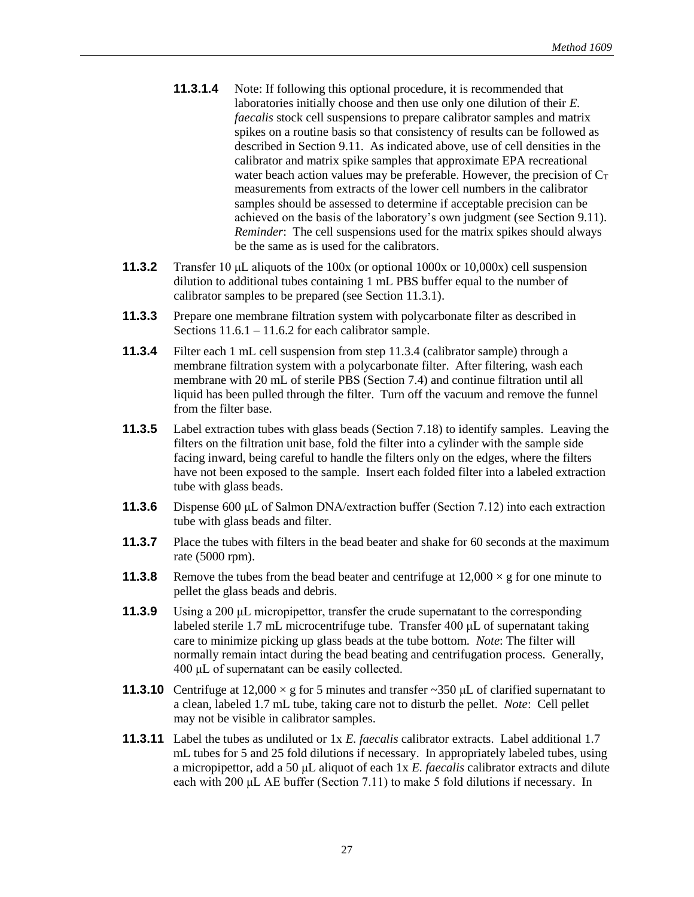**11.3.1.4** Note: If following this optional procedure, it is recommended that laboratories initially choose and then use only one dilution of their *E. faecalis* stock cell suspensions to prepare calibrator samples and matrix spikes on a routine basis so that consistency of results can be followed as described in Section 9.11. As indicated above, use of cell densities in the calibrator and matrix spike samples that approximate EPA recreational water beach action values may be preferable. However, the precision of $C_T$ measurements from extracts of the lower cell numbers in the calibrator samples should be assessed to determine if acceptable precision can be achieved on the basis of the laboratory's own judgment (see Section 9.11). *Reminder*: The cell suspensions used for the matrix spikes should always be the same as is used for the calibrators.

**11.3.2** Transfer 10 µL aliquots of the 100x (or optional 1000x or 10,000x) cell suspension dilution to additional tubes containing 1 mL PBS buffer equal to the number of calibrator samples to be prepared (see Section 11.3.1).

**11.3.3** Prepare one membrane filtration system with polycarbonate filter as described in Sections 11.6.1 – 11.6.2 for each calibrator sample.

**11.3.4** Filter each 1 mL cell suspension from step 11.3.4 (calibrator sample) through a membrane filtration system with a polycarbonate filter. After filtering, wash each membrane with 20 mL of sterile PBS (Section 7.4) and continue filtration until all liquid has been pulled through the filter. Turn off the vacuum and remove the funnel from the filter base.

**11.3.5** Label extraction tubes with glass beads (Section 7.18) to identify samples. Leaving the filters on the filtration unit base, fold the filter into a cylinder with the sample side facing inward, being careful to handle the filters only on the edges, where the filters have not been exposed to the sample. Insert each folded filter into a labeled extraction tube with glass beads.

**11.3.6** Dispense 600 µL of Salmon DNA/extraction buffer (Section 7.12) into each extraction tube with glass beads and filter.

**11.3.7** Place the tubes with filters in the bead beater and shake for 60 seconds at the maximum rate (5000 rpm).

**11.3.8** Remove the tubes from the bead beater and centrifuge at 12,000 × g for one minute to pellet the glass beads and debris.

**11.3.9** Using a 200 µL micropipettor, transfer the crude supernatant to the corresponding labeled sterile 1.7 mL microcentrifuge tube. Transfer 400 µL of supernatant taking care to minimize picking up glass beads at the tube bottom. *Note*: The filter will normally remain intact during the bead beating and centrifugation process. Generally, 400 µL of supernatant can be easily collected.

**11.3.10** Centrifuge at 12,000 × g for 5 minutes and transfer ~350 µL of clarified supernatant to a clean, labeled 1.7 mL tube, taking care not to disturb the pellet. *Note*: Cell pellet may not be visible in calibrator samples.

**11.3.11** Label the tubes as undiluted or 1x *E. faecalis* calibrator extracts. Label additional 1.7 mL tubes for 5 and 25 fold dilutions if necessary. In appropriately labeled tubes, using a micropipettor, add a 50 µL aliquot of each 1x *E. faecalis* calibrator extracts and dilute each with 200 µL AE buffer (Section 7.11) to make 5 fold dilutions if necessary. In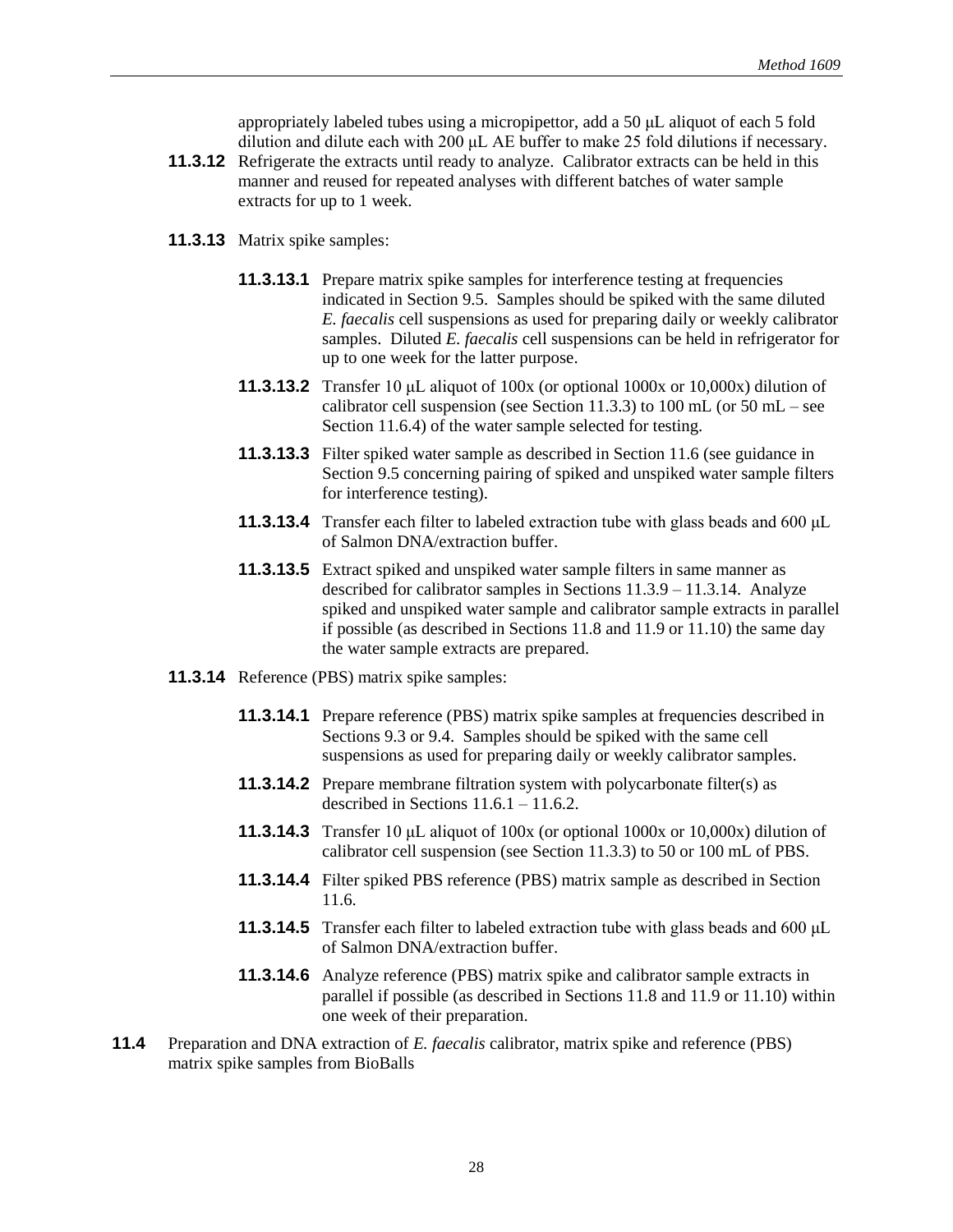appropriately labeled tubes using a micropipettor, add a 50 μL aliquot of each 5 fold dilution and dilute each with 200 μL AE buffer to make 25 fold dilutions if necessary.

**11.3.12** Refrigerate the extracts until ready to analyze. Calibrator extracts can be held in this manner and reused for repeated analyses with different batches of water sample extracts for up to 1 week.

**11.3.13** Matrix spike samples:

**11.3.13.1** Prepare matrix spike samples for interference testing at frequencies indicated in Section 9.5. Samples should be spiked with the same diluted *E. faecalis* cell suspensions as used for preparing daily or weekly calibrator samples. Diluted *E. faecalis* cell suspensions can be held in refrigerator for up to one week for the latter purpose.

**11.3.13.2** Transfer 10 μL aliquot of 100x (or optional 1000x or 10,000x) dilution of calibrator cell suspension (see Section 11.3.3) to 100 mL (or 50 mL – see Section 11.6.4) of the water sample selected for testing.

**11.3.13.3** Filter spiked water sample as described in Section 11.6 (see guidance in Section 9.5 concerning pairing of spiked and unspiked water sample filters for interference testing).

**11.3.13.4** Transfer each filter to labeled extraction tube with glass beads and 600 μL of Salmon DNA/extraction buffer.

**11.3.13.5** Extract spiked and unspiked water sample filters in same manner as described for calibrator samples in Sections 11.3.9 – 11.3.14. Analyze spiked and unspiked water sample and calibrator sample extracts in parallel if possible (as described in Sections 11.8 and 11.9 or 11.10) the same day the water sample extracts are prepared.

**11.3.14** Reference (PBS) matrix spike samples:

**11.3.14.1** Prepare reference (PBS) matrix spike samples at frequencies described in Sections 9.3 or 9.4. Samples should be spiked with the same cell suspensions as used for preparing daily or weekly calibrator samples.

**11.3.14.2** Prepare membrane filtration system with polycarbonate filter(s) as described in Sections 11.6.1 – 11.6.2.

**11.3.14.3** Transfer 10 μL aliquot of 100x (or optional 1000x or 10,000x) dilution of calibrator cell suspension (see Section 11.3.3) to 50 or 100 mL of PBS.

**11.3.14.4** Filter spiked PBS reference (PBS) matrix sample as described in Section 11.6.

**11.3.14.5** Transfer each filter to labeled extraction tube with glass beads and 600 μL of Salmon DNA/extraction buffer.

**11.3.14.6** Analyze reference (PBS) matrix spike and calibrator sample extracts in parallel if possible (as described in Sections 11.8 and 11.9 or 11.10) within one week of their preparation.

**11.4** Preparation and DNA extraction of *E. faecalis* calibrator, matrix spike and reference (PBS) matrix spike samples from BioBalls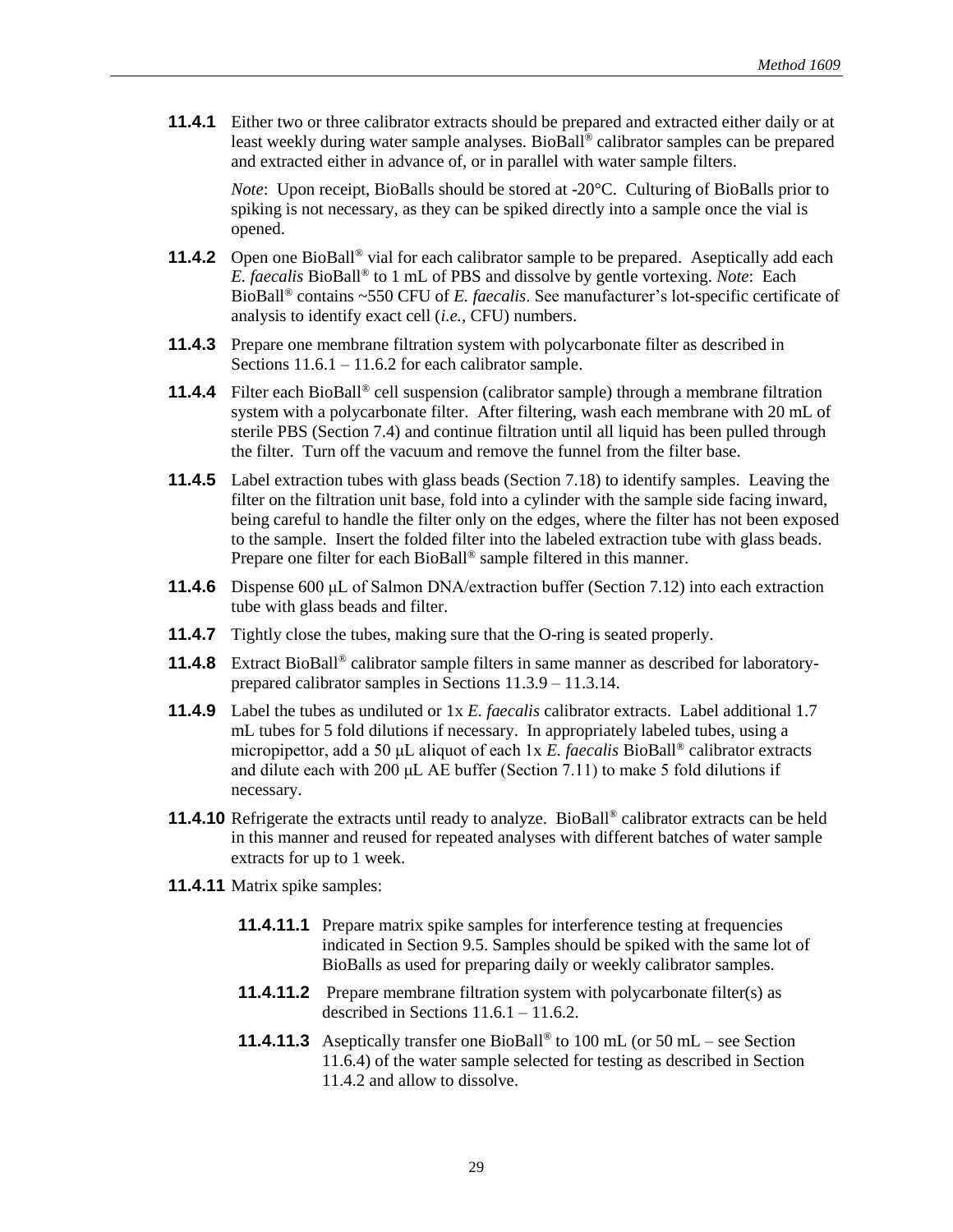**11.4.1** Either two or three calibrator extracts should be prepared and extracted either daily or at least weekly during water sample analyses. BioBall® calibrator samples can be prepared and extracted either in advance of, or in parallel with water sample filters.

*Note*: Upon receipt, BioBalls should be stored at -20°C. Culturing of BioBalls prior to spiking is not necessary, as they can be spiked directly into a sample once the vial is opened.

**11.4.2** Open one BioBall® vial for each calibrator sample to be prepared. Aseptically add each *E. faecalis* BioBall® to 1 mL of PBS and dissolve by gentle vortexing. *Note*: Each BioBall® contains ~550 CFU of *E. faecalis*. See manufacturer's lot-specific certificate of analysis to identify exact cell (*i.e.*, CFU) numbers.

**11.4.3** Prepare one membrane filtration system with polycarbonate filter as described in Sections 11.6.1 – 11.6.2 for each calibrator sample.

**11.4.4** Filter each BioBall® cell suspension (calibrator sample) through a membrane filtration system with a polycarbonate filter. After filtering, wash each membrane with 20 mL of sterile PBS (Section 7.4) and continue filtration until all liquid has been pulled through the filter. Turn off the vacuum and remove the funnel from the filter base.

**11.4.5** Label extraction tubes with glass beads (Section 7.18) to identify samples. Leaving the filter on the filtration unit base, fold into a cylinder with the sample side facing inward, being careful to handle the filter only on the edges, where the filter has not been exposed to the sample. Insert the folded filter into the labeled extraction tube with glass beads. Prepare one filter for each BioBall® sample filtered in this manner.

**11.4.6** Dispense 600 µL of Salmon DNA/extraction buffer (Section 7.12) into each extraction tube with glass beads and filter.

**11.4.7** Tightly close the tubes, making sure that the O-ring is seated properly.

**11.4.8** Extract BioBall® calibrator sample filters in same manner as described for laboratory-prepared calibrator samples in Sections 11.3.9 – 11.3.14.

**11.4.9** Label the tubes as undiluted or 1x *E. faecalis* calibrator extracts. Label additional 1.7 mL tubes for 5 fold dilutions if necessary. In appropriately labeled tubes, using a micropipettor, add a 50 µL aliquot of each 1x *E. faecalis* BioBall® calibrator extracts and dilute each with 200 µL AE buffer (Section 7.11) to make 5 fold dilutions if necessary.

**11.4.10** Refrigerate the extracts until ready to analyze. BioBall® calibrator extracts can be held in this manner and reused for repeated analyses with different batches of water sample extracts for up to 1 week.

**11.4.11** Matrix spike samples:

**11.4.11.1** Prepare matrix spike samples for interference testing at frequencies indicated in Section 9.5. Samples should be spiked with the same lot of BioBalls as used for preparing daily or weekly calibrator samples.

**11.4.11.2** Prepare membrane filtration system with polycarbonate filter(s) as described in Sections 11.6.1 – 11.6.2.

**11.4.11.3** Aseptically transfer one BioBall® to 100 mL (or 50 mL – see Section 11.6.4) of the water sample selected for testing as described in Section 11.4.2 and allow to dissolve.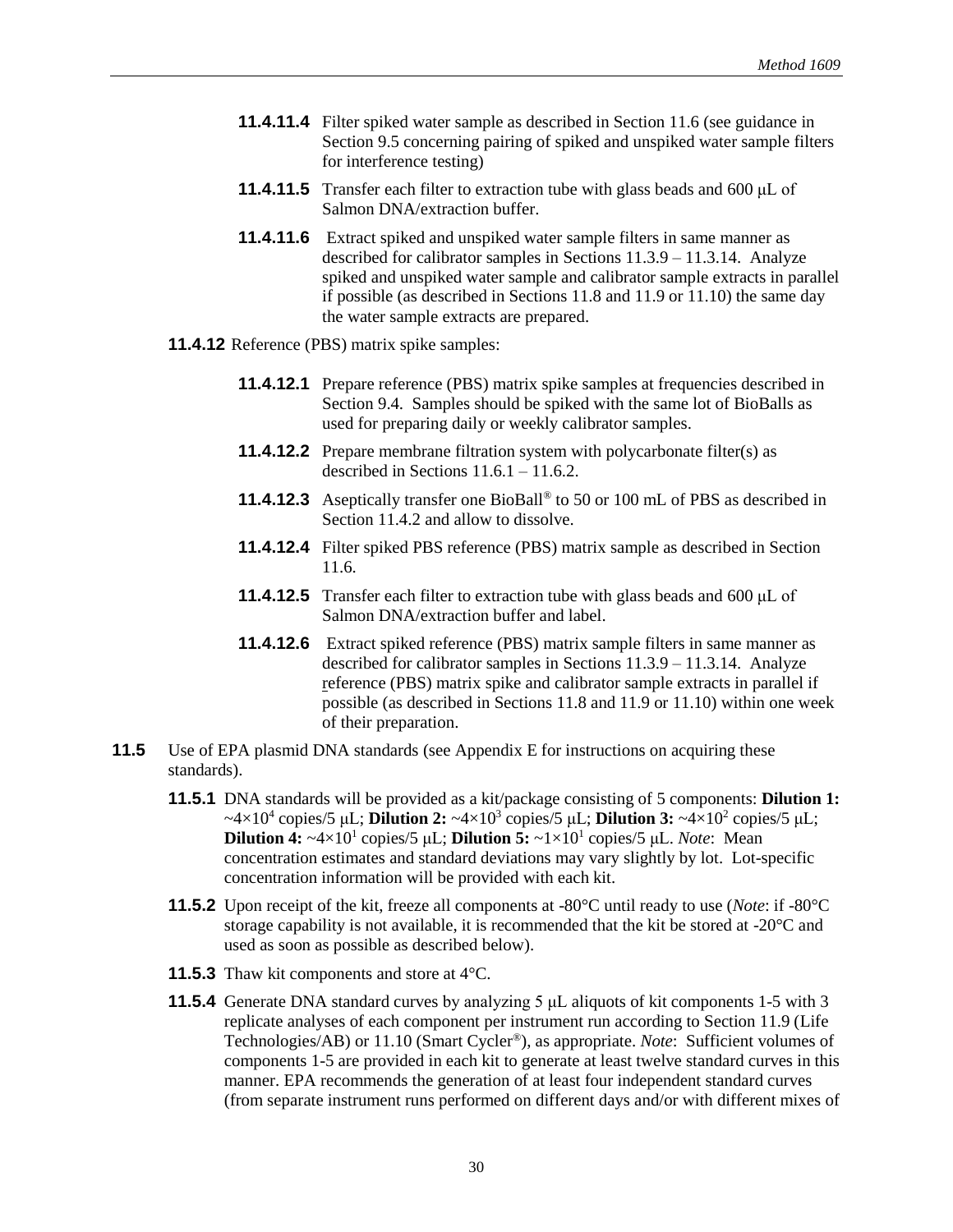**11.4.11.4** Filter spiked water sample as described in Section 11.6 (see guidance in Section 9.5 concerning pairing of spiked and unspiked water sample filters for interference testing)

**11.4.11.5** Transfer each filter to extraction tube with glass beads and 600 μL of Salmon DNA/extraction buffer.

**11.4.11.6** Extract spiked and unspiked water sample filters in same manner as described for calibrator samples in Sections 11.3.9 – 11.3.14. Analyze spiked and unspiked water sample and calibrator sample extracts in parallel if possible (as described in Sections 11.8 and 11.9 or 11.10) the same day the water sample extracts are prepared.

**11.4.12** Reference (PBS) matrix spike samples:

**11.4.12.1** Prepare reference (PBS) matrix spike samples at frequencies described in Section 9.4. Samples should be spiked with the same lot of BioBalls as used for preparing daily or weekly calibrator samples.

**11.4.12.2** Prepare membrane filtration system with polycarbonate filter(s) as described in Sections 11.6.1 – 11.6.2.

**11.4.12.3** Aseptically transfer one BioBall® to 50 or 100 mL of PBS as described in Section 11.4.2 and allow to dissolve.

**11.4.12.4** Filter spiked PBS reference (PBS) matrix sample as described in Section 11.6.

**11.4.12.5** Transfer each filter to extraction tube with glass beads and 600 μL of Salmon DNA/extraction buffer and label.

**11.4.12.6** Extract spiked reference (PBS) matrix sample filters in same manner as described for calibrator samples in Sections 11.3.9 – 11.3.14. Analyze reference (PBS) matrix spike and calibrator sample extracts in parallel if possible (as described in Sections 11.8 and 11.9 or 11.10) within one week of their preparation.

**11.5** Use of EPA plasmid DNA standards (see Appendix E for instructions on acquiring these standards).

**11.5.1** DNA standards will be provided as a kit/package consisting of 5 components: **Dilution 1:** ~$4\times10^4$ copies/5 μL; **Dilution 2:** ~$4\times10^3$ copies/5 μL; **Dilution 3:** ~$4\times10^2$ copies/5 μL; **Dilution 4:** ~$4\times10^1$ copies/5 μL; **Dilution 5:** ~$1\times10^1$ copies/5 μL. *Note*: Mean concentration estimates and standard deviations may vary slightly by lot. Lot-specific concentration information will be provided with each kit.

**11.5.2** Upon receipt of the kit, freeze all components at -80°C until ready to use (*Note*: if -80°C storage capability is not available, it is recommended that the kit be stored at -20°C and used as soon as possible as described below).

**11.5.3** Thaw kit components and store at 4°C.

**11.5.4** Generate DNA standard curves by analyzing 5 μL aliquots of kit components 1-5 with 3 replicate analyses of each component per instrument run according to Section 11.9 (Life Technologies/AB) or 11.10 (Smart Cycler®), as appropriate. *Note*: Sufficient volumes of components 1-5 are provided in each kit to generate at least twelve standard curves in this manner. EPA recommends the generation of at least four independent standard curves (from separate instrument runs performed on different days and/or with different mixes of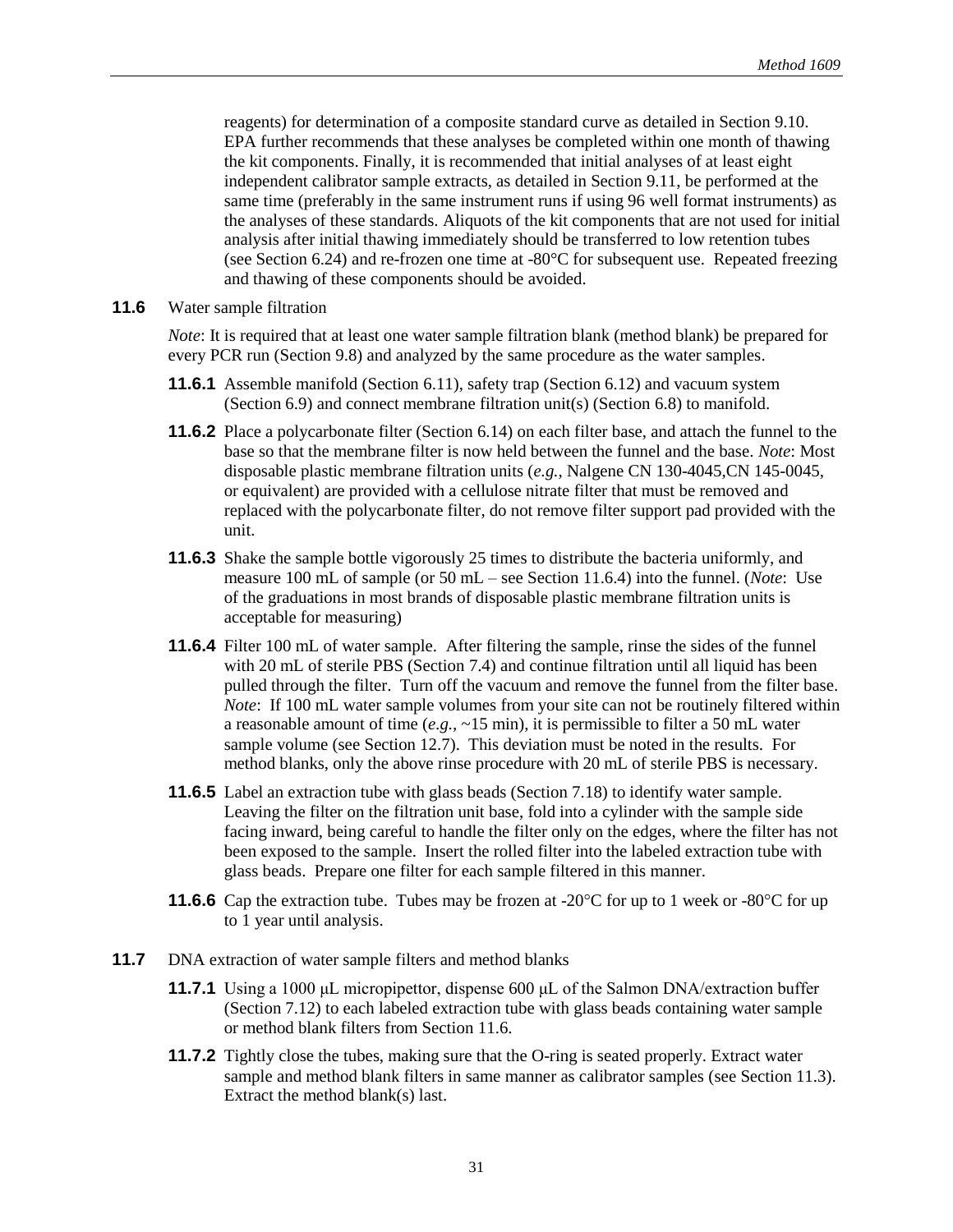reagents) for determination of a composite standard curve as detailed in Section 9.10. EPA further recommends that these analyses be completed within one month of thawing the kit components. Finally, it is recommended that initial analyses of at least eight independent calibrator sample extracts, as detailed in Section 9.11, be performed at the same time (preferably in the same instrument runs if using 96 well format instruments) as the analyses of these standards. Aliquots of the kit components that are not used for initial analysis after initial thawing immediately should be transferred to low retention tubes (see Section 6.24) and re-frozen one time at -80°C for subsequent use. Repeated freezing and thawing of these components should be avoided.

**11.6** Water sample filtration

*Note*: It is required that at least one water sample filtration blank (method blank) be prepared for every PCR run (Section 9.8) and analyzed by the same procedure as the water samples.

**11.6.1** Assemble manifold (Section 6.11), safety trap (Section 6.12) and vacuum system (Section 6.9) and connect membrane filtration unit(s) (Section 6.8) to manifold.

**11.6.2** Place a polycarbonate filter (Section 6.14) on each filter base, and attach the funnel to the base so that the membrane filter is now held between the funnel and the base. *Note*: Most disposable plastic membrane filtration units (*e.g.,* Nalgene CN 130-4045,CN 145-0045, or equivalent) are provided with a cellulose nitrate filter that must be removed and replaced with the polycarbonate filter, do not remove filter support pad provided with the unit.

**11.6.3** Shake the sample bottle vigorously 25 times to distribute the bacteria uniformly, and measure 100 mL of sample (or 50 mL – see Section 11.6.4) into the funnel. (*Note*: Use of the graduations in most brands of disposable plastic membrane filtration units is acceptable for measuring)

**11.6.4** Filter 100 mL of water sample. After filtering the sample, rinse the sides of the funnel with 20 mL of sterile PBS (Section 7.4) and continue filtration until all liquid has been pulled through the filter. Turn off the vacuum and remove the funnel from the filter base. *Note*: If 100 mL water sample volumes from your site can not be routinely filtered within a reasonable amount of time (*e.g.,* ~15 min), it is permissible to filter a 50 mL water sample volume (see Section 12.7). This deviation must be noted in the results. For method blanks, only the above rinse procedure with 20 mL of sterile PBS is necessary.

**11.6.5** Label an extraction tube with glass beads (Section 7.18) to identify water sample. Leaving the filter on the filtration unit base, fold into a cylinder with the sample side facing inward, being careful to handle the filter only on the edges, where the filter has not been exposed to the sample. Insert the rolled filter into the labeled extraction tube with glass beads. Prepare one filter for each sample filtered in this manner.

**11.6.6** Cap the extraction tube. Tubes may be frozen at -20°C for up to 1 week or -80°C for up to 1 year until analysis.

**11.7** DNA extraction of water sample filters and method blanks

**11.7.1** Using a 1000 μL micropipettor, dispense 600 μL of the Salmon DNA/extraction buffer (Section 7.12) to each labeled extraction tube with glass beads containing water sample or method blank filters from Section 11.6.

**11.7.2** Tightly close the tubes, making sure that the O-ring is seated properly. Extract water sample and method blank filters in same manner as calibrator samples (see Section 11.3). Extract the method blank(s) last.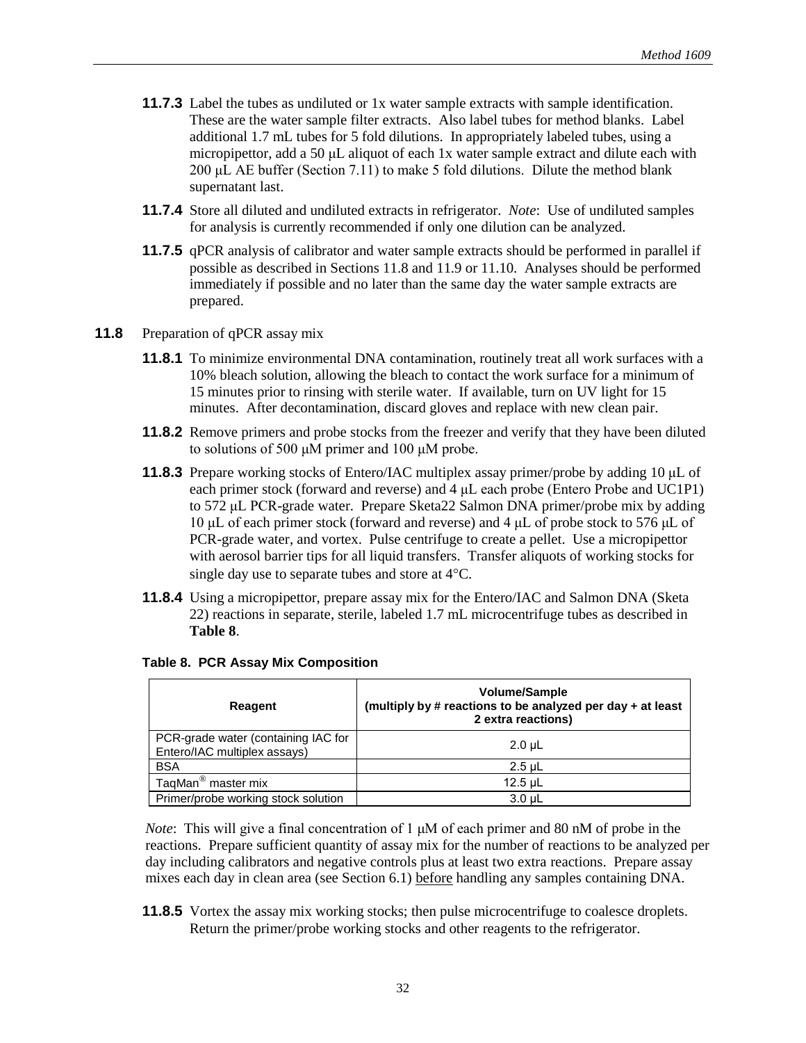**11.7.3** Label the tubes as undiluted or 1x water sample extracts with sample identification. These are the water sample filter extracts. Also label tubes for method blanks. Label additional 1.7 mL tubes for 5 fold dilutions. In appropriately labeled tubes, using a micropipettor, add a 50 μL aliquot of each 1x water sample extract and dilute each with 200 μL AE buffer (Section 7.11) to make 5 fold dilutions. Dilute the method blank supernatant last.

**11.7.4** Store all diluted and undiluted extracts in refrigerator. *Note*: Use of undiluted samples for analysis is currently recommended if only one dilution can be analyzed.

**11.7.5** qPCR analysis of calibrator and water sample extracts should be performed in parallel if possible as described in Sections 11.8 and 11.9 or 11.10. Analyses should be performed immediately if possible and no later than the same day the water sample extracts are prepared.

**11.8** Preparation of qPCR assay mix

**11.8.1** To minimize environmental DNA contamination, routinely treat all work surfaces with a 10% bleach solution, allowing the bleach to contact the work surface for a minimum of 15 minutes prior to rinsing with sterile water. If available, turn on UV light for 15 minutes. After decontamination, discard gloves and replace with new clean pair.

**11.8.2** Remove primers and probe stocks from the freezer and verify that they have been diluted to solutions of 500 μM primer and 100 μM probe.

**11.8.3** Prepare working stocks of Entero/IAC multiplex assay primer/probe by adding 10 μL of each primer stock (forward and reverse) and 4 μL each probe (Entero Probe and UC1P1) to 572 μL PCR-grade water. Prepare Sketa22 Salmon DNA primer/probe mix by adding 10 μL of each primer stock (forward and reverse) and 4 μL of probe stock to 576 μL of PCR-grade water, and vortex. Pulse centrifuge to create a pellet. Use a micropipettor with aerosol barrier tips for all liquid transfers. Transfer aliquots of working stocks for single day use to separate tubes and store at 4°C.

**11.8.4** Using a micropipettor, prepare assay mix for the Entero/IAC and Salmon DNA (Sketa 22) reactions in separate, sterile, labeled 1.7 mL microcentrifuge tubes as described in **Table 8**.

**Table 8. PCR Assay Mix Composition**

| Reagent | Volume/Sample (multiply by # reactions to be analyzed per day + at least 2 extra reactions) |
|---|---|
| PCR-grade water (containing IAC for Entero/IAC multiplex assays) | 2.0 μL |
| BSA | 2.5 μL |
| TaqMan® master mix | 12.5 μL |
| Primer/probe working stock solution | 3.0 μL |

*Note*: This will give a final concentration of 1 μM of each primer and 80 nM of probe in the reactions. Prepare sufficient quantity of assay mix for the number of reactions to be analyzed per day including calibrators and negative controls plus at least two extra reactions. Prepare assay mixes each day in clean area (see Section 6.1) before handling any samples containing DNA.

**11.8.5** Vortex the assay mix working stocks; then pulse microcentrifuge to coalesce droplets. Return the primer/probe working stocks and other reagents to the refrigerator.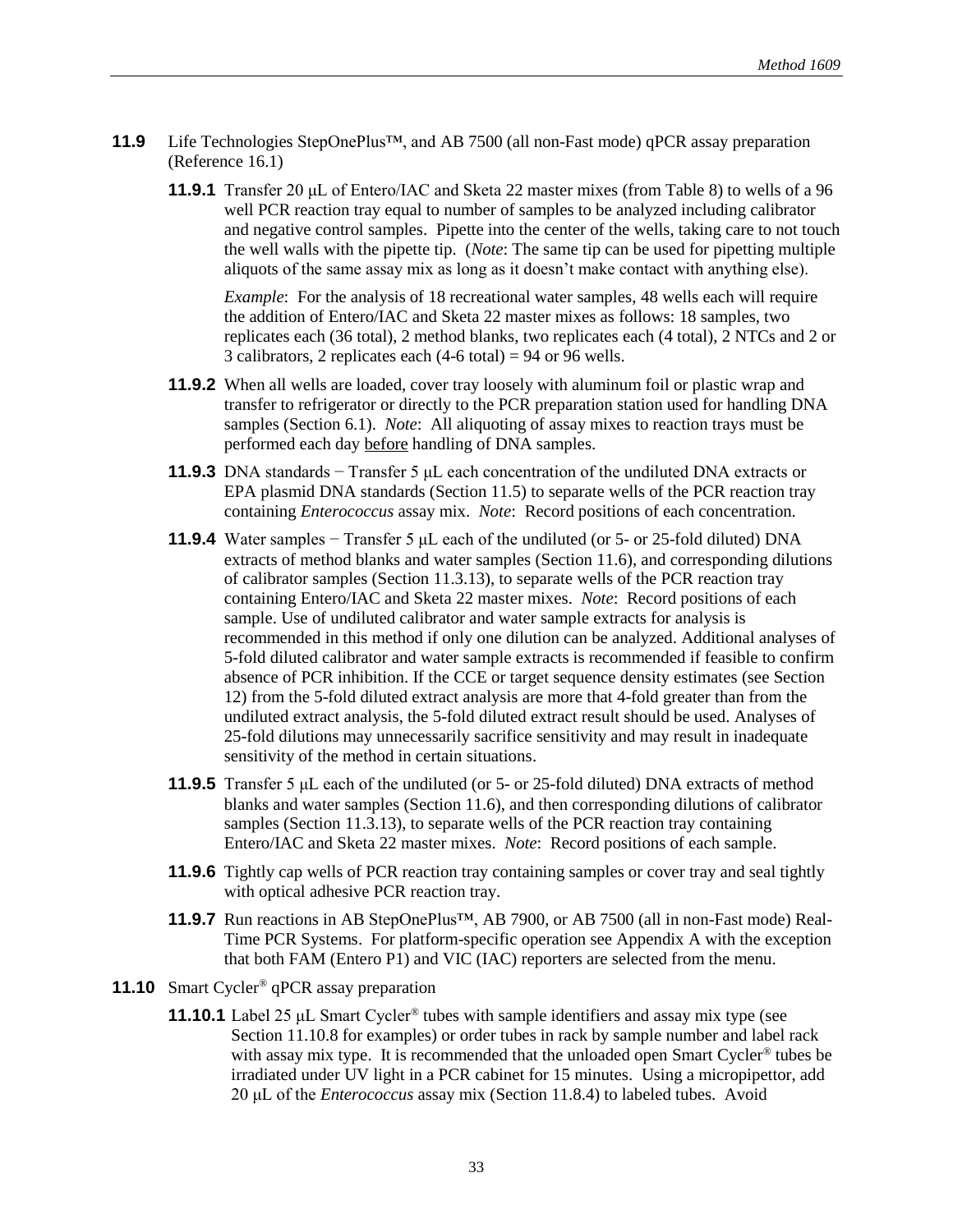**11.9** Life Technologies StepOnePlus™, and AB 7500 (all non-Fast mode) qPCR assay preparation (Reference 16.1)

**11.9.1** Transfer 20 μL of Entero/IAC and Sketa 22 master mixes (from Table 8) to wells of a 96 well PCR reaction tray equal to number of samples to be analyzed including calibrator and negative control samples. Pipette into the center of the wells, taking care to not touch the well walls with the pipette tip. (*Note*: The same tip can be used for pipetting multiple aliquots of the same assay mix as long as it doesn't make contact with anything else).

*Example*: For the analysis of 18 recreational water samples, 48 wells each will require the addition of Entero/IAC and Sketa 22 master mixes as follows: 18 samples, two replicates each (36 total), 2 method blanks, two replicates each (4 total), 2 NTCs and 2 or 3 calibrators, 2 replicates each (4-6 total) = 94 or 96 wells.

**11.9.2** When all wells are loaded, cover tray loosely with aluminum foil or plastic wrap and transfer to refrigerator or directly to the PCR preparation station used for handling DNA samples (Section 6.1). *Note*: All aliquoting of assay mixes to reaction trays must be performed each day <u>before</u> handling of DNA samples.

**11.9.3** DNA standards − Transfer 5 μL each concentration of the undiluted DNA extracts or EPA plasmid DNA standards (Section 11.5) to separate wells of the PCR reaction tray containing *Enterococcus* assay mix. *Note*: Record positions of each concentration.

**11.9.4** Water samples − Transfer 5 μL each of the undiluted (or 5- or 25-fold diluted) DNA extracts of method blanks and water samples (Section 11.6), and corresponding dilutions of calibrator samples (Section 11.3.13), to separate wells of the PCR reaction tray containing Entero/IAC and Sketa 22 master mixes. *Note*: Record positions of each sample. Use of undiluted calibrator and water sample extracts for analysis is recommended in this method if only one dilution can be analyzed. Additional analyses of 5-fold diluted calibrator and water sample extracts is recommended if feasible to confirm absence of PCR inhibition. If the CCE or target sequence density estimates (see Section 12) from the 5-fold diluted extract analysis are more that 4-fold greater than from the undiluted extract analysis, the 5-fold diluted extract result should be used. Analyses of 25-fold dilutions may unnecessarily sacrifice sensitivity and may result in inadequate sensitivity of the method in certain situations.

**11.9.5** Transfer 5 μL each of the undiluted (or 5- or 25-fold diluted) DNA extracts of method blanks and water samples (Section 11.6), and then corresponding dilutions of calibrator samples (Section 11.3.13), to separate wells of the PCR reaction tray containing Entero/IAC and Sketa 22 master mixes. *Note*: Record positions of each sample.

**11.9.6** Tightly cap wells of PCR reaction tray containing samples or cover tray and seal tightly with optical adhesive PCR reaction tray.

**11.9.7** Run reactions in AB StepOnePlus™, AB 7900, or AB 7500 (all in non-Fast mode) Real-Time PCR Systems. For platform-specific operation see Appendix A with the exception that both FAM (Entero P1) and VIC (IAC) reporters are selected from the menu.

**11.10** Smart Cycler® qPCR assay preparation

**11.10.1** Label 25 μL Smart Cycler® tubes with sample identifiers and assay mix type (see Section 11.10.8 for examples) or order tubes in rack by sample number and label rack with assay mix type. It is recommended that the unloaded open Smart Cycler® tubes be irradiated under UV light in a PCR cabinet for 15 minutes. Using a micropipettor, add 20 μL of the *Enterococcus* assay mix (Section 11.8.4) to labeled tubes. Avoid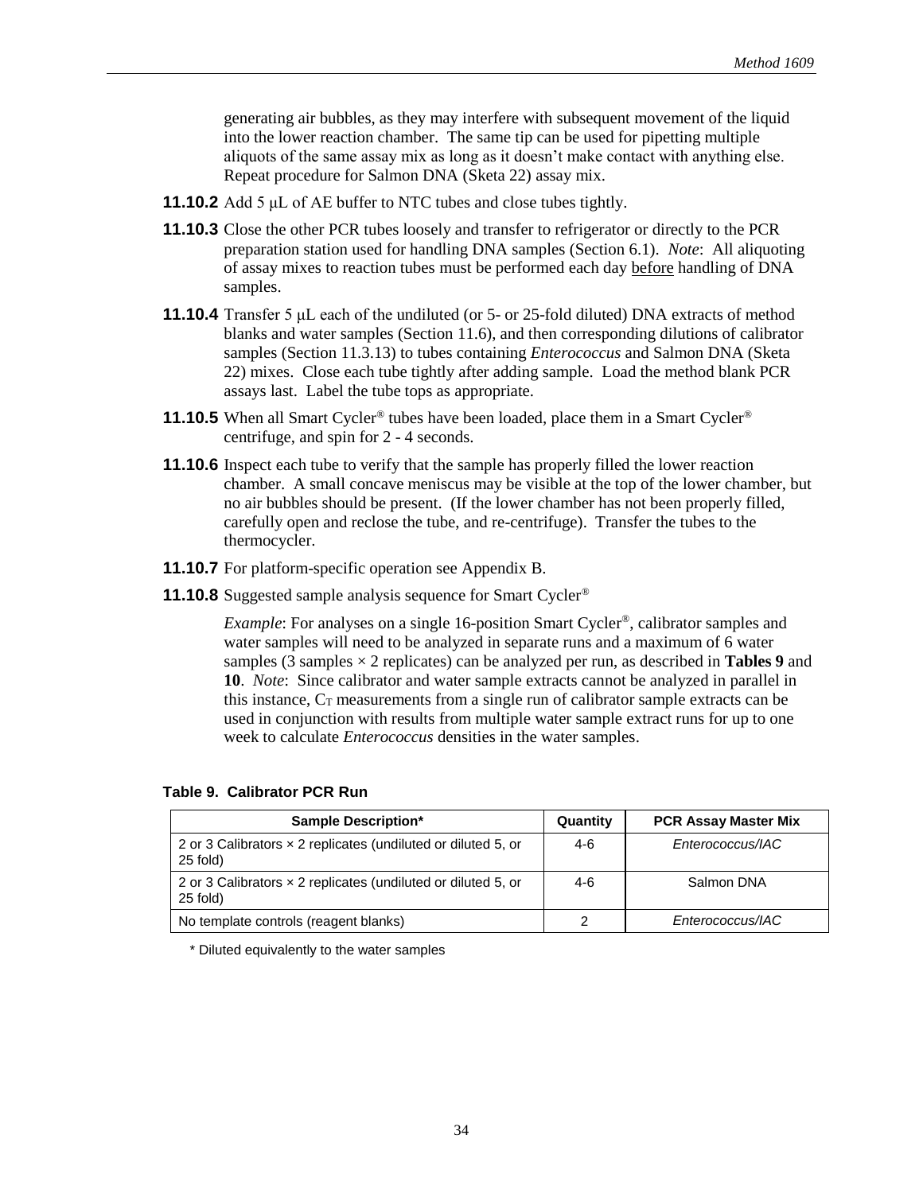generating air bubbles, as they may interfere with subsequent movement of the liquid into the lower reaction chamber. The same tip can be used for pipetting multiple aliquots of the same assay mix as long as it doesn't make contact with anything else. Repeat procedure for Salmon DNA (Sketa 22) assay mix.

**11.10.2** Add 5 μL of AE buffer to NTC tubes and close tubes tightly.

**11.10.3** Close the other PCR tubes loosely and transfer to refrigerator or directly to the PCR preparation station used for handling DNA samples (Section 6.1). *Note*: All aliquoting of assay mixes to reaction tubes must be performed each day before handling of DNA samples.

**11.10.4** Transfer 5 μL each of the undiluted (or 5- or 25-fold diluted) DNA extracts of method blanks and water samples (Section 11.6), and then corresponding dilutions of calibrator samples (Section 11.3.13) to tubes containing *Enterococcus* and Salmon DNA (Sketa 22) mixes. Close each tube tightly after adding sample. Load the method blank PCR assays last. Label the tube tops as appropriate.

**11.10.5** When all Smart Cycler® tubes have been loaded, place them in a Smart Cycler® centrifuge, and spin for 2 - 4 seconds.

**11.10.6** Inspect each tube to verify that the sample has properly filled the lower reaction chamber. A small concave meniscus may be visible at the top of the lower chamber, but no air bubbles should be present. (If the lower chamber has not been properly filled, carefully open and reclose the tube, and re-centrifuge). Transfer the tubes to the thermocycler.

**11.10.7** For platform-specific operation see Appendix B.

**11.10.8** Suggested sample analysis sequence for Smart Cycler®

*Example*: For analyses on a single 16-position Smart Cycler®, calibrator samples and water samples will need to be analyzed in separate runs and a maximum of 6 water samples (3 samples × 2 replicates) can be analyzed per run, as described in **Tables 9** and **10**. *Note*: Since calibrator and water sample extracts cannot be analyzed in parallel in this instance, $C_T$ measurements from a single run of calibrator sample extracts can be used in conjunction with results from multiple water sample extract runs for up to one week to calculate *Enterococcus* densities in the water samples.

**Table 9. Calibrator PCR Run**

| Sample Description* | Quantity | PCR Assay Master Mix |
|---|---|---|
| 2 or 3 Calibrators × 2 replicates (undiluted or diluted 5, or 25 fold) | 4-6 | *Enterococcus/IAC* |
| 2 or 3 Calibrators × 2 replicates (undiluted or diluted 5, or 25 fold) | 4-6 | Salmon DNA |
| No template controls (reagent blanks) | 2 | *Enterococcus/IAC* |

\* Diluted equivalently to the water samples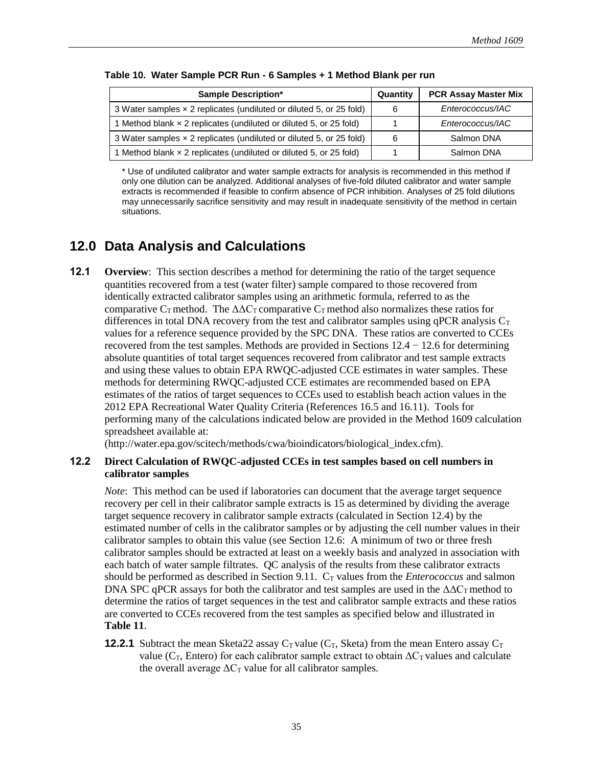**Table 10. Water Sample PCR Run - 6 Samples + 1 Method Blank per run**

| Sample Description* | Quantity | PCR Assay Master Mix |
|---|---|---|
| 3 Water samples × 2 replicates (undiluted or diluted 5, or 25 fold) | 6 | *Enterococcus/IAC* |
| 1 Method blank × 2 replicates (undiluted or diluted 5, or 25 fold) | 1 | *Enterococcus/IAC* |
| 3 Water samples × 2 replicates (undiluted or diluted 5, or 25 fold) | 6 | Salmon DNA |
| 1 Method blank × 2 replicates (undiluted or diluted 5, or 25 fold) | 1 | Salmon DNA |

\* Use of undiluted calibrator and water sample extracts for analysis is recommended in this method if only one dilution can be analyzed. Additional analyses of five-fold diluted calibrator and water sample extracts is recommended if feasible to confirm absence of PCR inhibition. Analyses of 25 fold dilutions may unnecessarily sacrifice sensitivity and may result in inadequate sensitivity of the method in certain situations.

## 12.0 Data Analysis and Calculations

**12.1 Overview**: This section describes a method for determining the ratio of the target sequence quantities recovered from a test (water filter) sample compared to those recovered from identically extracted calibrator samples using an arithmetic formula, referred to as the comparative $C_T$ method. The $\Delta\Delta C_T$ comparative $C_T$ method also normalizes these ratios for differences in total DNA recovery from the test and calibrator samples using qPCR analysis $C_T$ values for a reference sequence provided by the SPC DNA. These ratios are converted to CCEs recovered from the test samples. Methods are provided in Sections 12.4 − 12.6 for determining absolute quantities of total target sequences recovered from calibrator and test sample extracts and using these values to obtain EPA RWQC-adjusted CCE estimates in water samples. These methods for determining RWQC-adjusted CCE estimates are recommended based on EPA estimates of the ratios of target sequences to CCEs used to establish beach action values in the 2012 EPA Recreational Water Quality Criteria (References 16.5 and 16.11). Tools for performing many of the calculations indicated below are provided in the Method 1609 calculation spreadsheet available at:
(http://water.epa.gov/scitech/methods/cwa/bioindicators/biological_index.cfm).

**12.2 Direct Calculation of RWQC-adjusted CCEs in test samples based on cell numbers in calibrator samples**

*Note*: This method can be used if laboratories can document that the average target sequence recovery per cell in their calibrator sample extracts is 15 as determined by dividing the average target sequence recovery in calibrator sample extracts (calculated in Section 12.4) by the estimated number of cells in the calibrator samples or by adjusting the cell number values in their calibrator samples to obtain this value (see Section 12.6: A minimum of two or three fresh calibrator samples should be extracted at least on a weekly basis and analyzed in association with each batch of water sample filtrates. QC analysis of the results from these calibrator extracts should be performed as described in Section 9.11. $C_T$ values from the *Enterococcus* and salmon DNA SPC qPCR assays for both the calibrator and test samples are used in the $\Delta\Delta C_T$ method to determine the ratios of target sequences in the test and calibrator sample extracts and these ratios are converted to CCEs recovered from the test samples as specified below and illustrated in **Table 11**.

**12.2.1** Subtract the mean Sketa22 assay $C_T$ value ($C_T$, Sketa) from the mean Entero assay $C_T$ value ($C_T$, Entero) for each calibrator sample extract to obtain $\Delta C_T$ values and calculate the overall average $\Delta C_T$ value for all calibrator samples.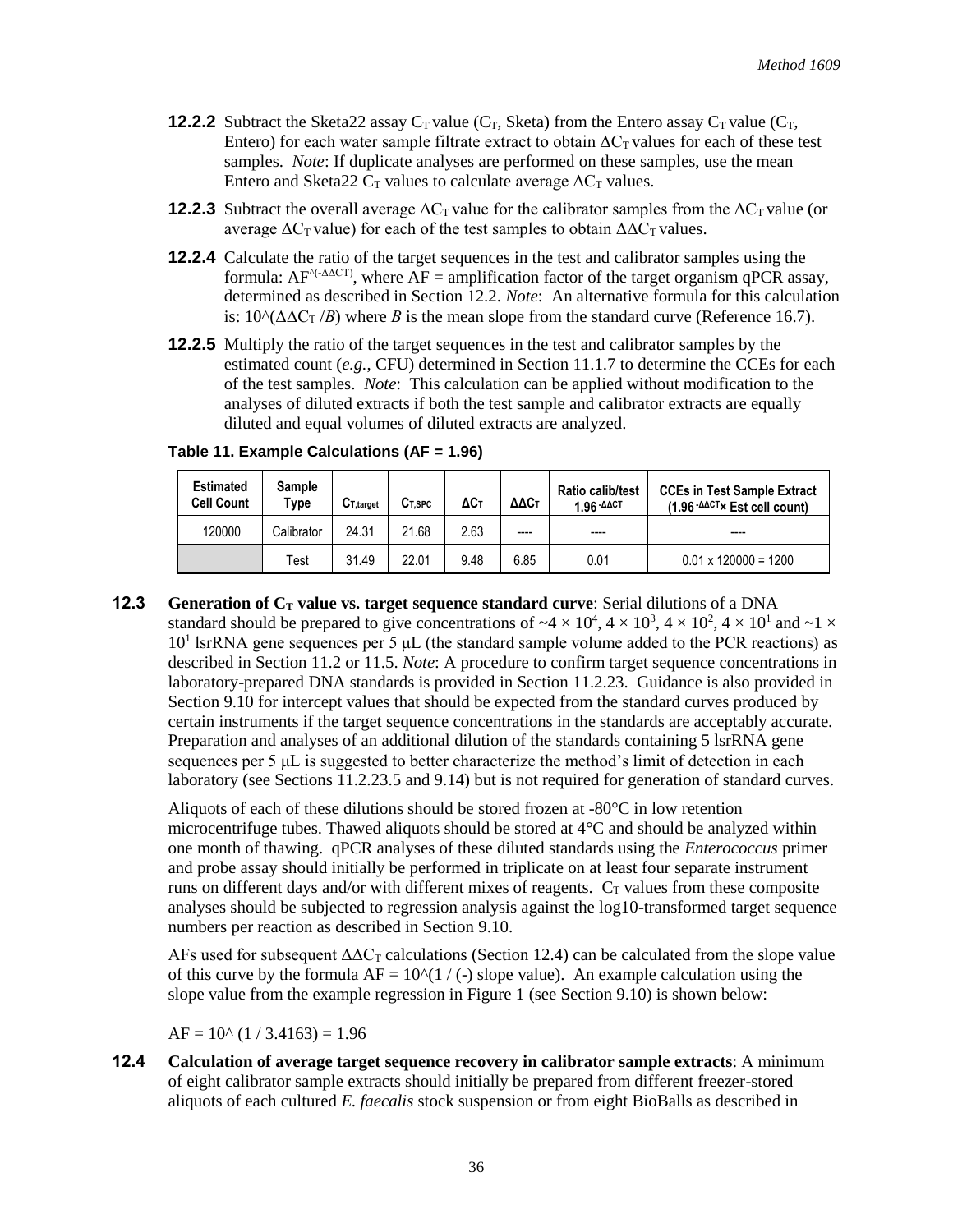**12.2.2** Subtract the Sketa22 assay $C_T$ value ($C_T$, Sketa) from the Entero assay $C_T$ value ($C_T$, Entero) for each water sample filtrate extract to obtain $\Delta C_T$ values for each of these test samples. *Note*: If duplicate analyses are performed on these samples, use the mean Entero and Sketa22 $C_T$ values to calculate average $\Delta C_T$ values.

**12.2.3** Subtract the overall average $\Delta C_T$ value for the calibrator samples from the $\Delta C_T$ value (or average $\Delta C_T$ value) for each of the test samples to obtain $\Delta\Delta C_T$ values.

**12.2.4** Calculate the ratio of the target sequences in the test and calibrator samples using the formula: $AF^{\wedge(-\Delta\Delta CT)}$, where AF = amplification factor of the target organism qPCR assay, determined as described in Section 12.2. *Note*: An alternative formula for this calculation is: $10^\wedge(\Delta\Delta C_T /B)$ where *B* is the mean slope from the standard curve (Reference 16.7).

**12.2.5** Multiply the ratio of the target sequences in the test and calibrator samples by the estimated count (*e.g.*, CFU) determined in Section 11.1.7 to determine the CCEs for each of the test samples. *Note*: This calculation can be applied without modification to the analyses of diluted extracts if both the test sample and calibrator extracts are equally diluted and equal volumes of diluted extracts are analyzed.

**Table 11. Example Calculations (AF = 1.96)**

| Estimated Cell Count | Sample Type | $C_{T,target}$ | $C_{T,SPC}$ | $\Delta C_T$ | $\Delta\Delta C_T$ | Ratio calib/test $1.96^{-\Delta\Delta CT}$ | CCEs in Test Sample Extract ($1.96^{-\Delta\Delta CT}$× Est cell count) |
|---|---|---|---|---|---|---|---|
| 120000 | Calibrator | 24.31 | 21.68 | 2.63 | ---- | ---- | ---- |
| | Test | 31.49 | 22.01 | 9.48 | 6.85 | 0.01 | 0.01 x 120000 = 1200 |

**12.3 Generation of $C_T$ value vs. target sequence standard curve**: Serial dilutions of a DNA standard should be prepared to give concentrations of ~$4 \times 10^4$, $4 \times 10^3$, $4 \times 10^2$, $4 \times 10^1$ and ~$1 \times 10^1$ lsrRNA gene sequences per 5 µL (the standard sample volume added to the PCR reactions) as described in Section 11.2 or 11.5. *Note*: A procedure to confirm target sequence concentrations in laboratory-prepared DNA standards is provided in Section 11.2.23. Guidance is also provided in Section 9.10 for intercept values that should be expected from the standard curves produced by certain instruments if the target sequence concentrations in the standards are acceptably accurate. Preparation and analyses of an additional dilution of the standards containing 5 lsrRNA gene sequences per 5 µL is suggested to better characterize the method's limit of detection in each laboratory (see Sections 11.2.23.5 and 9.14) but is not required for generation of standard curves.

Aliquots of each of these dilutions should be stored frozen at -80°C in low retention microcentrifuge tubes. Thawed aliquots should be stored at 4°C and should be analyzed within one month of thawing. qPCR analyses of these diluted standards using the *Enterococcus* primer and probe assay should initially be performed in triplicate on at least four separate instrument runs on different days and/or with different mixes of reagents. $C_T$ values from these composite analyses should be subjected to regression analysis against the log10-transformed target sequence numbers per reaction as described in Section 9.10.

AFs used for subsequent $\Delta\Delta C_T$ calculations (Section 12.4) can be calculated from the slope value of this curve by the formula AF = 10^(1 / (-) slope value). An example calculation using the slope value from the example regression in Figure 1 (see Section 9.10) is shown below:

$$AF = 10^\wedge (1 / 3.4163) = 1.96$$

**12.4 Calculation of average target sequence recovery in calibrator sample extracts**: A minimum of eight calibrator sample extracts should initially be prepared from different freezer-stored aliquots of each cultured *E. faecalis* stock suspension or from eight BioBalls as described in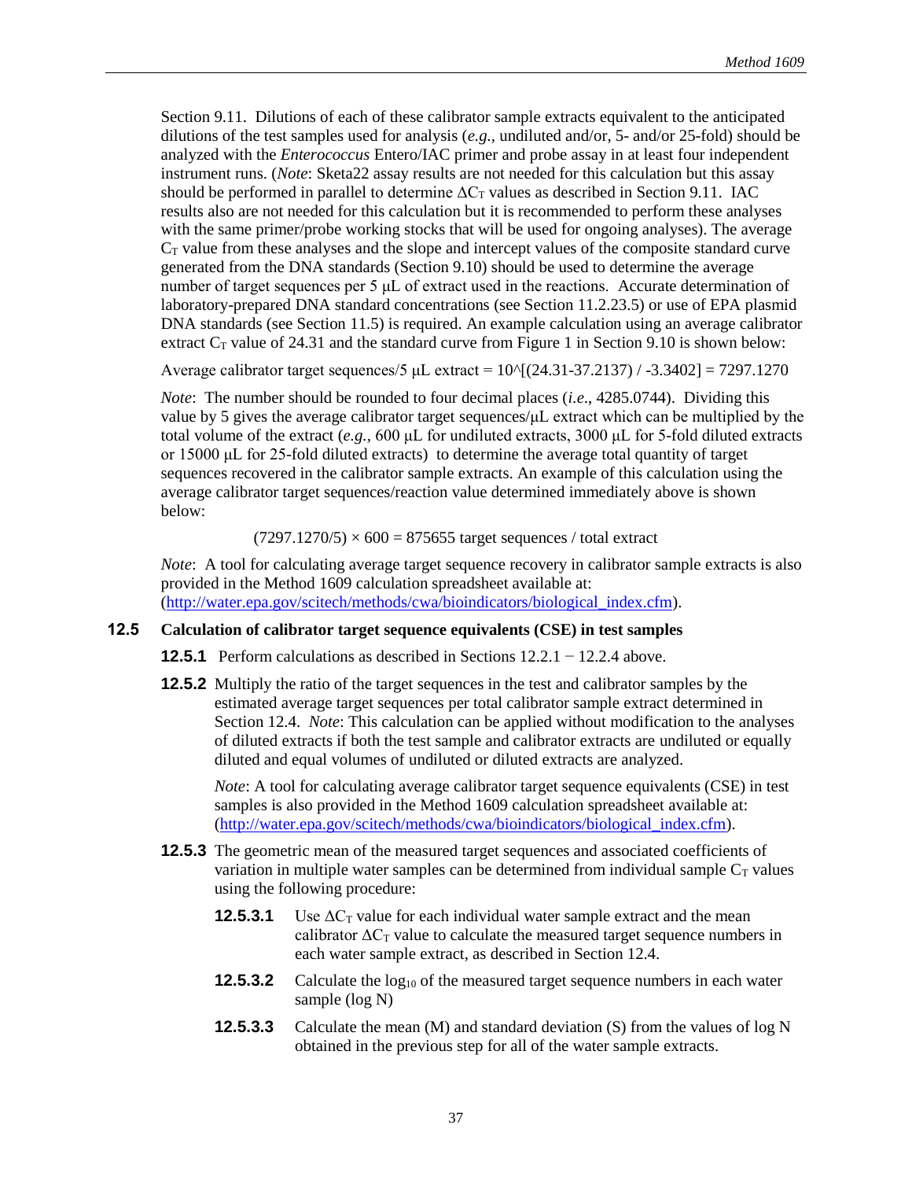Section 9.11. Dilutions of each of these calibrator sample extracts equivalent to the anticipated dilutions of the test samples used for analysis (*e.g.*, undiluted and/or, 5- and/or 25-fold) should be analyzed with the *Enterococcus* Entero/IAC primer and probe assay in at least four independent instrument runs. (*Note*: Sketa22 assay results are not needed for this calculation but this assay should be performed in parallel to determine $\Delta C_T$ values as described in Section 9.11. IAC results also are not needed for this calculation but it is recommended to perform these analyses with the same primer/probe working stocks that will be used for ongoing analyses). The average $C_T$ value from these analyses and the slope and intercept values of the composite standard curve generated from the DNA standards (Section 9.10) should be used to determine the average number of target sequences per 5 µL of extract used in the reactions. Accurate determination of laboratory-prepared DNA standard concentrations (see Section 11.2.23.5) or use of EPA plasmid DNA standards (see Section 11.5) is required. An example calculation using an average calibrator extract $C_T$ value of 24.31 and the standard curve from Figure 1 in Section 9.10 is shown below:

Average calibrator target sequences/5 µL extract = $10^{[(24.31-37.2137) / -3.3402]}$ = 7297.1270

*Note*: The number should be rounded to four decimal places (*i.e*., 4285.0744). Dividing this value by 5 gives the average calibrator target sequences/µL extract which can be multiplied by the total volume of the extract (*e.g.*, 600 µL for undiluted extracts, 3000 µL for 5-fold diluted extracts or 15000 µL for 25-fold diluted extracts) to determine the average total quantity of target sequences recovered in the calibrator sample extracts. An example of this calculation using the average calibrator target sequences/reaction value determined immediately above is shown below:

$$(7297.1270/5) \times 600 = 875655 \text{ target sequences / total extract}$$

*Note*: A tool for calculating average target sequence recovery in calibrator sample extracts is also provided in the Method 1609 calculation spreadsheet available at: (http://water.epa.gov/scitech/methods/cwa/bioindicators/biological_index.cfm).

## 12.5 Calculation of calibrator target sequence equivalents (CSE) in test samples

**12.5.1** Perform calculations as described in Sections 12.2.1 − 12.2.4 above.

**12.5.2** Multiply the ratio of the target sequences in the test and calibrator samples by the estimated average target sequences per total calibrator sample extract determined in Section 12.4. *Note*: This calculation can be applied without modification to the analyses of diluted extracts if both the test sample and calibrator extracts are undiluted or equally diluted and equal volumes of undiluted or diluted extracts are analyzed.

*Note*: A tool for calculating average calibrator target sequence equivalents (CSE) in test samples is also provided in the Method 1609 calculation spreadsheet available at: (http://water.epa.gov/scitech/methods/cwa/bioindicators/biological_index.cfm).

**12.5.3** The geometric mean of the measured target sequences and associated coefficients of variation in multiple water samples can be determined from individual sample $C_T$ values using the following procedure:

**12.5.3.1** Use $\Delta C_T$ value for each individual water sample extract and the mean calibrator $\Delta C_T$ value to calculate the measured target sequence numbers in each water sample extract, as described in Section 12.4.

**12.5.3.2** Calculate the $\log_{10}$ of the measured target sequence numbers in each water sample (log N)

**12.5.3.3** Calculate the mean (M) and standard deviation (S) from the values of log N obtained in the previous step for all of the water sample extracts.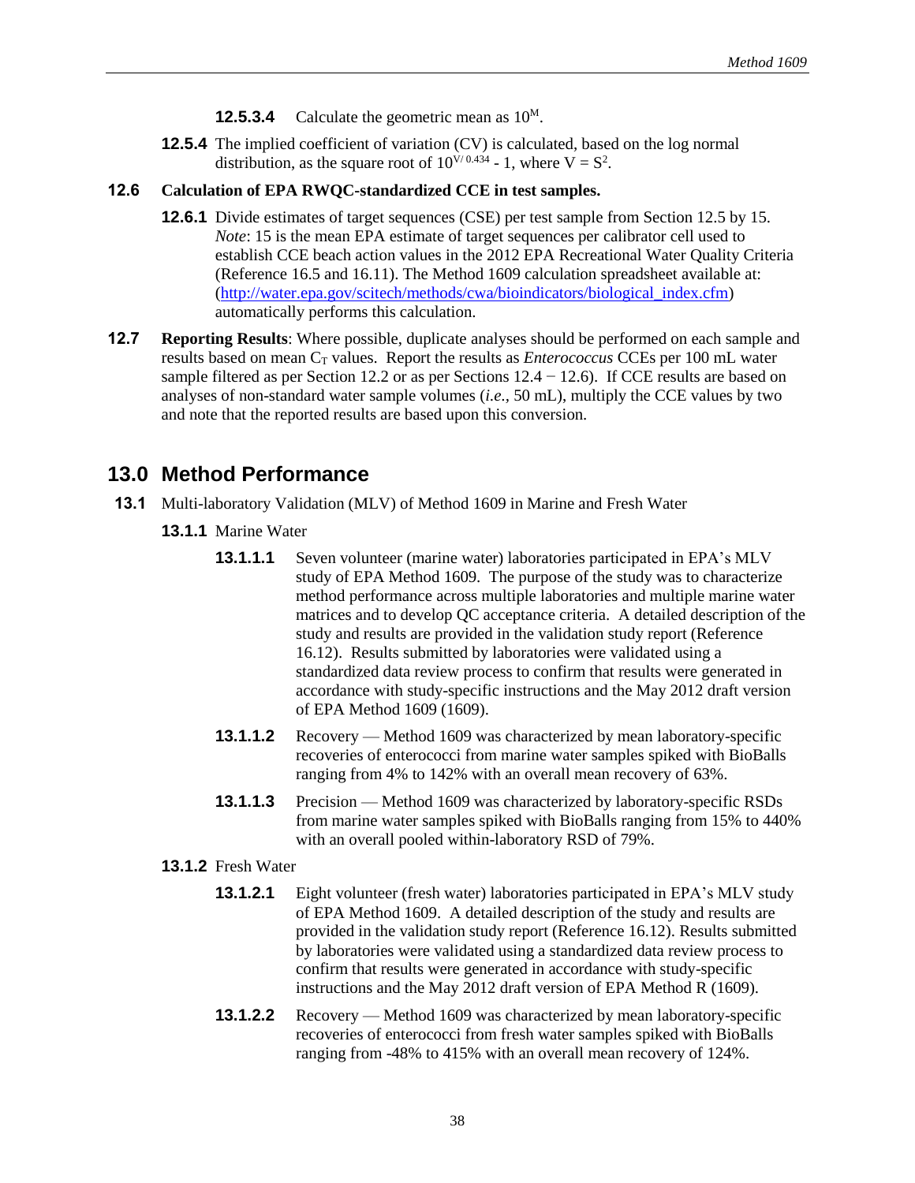**12.5.3.4** Calculate the geometric mean as $10^M$.

**12.5.4** The implied coefficient of variation (CV) is calculated, based on the log normal distribution, as the square root of $10^{V/0.434} - 1$, where $V = S^2$.

**12.6 Calculation of EPA RWQC-standardized CCE in test samples.**

**12.6.1** Divide estimates of target sequences (CSE) per test sample from Section 12.5 by 15. *Note*: 15 is the mean EPA estimate of target sequences per calibrator cell used to establish CCE beach action values in the 2012 EPA Recreational Water Quality Criteria (Reference 16.5 and 16.11). The Method 1609 calculation spreadsheet available at: (http://water.epa.gov/scitech/methods/cwa/bioindicators/biological_index.cfm) automatically performs this calculation.

**12.7 Reporting Results**: Where possible, duplicate analyses should be performed on each sample and results based on mean $C_T$ values. Report the results as *Enterococcus* CCEs per 100 mL water sample filtered as per Section 12.2 or as per Sections 12.4 − 12.6). If CCE results are based on analyses of non-standard water sample volumes (*i.e.*, 50 mL), multiply the CCE values by two and note that the reported results are based upon this conversion.

## 13.0 Method Performance

**13.1** Multi-laboratory Validation (MLV) of Method 1609 in Marine and Fresh Water

**13.1.1** Marine Water

**13.1.1.1** Seven volunteer (marine water) laboratories participated in EPA's MLV study of EPA Method 1609. The purpose of the study was to characterize method performance across multiple laboratories and multiple marine water matrices and to develop QC acceptance criteria. A detailed description of the study and results are provided in the validation study report (Reference 16.12). Results submitted by laboratories were validated using a standardized data review process to confirm that results were generated in accordance with study-specific instructions and the May 2012 draft version of EPA Method 1609 (1609).

**13.1.1.2** Recovery — Method 1609 was characterized by mean laboratory-specific recoveries of enterococci from marine water samples spiked with BioBalls ranging from 4% to 142% with an overall mean recovery of 63%.

**13.1.1.3** Precision — Method 1609 was characterized by laboratory-specific RSDs from marine water samples spiked with BioBalls ranging from 15% to 440% with an overall pooled within-laboratory RSD of 79%.

**13.1.2** Fresh Water

**13.1.2.1** Eight volunteer (fresh water) laboratories participated in EPA's MLV study of EPA Method 1609. A detailed description of the study and results are provided in the validation study report (Reference 16.12). Results submitted by laboratories were validated using a standardized data review process to confirm that results were generated in accordance with study-specific instructions and the May 2012 draft version of EPA Method R (1609).

**13.1.2.2** Recovery — Method 1609 was characterized by mean laboratory-specific recoveries of enterococci from fresh water samples spiked with BioBalls ranging from -48% to 415% with an overall mean recovery of 124%.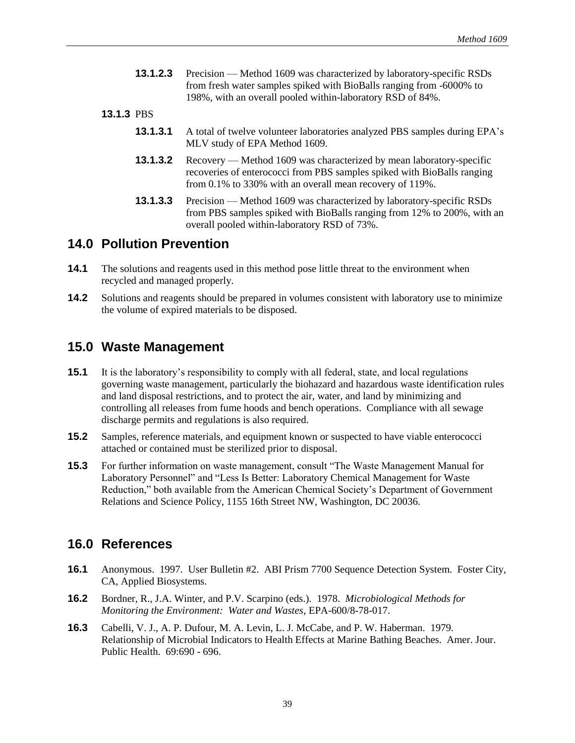**13.1.2.3** Precision — Method 1609 was characterized by laboratory-specific RSDs from fresh water samples spiked with BioBalls ranging from -6000% to 198%, with an overall pooled within-laboratory RSD of 84%.

**13.1.3** PBS

**13.1.3.1** A total of twelve volunteer laboratories analyzed PBS samples during EPA's MLV study of EPA Method 1609.

**13.1.3.2** Recovery — Method 1609 was characterized by mean laboratory-specific recoveries of enterococci from PBS samples spiked with BioBalls ranging from 0.1% to 330% with an overall mean recovery of 119%.

**13.1.3.3** Precision — Method 1609 was characterized by laboratory-specific RSDs from PBS samples spiked with BioBalls ranging from 12% to 200%, with an overall pooled within-laboratory RSD of 73%.

## 14.0 Pollution Prevention

**14.1** The solutions and reagents used in this method pose little threat to the environment when recycled and managed properly.

**14.2** Solutions and reagents should be prepared in volumes consistent with laboratory use to minimize the volume of expired materials to be disposed.

## 15.0 Waste Management

**15.1** It is the laboratory's responsibility to comply with all federal, state, and local regulations governing waste management, particularly the biohazard and hazardous waste identification rules and land disposal restrictions, and to protect the air, water, and land by minimizing and controlling all releases from fume hoods and bench operations. Compliance with all sewage discharge permits and regulations is also required.

**15.2** Samples, reference materials, and equipment known or suspected to have viable enterococci attached or contained must be sterilized prior to disposal.

**15.3** For further information on waste management, consult "The Waste Management Manual for Laboratory Personnel" and "Less Is Better: Laboratory Chemical Management for Waste Reduction," both available from the American Chemical Society's Department of Government Relations and Science Policy, 1155 16th Street NW, Washington, DC 20036.

## 16.0 References

**16.1** Anonymous. 1997. User Bulletin #2. ABI Prism 7700 Sequence Detection System. Foster City, CA, Applied Biosystems.

**16.2** Bordner, R., J.A. Winter, and P.V. Scarpino (eds.). 1978. *Microbiological Methods for Monitoring the Environment: Water and Wastes*, EPA-600/8-78-017.

**16.3** Cabelli, V. J., A. P. Dufour, M. A. Levin, L. J. McCabe, and P. W. Haberman. 1979. Relationship of Microbial Indicators to Health Effects at Marine Bathing Beaches. Amer. Jour. Public Health. 69:690 - 696.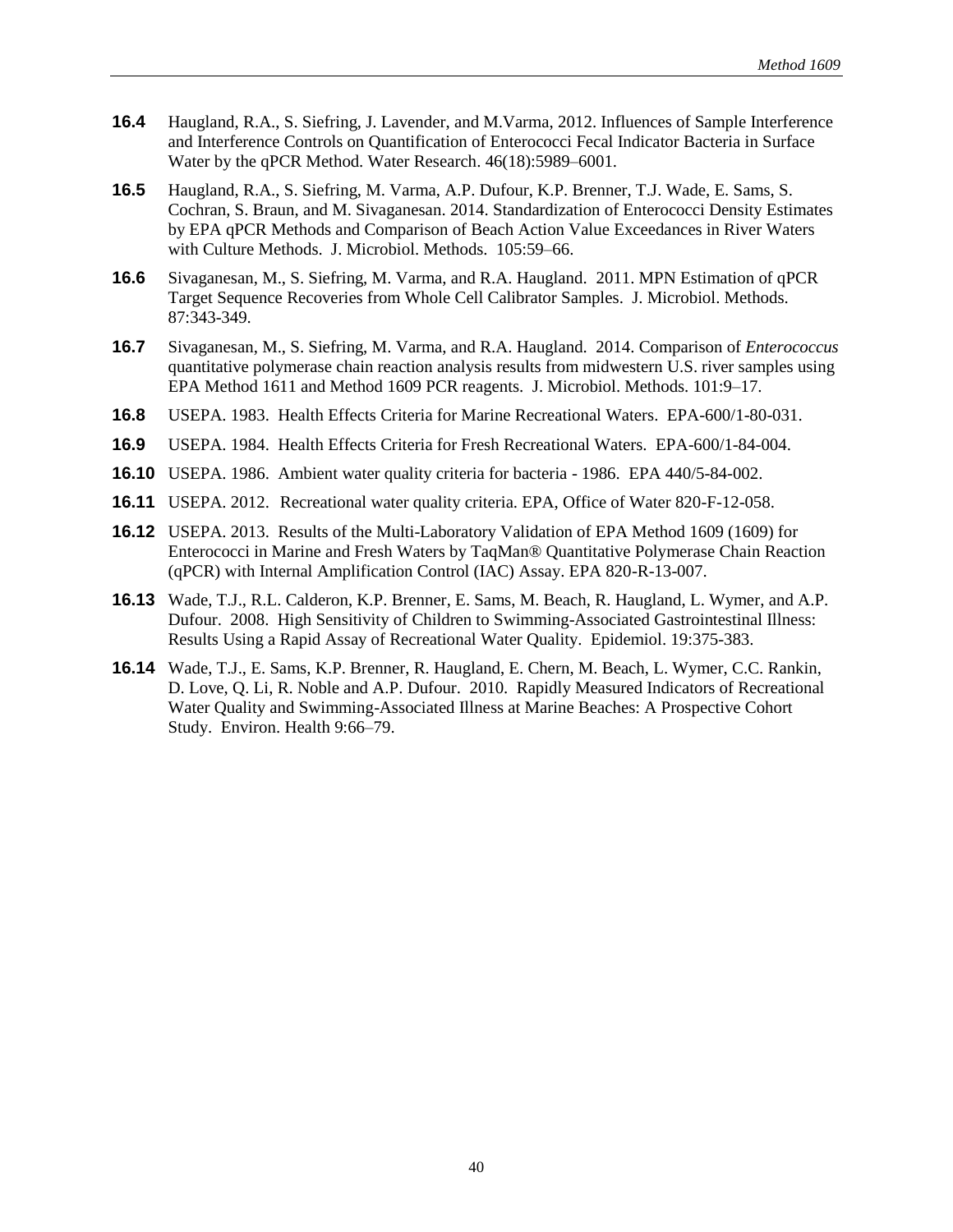**16.4** Haugland, R.A., S. Siefring, J. Lavender, and M.Varma, 2012. Influences of Sample Interference and Interference Controls on Quantification of Enterococci Fecal Indicator Bacteria in Surface Water by the qPCR Method. Water Research. 46(18):5989–6001.

**16.5** Haugland, R.A., S. Siefring, M. Varma, A.P. Dufour, K.P. Brenner, T.J. Wade, E. Sams, S. Cochran, S. Braun, and M. Sivaganesan. 2014. Standardization of Enterococci Density Estimates by EPA qPCR Methods and Comparison of Beach Action Value Exceedances in River Waters with Culture Methods. J. Microbiol. Methods. 105:59–66.

**16.6** Sivaganesan, M., S. Siefring, M. Varma, and R.A. Haugland. 2011. MPN Estimation of qPCR Target Sequence Recoveries from Whole Cell Calibrator Samples. J. Microbiol. Methods. 87:343-349.

**16.7** Sivaganesan, M., S. Siefring, M. Varma, and R.A. Haugland. 2014. Comparison of *Enterococcus* quantitative polymerase chain reaction analysis results from midwestern U.S. river samples using EPA Method 1611 and Method 1609 PCR reagents. J. Microbiol. Methods. 101:9–17.

**16.8** USEPA. 1983. Health Effects Criteria for Marine Recreational Waters. EPA-600/1-80-031.

**16.9** USEPA. 1984. Health Effects Criteria for Fresh Recreational Waters. EPA-600/1-84-004.

**16.10** USEPA. 1986. Ambient water quality criteria for bacteria - 1986. EPA 440/5-84-002.

**16.11** USEPA. 2012. Recreational water quality criteria. EPA, Office of Water 820-F-12-058.

**16.12** USEPA. 2013. Results of the Multi-Laboratory Validation of EPA Method 1609 (1609) for Enterococci in Marine and Fresh Waters by TaqMan® Quantitative Polymerase Chain Reaction (qPCR) with Internal Amplification Control (IAC) Assay. EPA 820-R-13-007.

**16.13** Wade, T.J., R.L. Calderon, K.P. Brenner, E. Sams, M. Beach, R. Haugland, L. Wymer, and A.P. Dufour. 2008. High Sensitivity of Children to Swimming-Associated Gastrointestinal Illness: Results Using a Rapid Assay of Recreational Water Quality. Epidemiol. 19:375-383.

**16.14** Wade, T.J., E. Sams, K.P. Brenner, R. Haugland, E. Chern, M. Beach, L. Wymer, C.C. Rankin, D. Love, Q. Li, R. Noble and A.P. Dufour. 2010. Rapidly Measured Indicators of Recreational Water Quality and Swimming-Associated Illness at Marine Beaches: A Prospective Cohort Study. Environ. Health 9:66–79.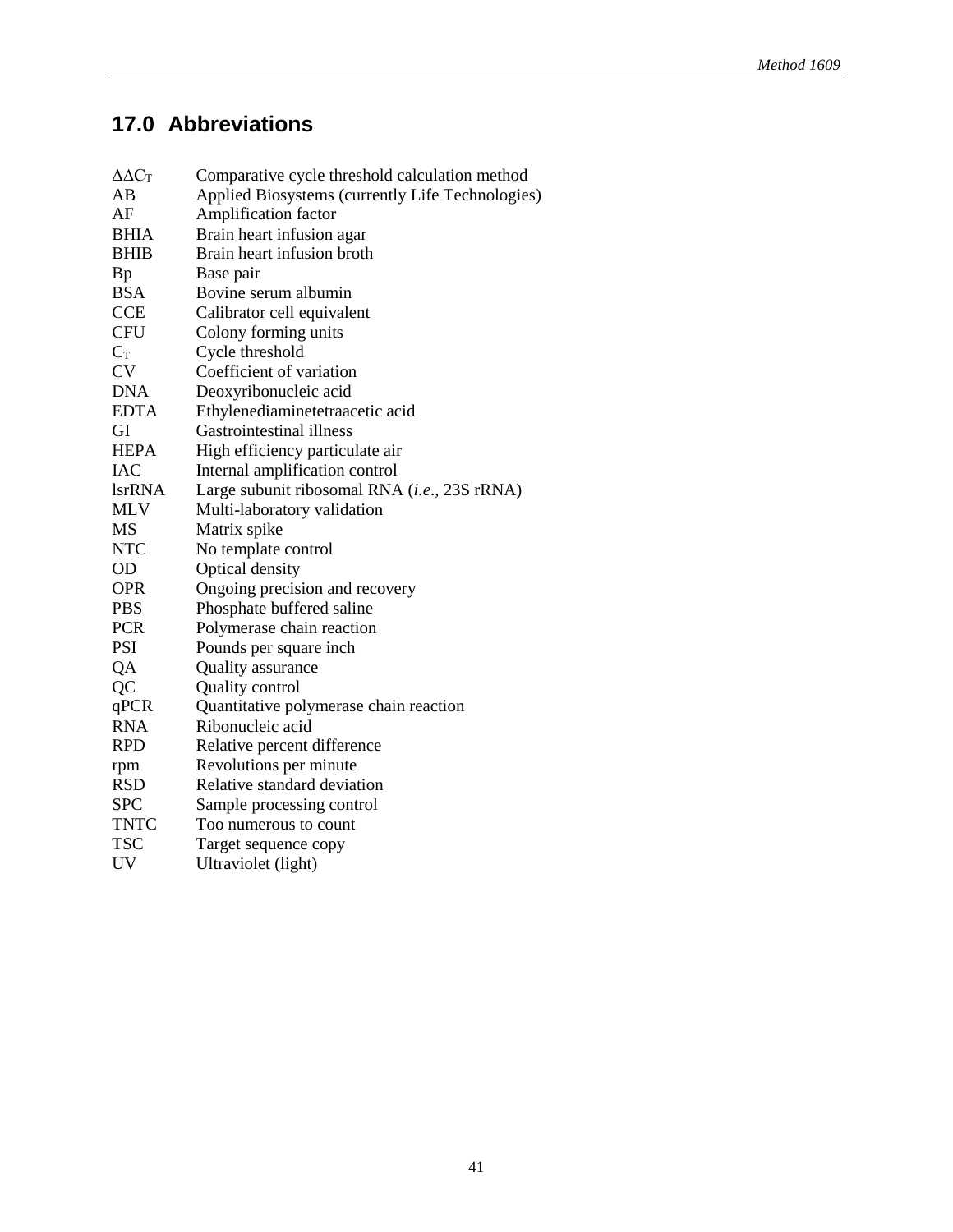## 17.0 Abbreviations

| | |
|---|---|
| $\Delta\Delta C_T$ | Comparative cycle threshold calculation method |
| AB | Applied Biosystems (currently Life Technologies) |
| AF | Amplification factor |
| BHIA | Brain heart infusion agar |
| BHIB | Brain heart infusion broth |
| Bp | Base pair |
| BSA | Bovine serum albumin |
| CCE | Calibrator cell equivalent |
| CFU | Colony forming units |
| $C_T$ | Cycle threshold |
| CV | Coefficient of variation |
| DNA | Deoxyribonucleic acid |
| EDTA | Ethylenediaminetetraacetic acid |
| GI | Gastrointestinal illness |
| HEPA | High efficiency particulate air |
| IAC | Internal amplification control |
| lsrRNA | Large subunit ribosomal RNA (*i.e.*, 23S rRNA) |
| MLV | Multi-laboratory validation |
| MS | Matrix spike |
| NTC | No template control |
| OD | Optical density |
| OPR | Ongoing precision and recovery |
| PBS | Phosphate buffered saline |
| PCR | Polymerase chain reaction |
| PSI | Pounds per square inch |
| QA | Quality assurance |
| QC | Quality control |
| qPCR | Quantitative polymerase chain reaction |
| RNA | Ribonucleic acid |
| RPD | Relative percent difference |
| rpm | Revolutions per minute |
| RSD | Relative standard deviation |
| SPC | Sample processing control |
| TNTC | Too numerous to count |
| TSC | Target sequence copy |
| UV | Ultraviolet (light) |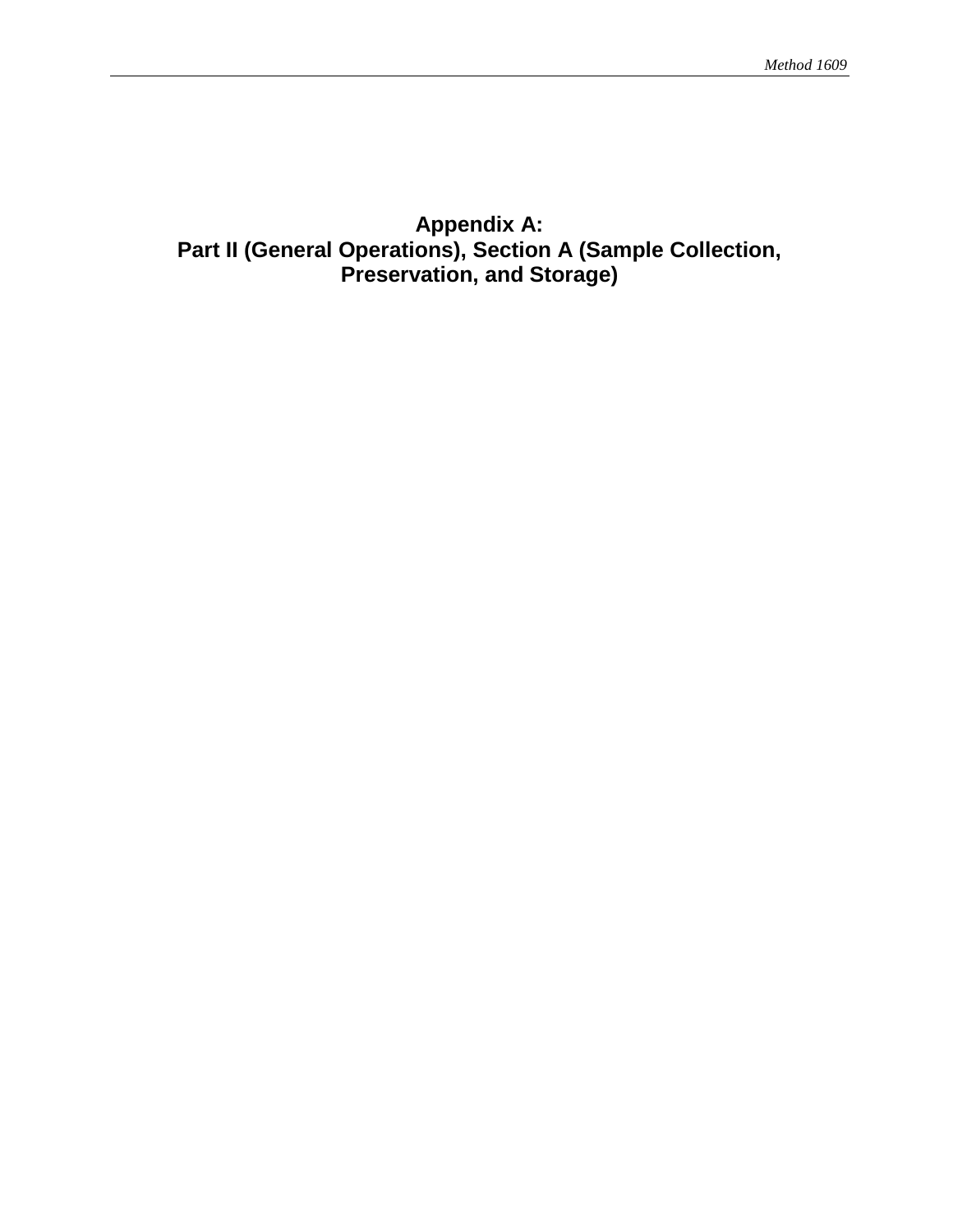# Appendix A:
# Part II (General Operations), Section A (Sample Collection, Preservation, and Storage)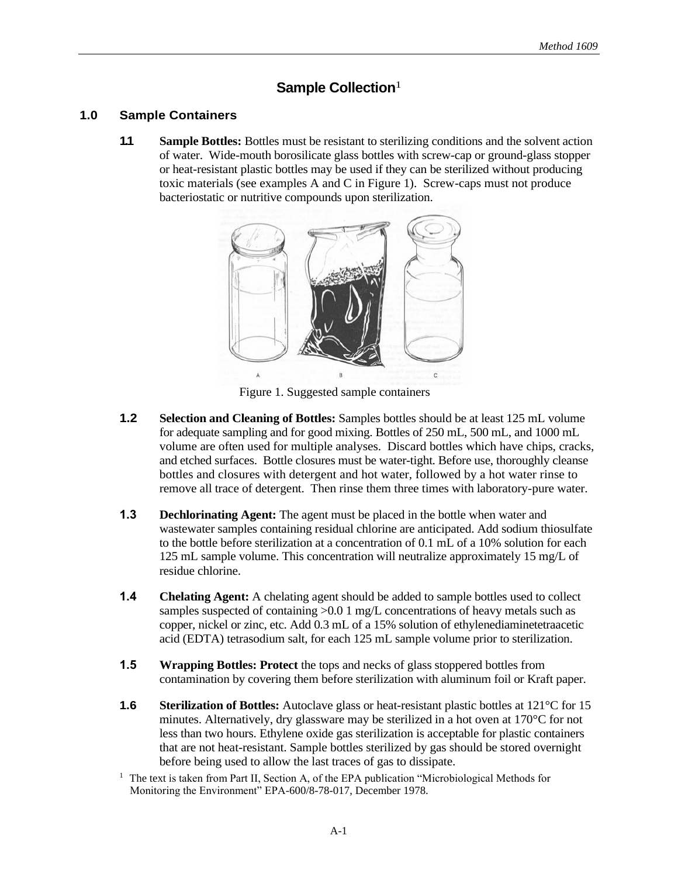# Sample Collection[1]

## 1.0 Sample Containers

**1.1 Sample Bottles:** Bottles must be resistant to sterilizing conditions and the solvent action of water. Wide-mouth borosilicate glass bottles with screw-cap or ground-glass stopper or heat-resistant plastic bottles may be used if they can be sterilized without producing toxic materials (see examples A and C in Figure 1). Screw-caps must not produce bacteriostatic or nutritive compounds upon sterilization.

Figure 1. Suggested sample containers

**1.2 Selection and Cleaning of Bottles:** Samples bottles should be at least 125 mL volume for adequate sampling and for good mixing. Bottles of 250 mL, 500 mL, and 1000 mL volume are often used for multiple analyses. Discard bottles which have chips, cracks, and etched surfaces. Bottle closures must be water-tight. Before use, thoroughly cleanse bottles and closures with detergent and hot water, followed by a hot water rinse to remove all trace of detergent. Then rinse them three times with laboratory-pure water.

**1.3 Dechlorinating Agent:** The agent must be placed in the bottle when water and wastewater samples containing residual chlorine are anticipated. Add sodium thiosulfate to the bottle before sterilization at a concentration of 0.1 mL of a 10% solution for each 125 mL sample volume. This concentration will neutralize approximately 15 mg/L of residue chlorine.

**1.4 Chelating Agent:** A chelating agent should be added to sample bottles used to collect samples suspected of containing >0.0 1 mg/L concentrations of heavy metals such as copper, nickel or zinc, etc. Add 0.3 mL of a 15% solution of ethylenediaminetetraacetic acid (EDTA) tetrasodium salt, for each 125 mL sample volume prior to sterilization.

**1.5 Wrapping Bottles: Protect** the tops and necks of glass stoppered bottles from contamination by covering them before sterilization with aluminum foil or Kraft paper.

**1.6 Sterilization of Bottles:** Autoclave glass or heat-resistant plastic bottles at 121°C for 15 minutes. Alternatively, dry glassware may be sterilized in a hot oven at 170°C for not less than two hours. Ethylene oxide gas sterilization is acceptable for plastic containers that are not heat-resistant. Sample bottles sterilized by gas should be stored overnight before being used to allow the last traces of gas to dissipate.

[1] The text is taken from Part II, Section A, of the EPA publication "Microbiological Methods for Monitoring the Environment" EPA-600/8-78-017, December 1978.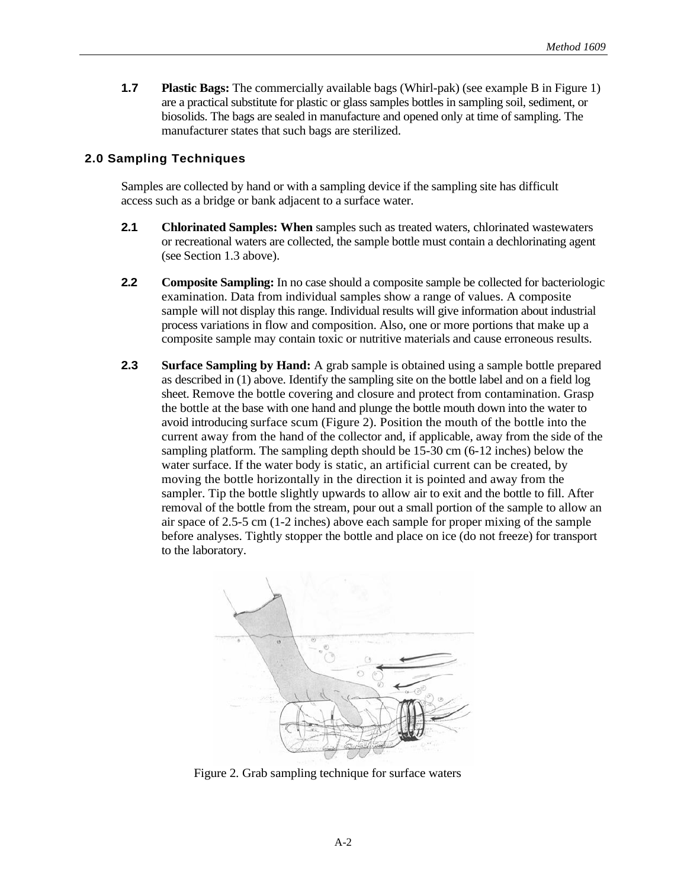**1.7** **Plastic Bags:** The commercially available bags (Whirl-pak) (see example B in Figure 1) are a practical substitute for plastic or glass samples bottles in sampling soil, sediment, or biosolids. The bags are sealed in manufacture and opened only at time of sampling. The manufacturer states that such bags are sterilized.

## 2.0 Sampling Techniques

Samples are collected by hand or with a sampling device if the sampling site has difficult access such as a bridge or bank adjacent to a surface water.

**2.1** **Chlorinated Samples: When** samples such as treated waters, chlorinated wastewaters or recreational waters are collected, the sample bottle must contain a dechlorinating agent (see Section 1.3 above).

**2.2** **Composite Sampling:** In no case should a composite sample be collected for bacteriologic examination. Data from individual samples show a range of values. A composite sample will not display this range. Individual results will give information about industrial process variations in flow and composition. Also, one or more portions that make up a composite sample may contain toxic or nutritive materials and cause erroneous results.

**2.3** **Surface Sampling by Hand:** A grab sample is obtained using a sample bottle prepared as described in (1) above. Identify the sampling site on the bottle label and on a field log sheet. Remove the bottle covering and closure and protect from contamination. Grasp the bottle at the base with one hand and plunge the bottle mouth down into the water to avoid introducing surface scum (Figure 2). Position the mouth of the bottle into the current away from the hand of the collector and, if applicable, away from the side of the sampling platform. The sampling depth should be 15-30 cm (6-12 inches) below the water surface. If the water body is static, an artificial current can be created, by moving the bottle horizontally in the direction it is pointed and away from the sampler. Tip the bottle slightly upwards to allow air to exit and the bottle to fill. After removal of the bottle from the stream, pour out a small portion of the sample to allow an air space of 2.5-5 cm (1-2 inches) above each sample for proper mixing of the sample before analyses. Tightly stopper the bottle and place on ice (do not freeze) for transport to the laboratory.

Figure 2. Grab sampling technique for surface waters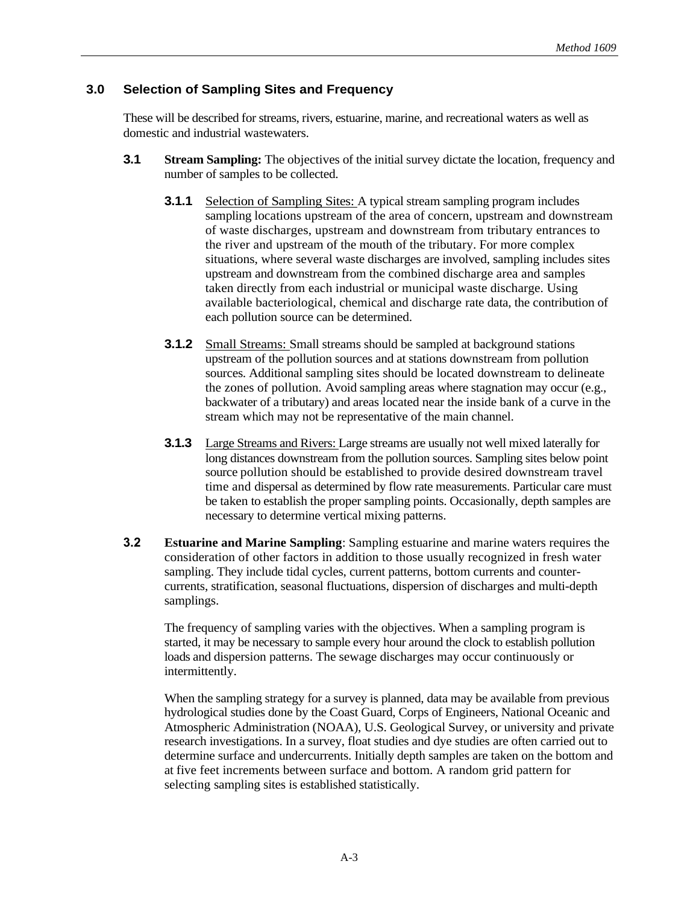## 3.0 Selection of Sampling Sites and Frequency

These will be described for streams, rivers, estuarine, marine, and recreational waters as well as domestic and industrial wastewaters.

**3.1** **Stream Sampling:** The objectives of the initial survey dictate the location, frequency and number of samples to be collected.

**3.1.1** Selection of Sampling Sites: A typical stream sampling program includes sampling locations upstream of the area of concern, upstream and downstream of waste discharges, upstream and downstream from tributary entrances to the river and upstream of the mouth of the tributary. For more complex situations, where several waste discharges are involved, sampling includes sites upstream and downstream from the combined discharge area and samples taken directly from each industrial or municipal waste discharge. Using available bacteriological, chemical and discharge rate data, the contribution of each pollution source can be determined.

**3.1.2** Small Streams: Small streams should be sampled at background stations upstream of the pollution sources and at stations downstream from pollution sources. Additional sampling sites should be located downstream to delineate the zones of pollution. Avoid sampling areas where stagnation may occur (e.g., backwater of a tributary) and areas located near the inside bank of a curve in the stream which may not be representative of the main channel.

**3.1.3** Large Streams and Rivers: Large streams are usually not well mixed laterally for long distances downstream from the pollution sources. Sampling sites below point source pollution should be established to provide desired downstream travel time and dispersal as determined by flow rate measurements. Particular care must be taken to establish the proper sampling points. Occasionally, depth samples are necessary to determine vertical mixing patterns.

**3.2** **Estuarine and Marine Sampling**: Sampling estuarine and marine waters requires the consideration of other factors in addition to those usually recognized in fresh water sampling. They include tidal cycles, current patterns, bottom currents and counter-currents, stratification, seasonal fluctuations, dispersion of discharges and multi-depth samplings.

The frequency of sampling varies with the objectives. When a sampling program is started, it may be necessary to sample every hour around the clock to establish pollution loads and dispersion patterns. The sewage discharges may occur continuously or intermittently.

When the sampling strategy for a survey is planned, data may be available from previous hydrological studies done by the Coast Guard, Corps of Engineers, National Oceanic and Atmospheric Administration (NOAA), U.S. Geological Survey, or university and private research investigations. In a survey, float studies and dye studies are often carried out to determine surface and undercurrents. Initially depth samples are taken on the bottom and at five feet increments between surface and bottom. A random grid pattern for selecting sampling sites is established statistically.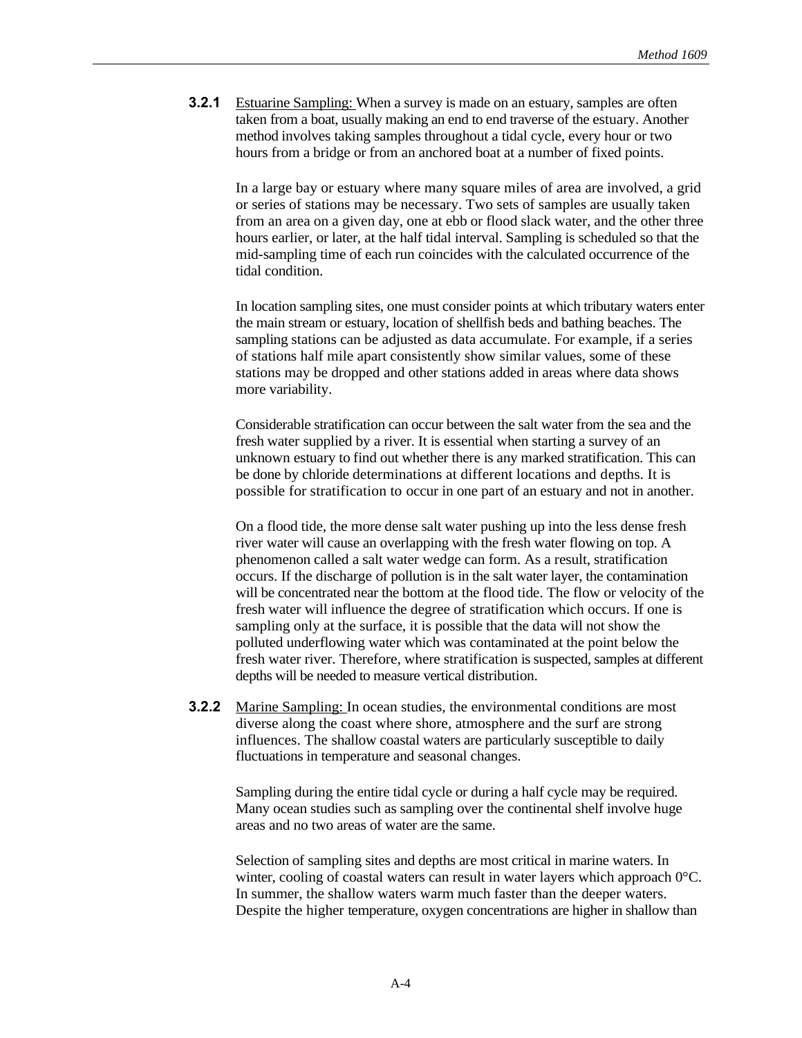**3.2.1** Estuarine Sampling: When a survey is made on an estuary, samples are often taken from a boat, usually making an end to end traverse of the estuary. Another method involves taking samples throughout a tidal cycle, every hour or two hours from a bridge or from an anchored boat at a number of fixed points.

In a large bay or estuary where many square miles of area are involved, a grid or series of stations may be necessary. Two sets of samples are usually taken from an area on a given day, one at ebb or flood slack water, and the other three hours earlier, or later, at the half tidal interval. Sampling is scheduled so that the mid-sampling time of each run coincides with the calculated occurrence of the tidal condition.

In location sampling sites, one must consider points at which tributary waters enter the main stream or estuary, location of shellfish beds and bathing beaches. The sampling stations can be adjusted as data accumulate. For example, if a series of stations half mile apart consistently show similar values, some of these stations may be dropped and other stations added in areas where data shows more variability.

Considerable stratification can occur between the salt water from the sea and the fresh water supplied by a river. It is essential when starting a survey of an unknown estuary to find out whether there is any marked stratification. This can be done by chloride determinations at different locations and depths. It is possible for stratification to occur in one part of an estuary and not in another.

On a flood tide, the more dense salt water pushing up into the less dense fresh river water will cause an overlapping with the fresh water flowing on top. A phenomenon called a salt water wedge can form. As a result, stratification occurs. If the discharge of pollution is in the salt water layer, the contamination will be concentrated near the bottom at the flood tide. The flow or velocity of the fresh water will influence the degree of stratification which occurs. If one is sampling only at the surface, it is possible that the data will not show the polluted underflowing water which was contaminated at the point below the fresh water river. Therefore, where stratification is suspected, samples at different depths will be needed to measure vertical distribution.

**3.2.2** Marine Sampling: In ocean studies, the environmental conditions are most diverse along the coast where shore, atmosphere and the surf are strong influences. The shallow coastal waters are particularly susceptible to daily fluctuations in temperature and seasonal changes.

Sampling during the entire tidal cycle or during a half cycle may be required. Many ocean studies such as sampling over the continental shelf involve huge areas and no two areas of water are the same.

Selection of sampling sites and depths are most critical in marine waters. In winter, cooling of coastal waters can result in water layers which approach 0°C. In summer, the shallow waters warm much faster than the deeper waters. Despite the higher temperature, oxygen concentrations are higher in shallow than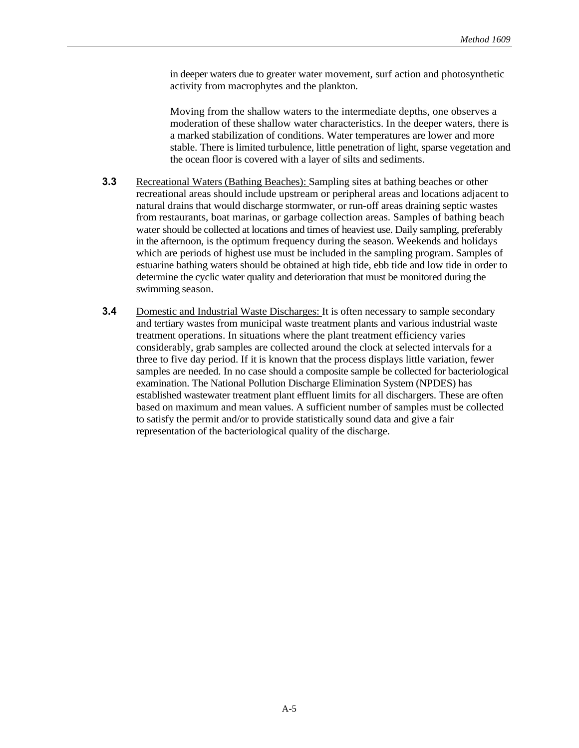in deeper waters due to greater water movement, surf action and photosynthetic activity from macrophytes and the plankton.

Moving from the shallow waters to the intermediate depths, one observes a moderation of these shallow water characteristics. In the deeper waters, there is a marked stabilization of conditions. Water temperatures are lower and more stable. There is limited turbulence, little penetration of light, sparse vegetation and the ocean floor is covered with a layer of silts and sediments.

**3.3** Recreational Waters (Bathing Beaches): Sampling sites at bathing beaches or other recreational areas should include upstream or peripheral areas and locations adjacent to natural drains that would discharge stormwater, or run-off areas draining septic wastes from restaurants, boat marinas, or garbage collection areas. Samples of bathing beach water should be collected at locations and times of heaviest use. Daily sampling, preferably in the afternoon, is the optimum frequency during the season. Weekends and holidays which are periods of highest use must be included in the sampling program. Samples of estuarine bathing waters should be obtained at high tide, ebb tide and low tide in order to determine the cyclic water quality and deterioration that must be monitored during the swimming season.

**3.4** Domestic and Industrial Waste Discharges: It is often necessary to sample secondary and tertiary wastes from municipal waste treatment plants and various industrial waste treatment operations. In situations where the plant treatment efficiency varies considerably, grab samples are collected around the clock at selected intervals for a three to five day period. If it is known that the process displays little variation, fewer samples are needed. In no case should a composite sample be collected for bacteriological examination. The National Pollution Discharge Elimination System (NPDES) has established wastewater treatment plant effluent limits for all dischargers. These are often based on maximum and mean values. A sufficient number of samples must be collected to satisfy the permit and/or to provide statistically sound data and give a fair representation of the bacteriological quality of the discharge.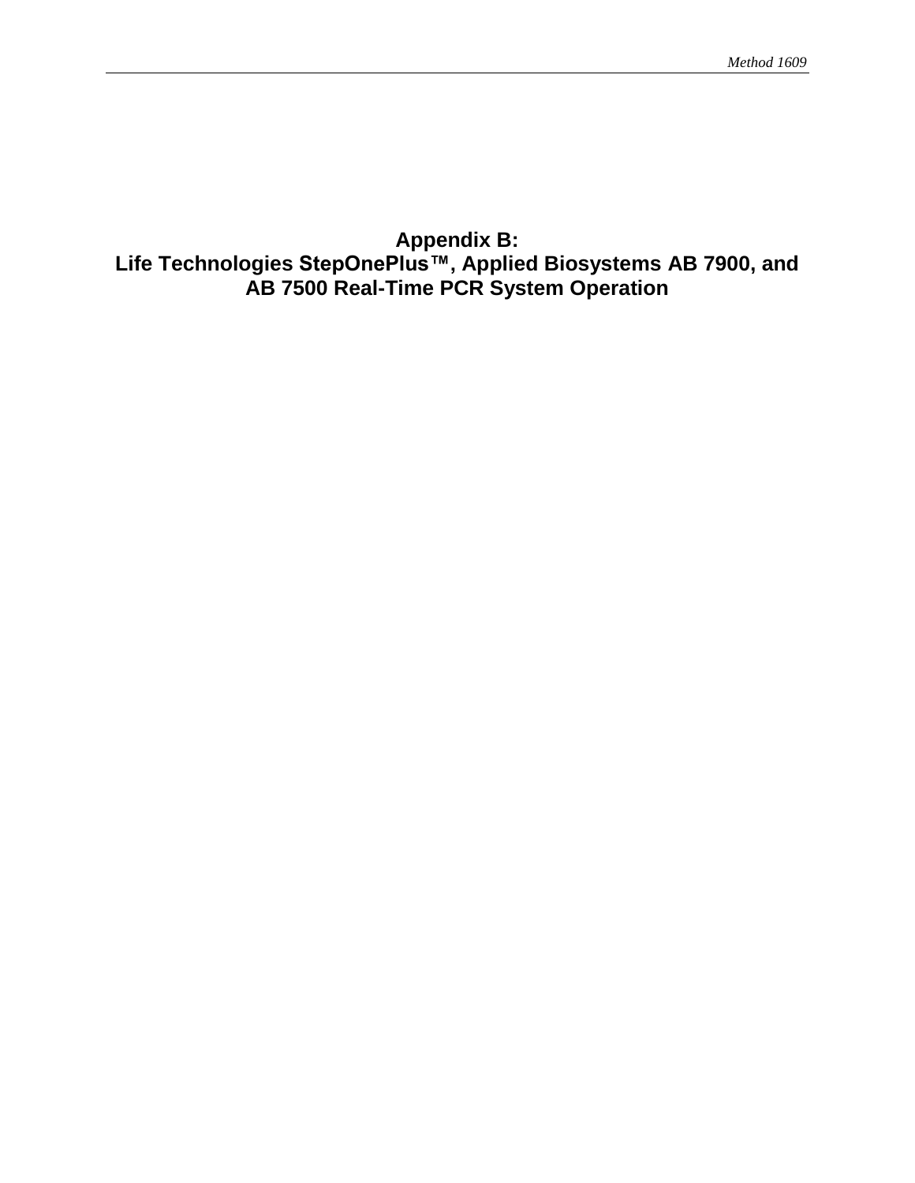# Appendix B:
# Life Technologies StepOnePlus™, Applied Biosystems AB 7900, and AB 7500 Real-Time PCR System Operation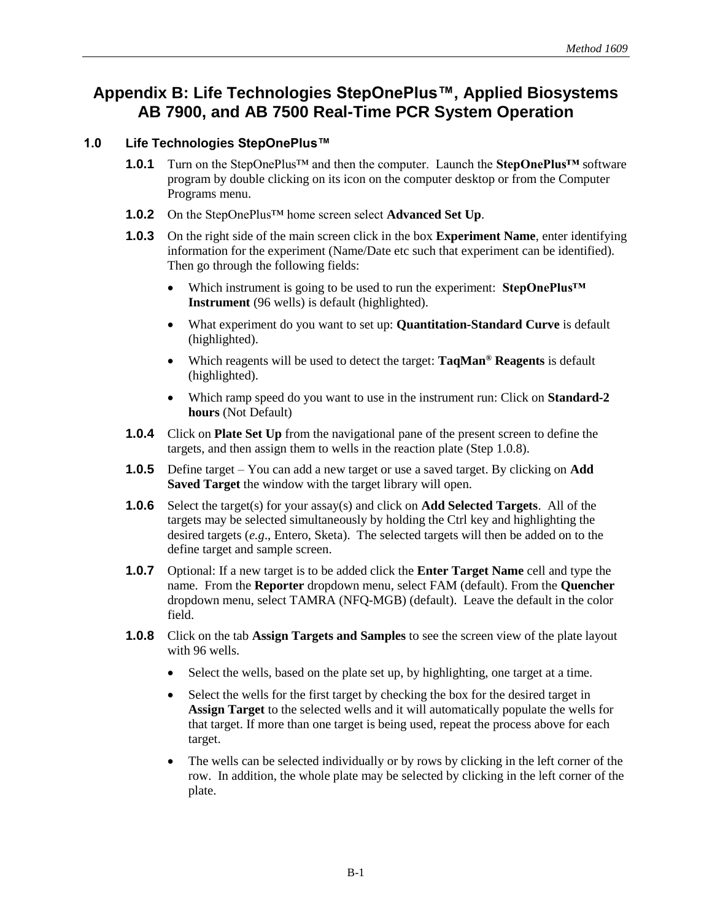# Appendix B: Life Technologies StepOnePlus™, Applied Biosystems AB 7900, and AB 7500 Real-Time PCR System Operation

## 1.0 Life Technologies StepOnePlus™

**1.0.1** Turn on the StepOnePlus™ and then the computer. Launch the **StepOnePlus™** software program by double clicking on its icon on the computer desktop or from the Computer Programs menu.

**1.0.2** On the StepOnePlus™ home screen select **Advanced Set Up**.

**1.0.3** On the right side of the main screen click in the box **Experiment Name**, enter identifying information for the experiment (Name/Date etc such that experiment can be identified). Then go through the following fields:

- Which instrument is going to be used to run the experiment: **StepOnePlus™ Instrument** (96 wells) is default (highlighted).
- What experiment do you want to set up: **Quantitation-Standard Curve** is default (highlighted).
- Which reagents will be used to detect the target: **TaqMan® Reagents** is default (highlighted).
- Which ramp speed do you want to use in the instrument run: Click on **Standard-2 hours** (Not Default)

**1.0.4** Click on **Plate Set Up** from the navigational pane of the present screen to define the targets, and then assign them to wells in the reaction plate (Step 1.0.8).

**1.0.5** Define target – You can add a new target or use a saved target. By clicking on **Add Saved Target** the window with the target library will open.

**1.0.6** Select the target(s) for your assay(s) and click on **Add Selected Targets**. All of the targets may be selected simultaneously by holding the Ctrl key and highlighting the desired targets (*e.g*., Entero, Sketa). The selected targets will then be added on to the define target and sample screen.

**1.0.7** Optional: If a new target is to be added click the **Enter Target Name** cell and type the name. From the **Reporter** dropdown menu, select FAM (default). From the **Quencher** dropdown menu, select TAMRA (NFQ-MGB) (default). Leave the default in the color field.

**1.0.8** Click on the tab **Assign Targets and Samples** to see the screen view of the plate layout with 96 wells.

- Select the wells, based on the plate set up, by highlighting, one target at a time.
- Select the wells for the first target by checking the box for the desired target in **Assign Target** to the selected wells and it will automatically populate the wells for that target. If more than one target is being used, repeat the process above for each target.
- The wells can be selected individually or by rows by clicking in the left corner of the row. In addition, the whole plate may be selected by clicking in the left corner of the plate.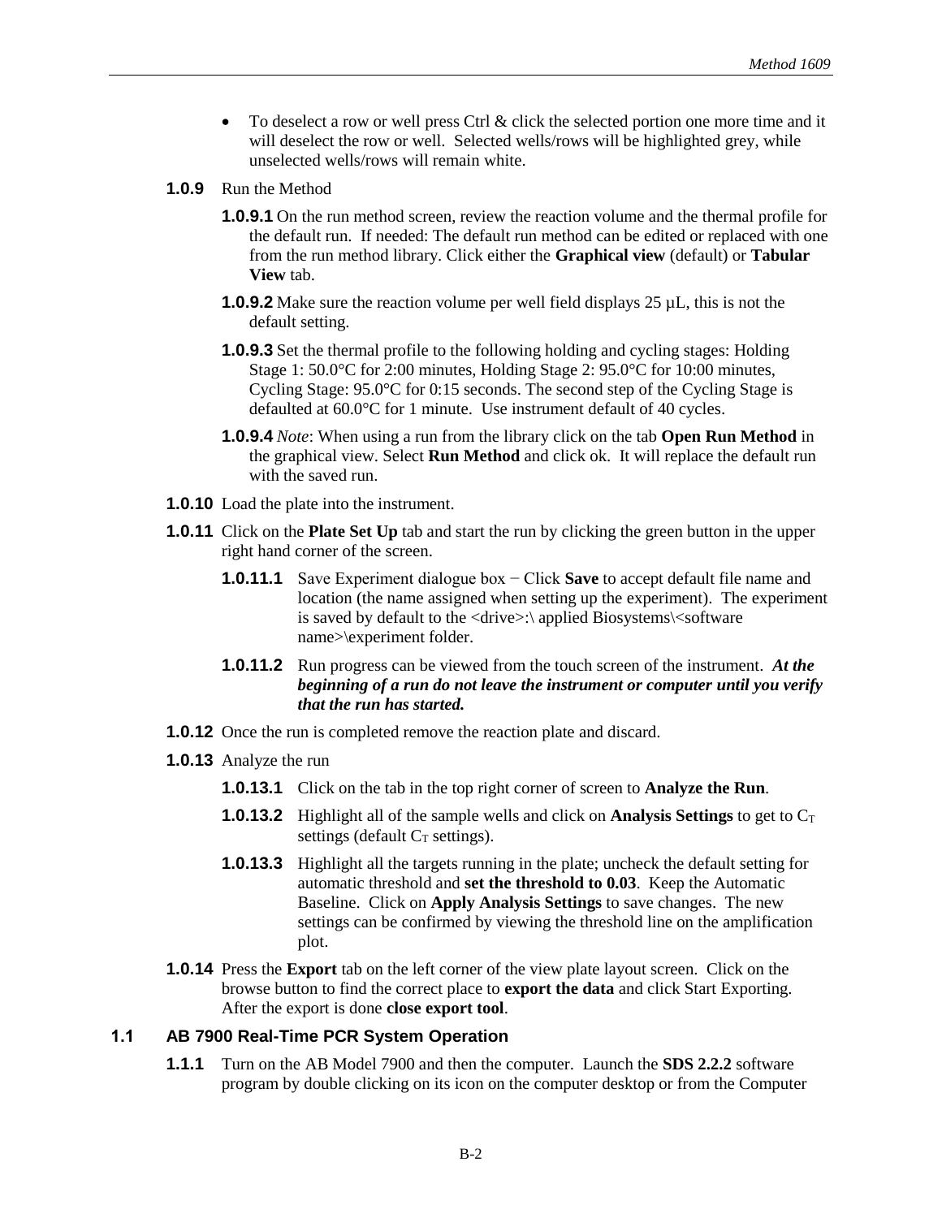- To deselect a row or well press Ctrl & click the selected portion one more time and it will deselect the row or well. Selected wells/rows will be highlighted grey, while unselected wells/rows will remain white.

**1.0.9** Run the Method

**1.0.9.1** On the run method screen, review the reaction volume and the thermal profile for the default run. If needed: The default run method can be edited or replaced with one from the run method library. Click either the **Graphical view** (default) or **Tabular View** tab.

**1.0.9.2** Make sure the reaction volume per well field displays 25 µL, this is not the default setting.

**1.0.9.3** Set the thermal profile to the following holding and cycling stages: Holding Stage 1: 50.0°C for 2:00 minutes, Holding Stage 2: 95.0°C for 10:00 minutes, Cycling Stage: 95.0°C for 0:15 seconds. The second step of the Cycling Stage is defaulted at 60.0°C for 1 minute. Use instrument default of 40 cycles.

**1.0.9.4** *Note*: When using a run from the library click on the tab **Open Run Method** in the graphical view. Select **Run Method** and click ok. It will replace the default run with the saved run.

**1.0.10** Load the plate into the instrument.

**1.0.11** Click on the **Plate Set Up** tab and start the run by clicking the green button in the upper right hand corner of the screen.

**1.0.11.1** Save Experiment dialogue box − Click **Save** to accept default file name and location (the name assigned when setting up the experiment). The experiment is saved by default to the <drive>:\ applied Biosystems\<software name>\experiment folder.

**1.0.11.2** Run progress can be viewed from the touch screen of the instrument. ***At the beginning of a run do not leave the instrument or computer until you verify that the run has started.***

**1.0.12** Once the run is completed remove the reaction plate and discard.

**1.0.13** Analyze the run

**1.0.13.1** Click on the tab in the top right corner of screen to **Analyze the Run**.

**1.0.13.2** Highlight all of the sample wells and click on **Analysis Settings** to get to $C_T$ settings (default $C_T$ settings).

**1.0.13.3** Highlight all the targets running in the plate; uncheck the default setting for automatic threshold and **set the threshold to 0.03**. Keep the Automatic Baseline. Click on **Apply Analysis Settings** to save changes. The new settings can be confirmed by viewing the threshold line on the amplification plot.

**1.0.14** Press the **Export** tab on the left corner of the view plate layout screen. Click on the browse button to find the correct place to **export the data** and click Start Exporting. After the export is done **close export tool**.

## 1.1 AB 7900 Real-Time PCR System Operation

**1.1.1** Turn on the AB Model 7900 and then the computer. Launch the **SDS 2.2.2** software program by double clicking on its icon on the computer desktop or from the Computer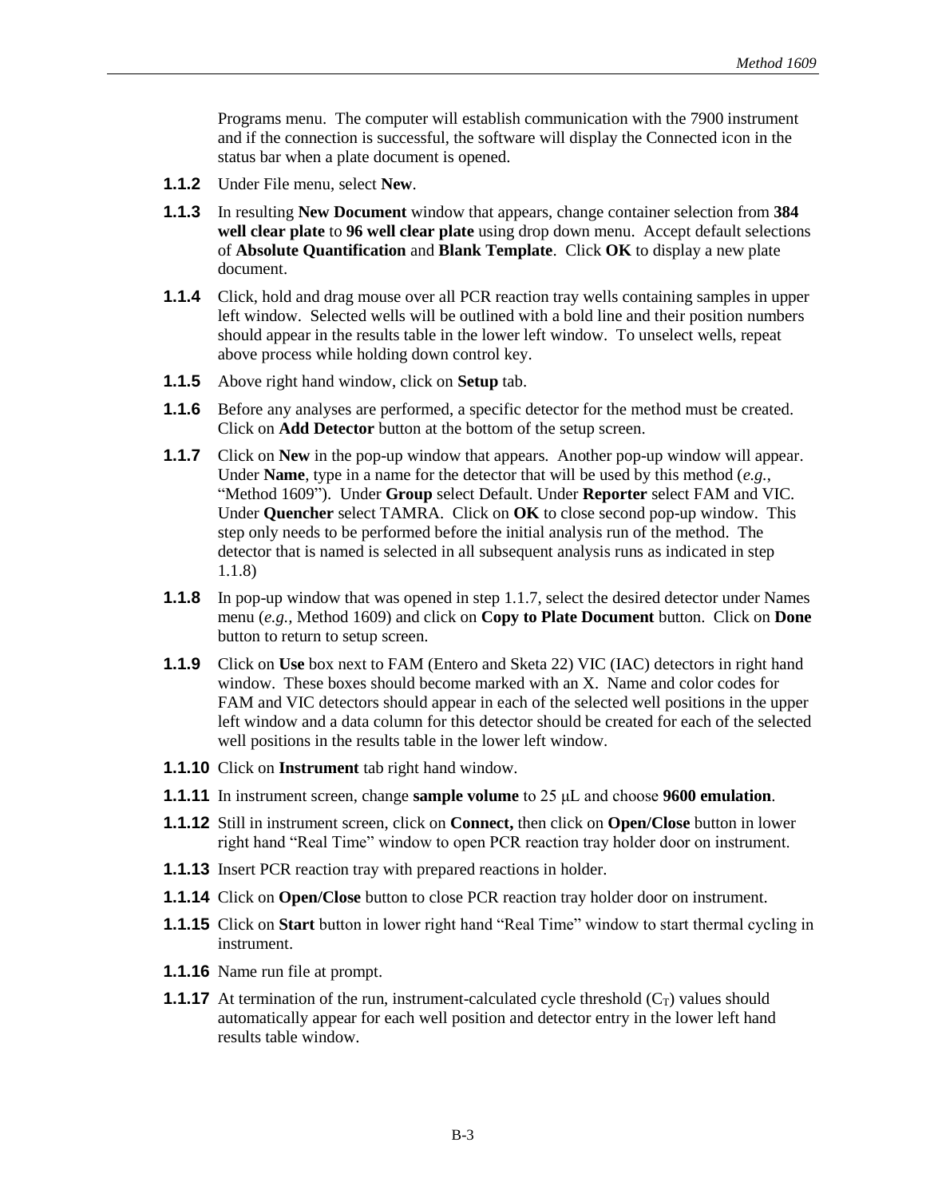Programs menu. The computer will establish communication with the 7900 instrument and if the connection is successful, the software will display the Connected icon in the status bar when a plate document is opened.

**1.1.2** Under File menu, select **New**.

**1.1.3** In resulting **New Document** window that appears, change container selection from **384 well clear plate** to **96 well clear plate** using drop down menu. Accept default selections of **Absolute Quantification** and **Blank Template**. Click **OK** to display a new plate document.

**1.1.4** Click, hold and drag mouse over all PCR reaction tray wells containing samples in upper left window. Selected wells will be outlined with a bold line and their position numbers should appear in the results table in the lower left window. To unselect wells, repeat above process while holding down control key.

**1.1.5** Above right hand window, click on **Setup** tab.

**1.1.6** Before any analyses are performed, a specific detector for the method must be created. Click on **Add Detector** button at the bottom of the setup screen.

**1.1.7** Click on **New** in the pop-up window that appears. Another pop-up window will appear. Under **Name**, type in a name for the detector that will be used by this method (*e.g.*, "Method 1609"). Under **Group** select Default. Under **Reporter** select FAM and VIC. Under **Quencher** select TAMRA. Click on **OK** to close second pop-up window. This step only needs to be performed before the initial analysis run of the method. The detector that is named is selected in all subsequent analysis runs as indicated in step 1.1.8)

**1.1.8** In pop-up window that was opened in step 1.1.7, select the desired detector under Names menu (*e.g.*, Method 1609) and click on **Copy to Plate Document** button. Click on **Done** button to return to setup screen.

**1.1.9** Click on **Use** box next to FAM (Entero and Sketa 22) VIC (IAC) detectors in right hand window. These boxes should become marked with an X. Name and color codes for FAM and VIC detectors should appear in each of the selected well positions in the upper left window and a data column for this detector should be created for each of the selected well positions in the results table in the lower left window.

**1.1.10** Click on **Instrument** tab right hand window.

**1.1.11** In instrument screen, change **sample volume** to 25 µL and choose **9600 emulation**.

**1.1.12** Still in instrument screen, click on **Connect,** then click on **Open/Close** button in lower right hand "Real Time" window to open PCR reaction tray holder door on instrument.

**1.1.13** Insert PCR reaction tray with prepared reactions in holder.

**1.1.14** Click on **Open/Close** button to close PCR reaction tray holder door on instrument.

**1.1.15** Click on **Start** button in lower right hand "Real Time" window to start thermal cycling in instrument.

**1.1.16** Name run file at prompt.

**1.1.17** At termination of the run, instrument-calculated cycle threshold ($C_T$) values should automatically appear for each well position and detector entry in the lower left hand results table window.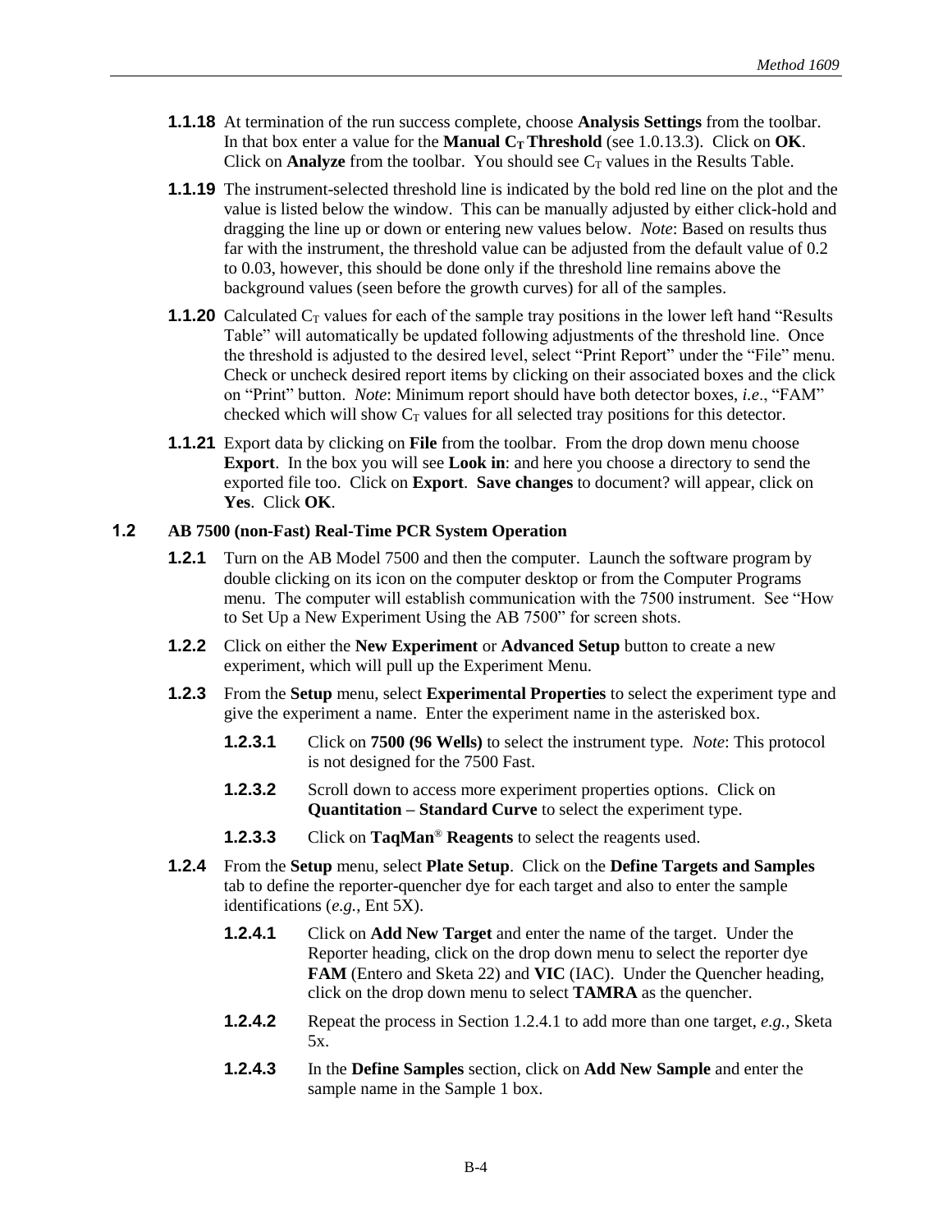**1.1.18** At termination of the run success complete, choose **Analysis Settings** from the toolbar. In that box enter a value for the **Manual $C_T$ Threshold** (see 1.0.13.3). Click on **OK**. Click on **Analyze** from the toolbar. You should see $C_T$ values in the Results Table.

**1.1.19** The instrument-selected threshold line is indicated by the bold red line on the plot and the value is listed below the window. This can be manually adjusted by either click-hold and dragging the line up or down or entering new values below. *Note*: Based on results thus far with the instrument, the threshold value can be adjusted from the default value of 0.2 to 0.03, however, this should be done only if the threshold line remains above the background values (seen before the growth curves) for all of the samples.

**1.1.20** Calculated $C_T$ values for each of the sample tray positions in the lower left hand "Results Table" will automatically be updated following adjustments of the threshold line. Once the threshold is adjusted to the desired level, select "Print Report" under the "File" menu. Check or uncheck desired report items by clicking on their associated boxes and the click on "Print" button. *Note*: Minimum report should have both detector boxes, *i.e*., "FAM" checked which will show $C_T$ values for all selected tray positions for this detector.

**1.1.21** Export data by clicking on **File** from the toolbar. From the drop down menu choose **Export**. In the box you will see **Look in**: and here you choose a directory to send the exported file too. Click on **Export**. **Save changes** to document? will appear, click on **Yes**. Click **OK**.

## 1.2 AB 7500 (non-Fast) Real-Time PCR System Operation

**1.2.1** Turn on the AB Model 7500 and then the computer. Launch the software program by double clicking on its icon on the computer desktop or from the Computer Programs menu. The computer will establish communication with the 7500 instrument. See "How to Set Up a New Experiment Using the AB 7500" for screen shots.

**1.2.2** Click on either the **New Experiment** or **Advanced Setup** button to create a new experiment, which will pull up the Experiment Menu.

**1.2.3** From the **Setup** menu, select **Experimental Properties** to select the experiment type and give the experiment a name. Enter the experiment name in the asterisked box.

- **1.2.3.1** Click on **7500 (96 Wells)** to select the instrument type. *Note*: This protocol is not designed for the 7500 Fast.
- **1.2.3.2** Scroll down to access more experiment properties options. Click on **Quantitation – Standard Curve** to select the experiment type.
- **1.2.3.3** Click on **TaqMan® Reagents** to select the reagents used.

**1.2.4** From the **Setup** menu, select **Plate Setup**. Click on the **Define Targets and Samples** tab to define the reporter-quencher dye for each target and also to enter the sample identifications (*e.g.*, Ent 5X).

- **1.2.4.1** Click on **Add New Target** and enter the name of the target. Under the Reporter heading, click on the drop down menu to select the reporter dye **FAM** (Entero and Sketa 22) and **VIC** (IAC). Under the Quencher heading, click on the drop down menu to select **TAMRA** as the quencher.
- **1.2.4.2** Repeat the process in Section 1.2.4.1 to add more than one target, *e.g.*, Sketa 5x.
- **1.2.4.3** In the **Define Samples** section, click on **Add New Sample** and enter the sample name in the Sample 1 box.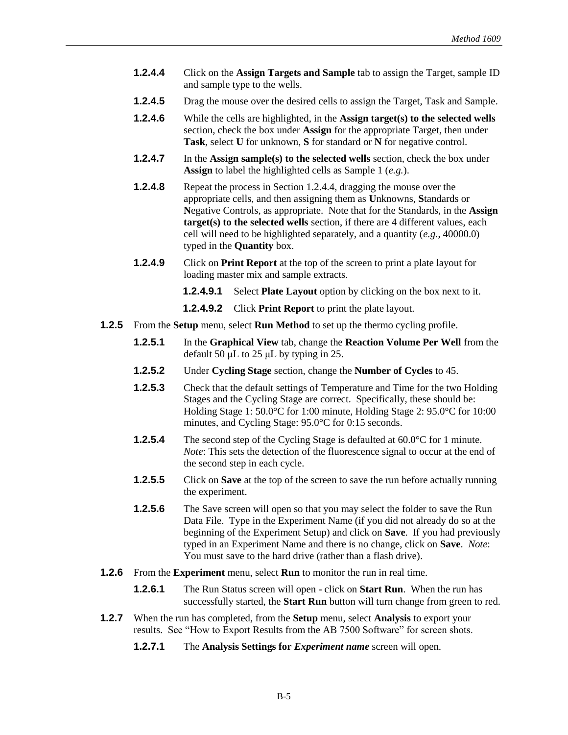**1.2.4.4** Click on the **Assign Targets and Sample** tab to assign the Target, sample ID and sample type to the wells.

**1.2.4.5** Drag the mouse over the desired cells to assign the Target, Task and Sample.

**1.2.4.6** While the cells are highlighted, in the **Assign target(s) to the selected wells** section, check the box under **Assign** for the appropriate Target, then under **Task**, select **U** for unknown, **S** for standard or **N** for negative control.

**1.2.4.7** In the **Assign sample(s) to the selected wells** section, check the box under **Assign** to label the highlighted cells as Sample 1 (*e.g.*).

**1.2.4.8** Repeat the process in Section 1.2.4.4, dragging the mouse over the appropriate cells, and then assigning them as **U**nknowns, **S**tandards or **N**egative Controls, as appropriate. Note that for the Standards, in the **Assign target(s) to the selected wells** section, if there are 4 different values, each cell will need to be highlighted separately, and a quantity (*e.g.*, 40000.0) typed in the **Quantity** box.

**1.2.4.9** Click on **Print Report** at the top of the screen to print a plate layout for loading master mix and sample extracts.

**1.2.4.9.1** Select **Plate Layout** option by clicking on the box next to it.

**1.2.4.9.2** Click **Print Report** to print the plate layout.

**1.2.5** From the **Setup** menu, select **Run Method** to set up the thermo cycling profile.

**1.2.5.1** In the **Graphical View** tab, change the **Reaction Volume Per Well** from the default 50 μL to 25 μL by typing in 25.

**1.2.5.2** Under **Cycling Stage** section, change the **Number of Cycles** to 45.

**1.2.5.3** Check that the default settings of Temperature and Time for the two Holding Stages and the Cycling Stage are correct. Specifically, these should be: Holding Stage 1: 50.0°C for 1:00 minute, Holding Stage 2: 95.0°C for 10:00 minutes, and Cycling Stage: 95.0°C for 0:15 seconds.

**1.2.5.4** The second step of the Cycling Stage is defaulted at 60.0°C for 1 minute. *Note*: This sets the detection of the fluorescence signal to occur at the end of the second step in each cycle.

**1.2.5.5** Click on **Save** at the top of the screen to save the run before actually running the experiment.

**1.2.5.6** The Save screen will open so that you may select the folder to save the Run Data File. Type in the Experiment Name (if you did not already do so at the beginning of the Experiment Setup) and click on **Save**. If you had previously typed in an Experiment Name and there is no change, click on **Save**. *Note*: You must save to the hard drive (rather than a flash drive).

**1.2.6** From the **Experiment** menu, select **Run** to monitor the run in real time.

**1.2.6.1** The Run Status screen will open - click on **Start Run**. When the run has successfully started, the **Start Run** button will turn change from green to red.

**1.2.7** When the run has completed, from the **Setup** menu, select **Analysis** to export your results. See "How to Export Results from the AB 7500 Software" for screen shots.

**1.2.7.1** The **Analysis Settings for *Experiment name*** screen will open.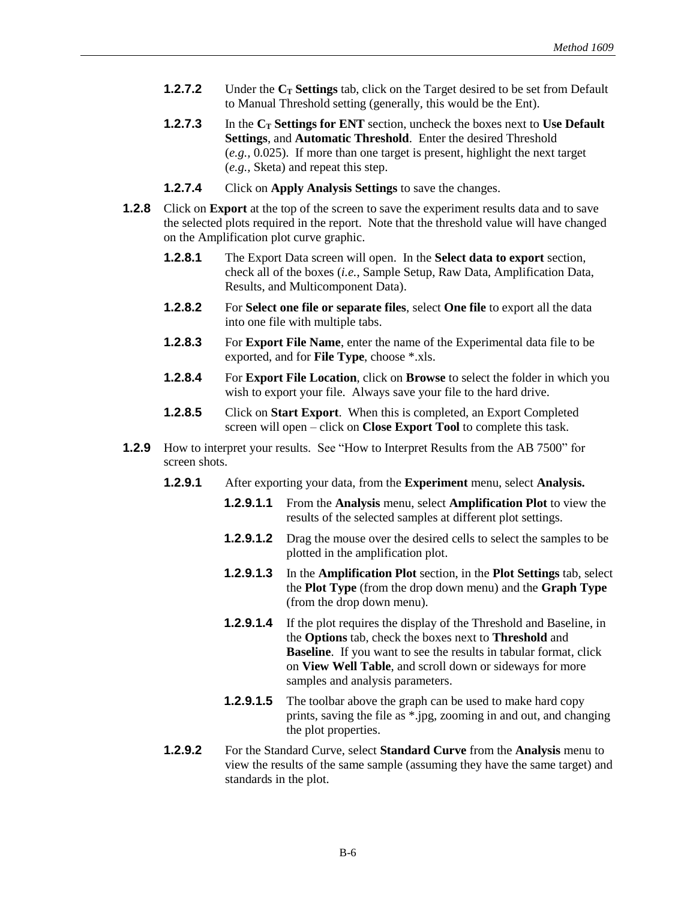**1.2.7.2** Under the $C_T$ **Settings** tab, click on the Target desired to be set from Default to Manual Threshold setting (generally, this would be the Ent).

**1.2.7.3** In the $C_T$ **Settings for ENT** section, uncheck the boxes next to **Use Default Settings**, and **Automatic Threshold**. Enter the desired Threshold (*e.g.,* 0.025). If more than one target is present, highlight the next target (*e.g.,* Sketa) and repeat this step.

**1.2.7.4** Click on **Apply Analysis Settings** to save the changes.

**1.2.8** Click on **Export** at the top of the screen to save the experiment results data and to save the selected plots required in the report. Note that the threshold value will have changed on the Amplification plot curve graphic.

**1.2.8.1** The Export Data screen will open. In the **Select data to export** section, check all of the boxes (*i.e.,* Sample Setup, Raw Data, Amplification Data, Results, and Multicomponent Data).

**1.2.8.2** For **Select one file or separate files**, select **One file** to export all the data into one file with multiple tabs.

**1.2.8.3** For **Export File Name**, enter the name of the Experimental data file to be exported, and for **File Type**, choose *.xls.

**1.2.8.4** For **Export File Location**, click on **Browse** to select the folder in which you wish to export your file. Always save your file to the hard drive.

**1.2.8.5** Click on **Start Export**. When this is completed, an Export Completed screen will open – click on **Close Export Tool** to complete this task.

**1.2.9** How to interpret your results. See "How to Interpret Results from the AB 7500" for screen shots.

**1.2.9.1** After exporting your data, from the **Experiment** menu, select **Analysis.**

**1.2.9.1.1** From the **Analysis** menu, select **Amplification Plot** to view the results of the selected samples at different plot settings.

**1.2.9.1.2** Drag the mouse over the desired cells to select the samples to be plotted in the amplification plot.

**1.2.9.1.3** In the **Amplification Plot** section, in the **Plot Settings** tab, select the **Plot Type** (from the drop down menu) and the **Graph Type** (from the drop down menu).

**1.2.9.1.4** If the plot requires the display of the Threshold and Baseline, in the **Options** tab, check the boxes next to **Threshold** and **Baseline**. If you want to see the results in tabular format, click on **View Well Table**, and scroll down or sideways for more samples and analysis parameters.

**1.2.9.1.5** The toolbar above the graph can be used to make hard copy prints, saving the file as *.jpg, zooming in and out, and changing the plot properties.

**1.2.9.2** For the Standard Curve, select **Standard Curve** from the **Analysis** menu to view the results of the same sample (assuming they have the same target) and standards in the plot.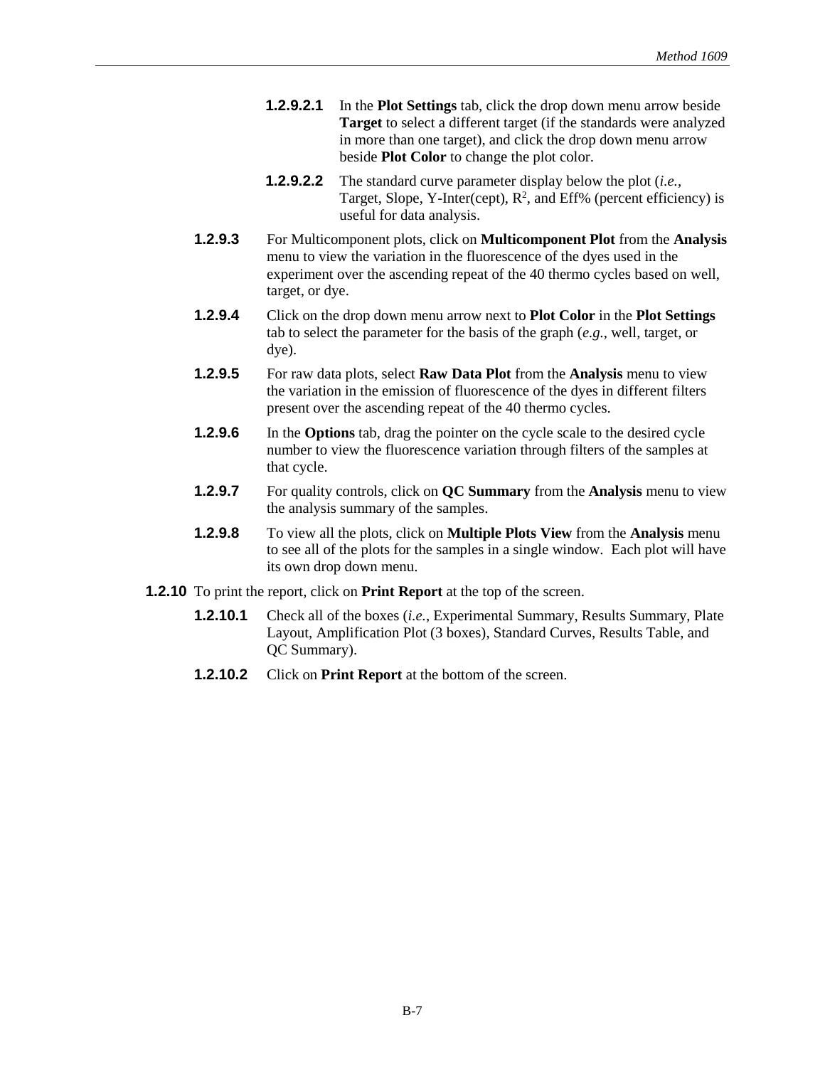**1.2.9.2.1** In the **Plot Settings** tab, click the drop down menu arrow beside **Target** to select a different target (if the standards were analyzed in more than one target), and click the drop down menu arrow beside **Plot Color** to change the plot color.

**1.2.9.2.2** The standard curve parameter display below the plot (*i.e.*, Target, Slope, Y-Inter(cept), $R^2$, and Eff% (percent efficiency) is useful for data analysis.

**1.2.9.3** For Multicomponent plots, click on **Multicomponent Plot** from the **Analysis** menu to view the variation in the fluorescence of the dyes used in the experiment over the ascending repeat of the 40 thermo cycles based on well, target, or dye.

**1.2.9.4** Click on the drop down menu arrow next to **Plot Color** in the **Plot Settings** tab to select the parameter for the basis of the graph (*e.g.*, well, target, or dye).

**1.2.9.5** For raw data plots, select **Raw Data Plot** from the **Analysis** menu to view the variation in the emission of fluorescence of the dyes in different filters present over the ascending repeat of the 40 thermo cycles.

**1.2.9.6** In the **Options** tab, drag the pointer on the cycle scale to the desired cycle number to view the fluorescence variation through filters of the samples at that cycle.

**1.2.9.7** For quality controls, click on **QC Summary** from the **Analysis** menu to view the analysis summary of the samples.

**1.2.9.8** To view all the plots, click on **Multiple Plots View** from the **Analysis** menu to see all of the plots for the samples in a single window. Each plot will have its own drop down menu.

**1.2.10** To print the report, click on **Print Report** at the top of the screen.

**1.2.10.1** Check all of the boxes (*i.e.*, Experimental Summary, Results Summary, Plate Layout, Amplification Plot (3 boxes), Standard Curves, Results Table, and QC Summary).

**1.2.10.2** Click on **Print Report** at the bottom of the screen.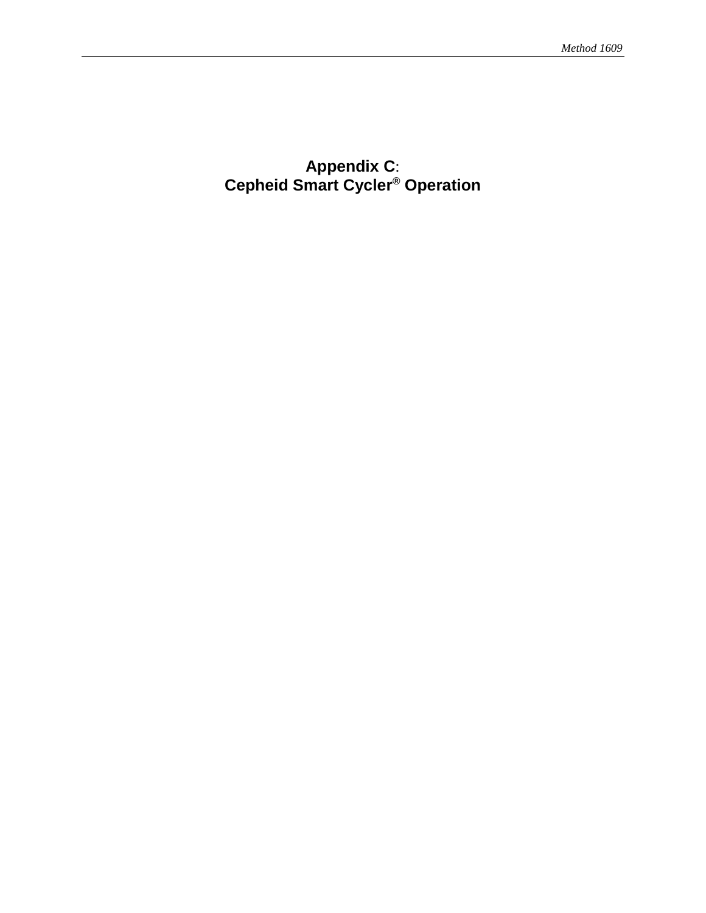# Appendix C:
# Cepheid Smart Cycler® Operation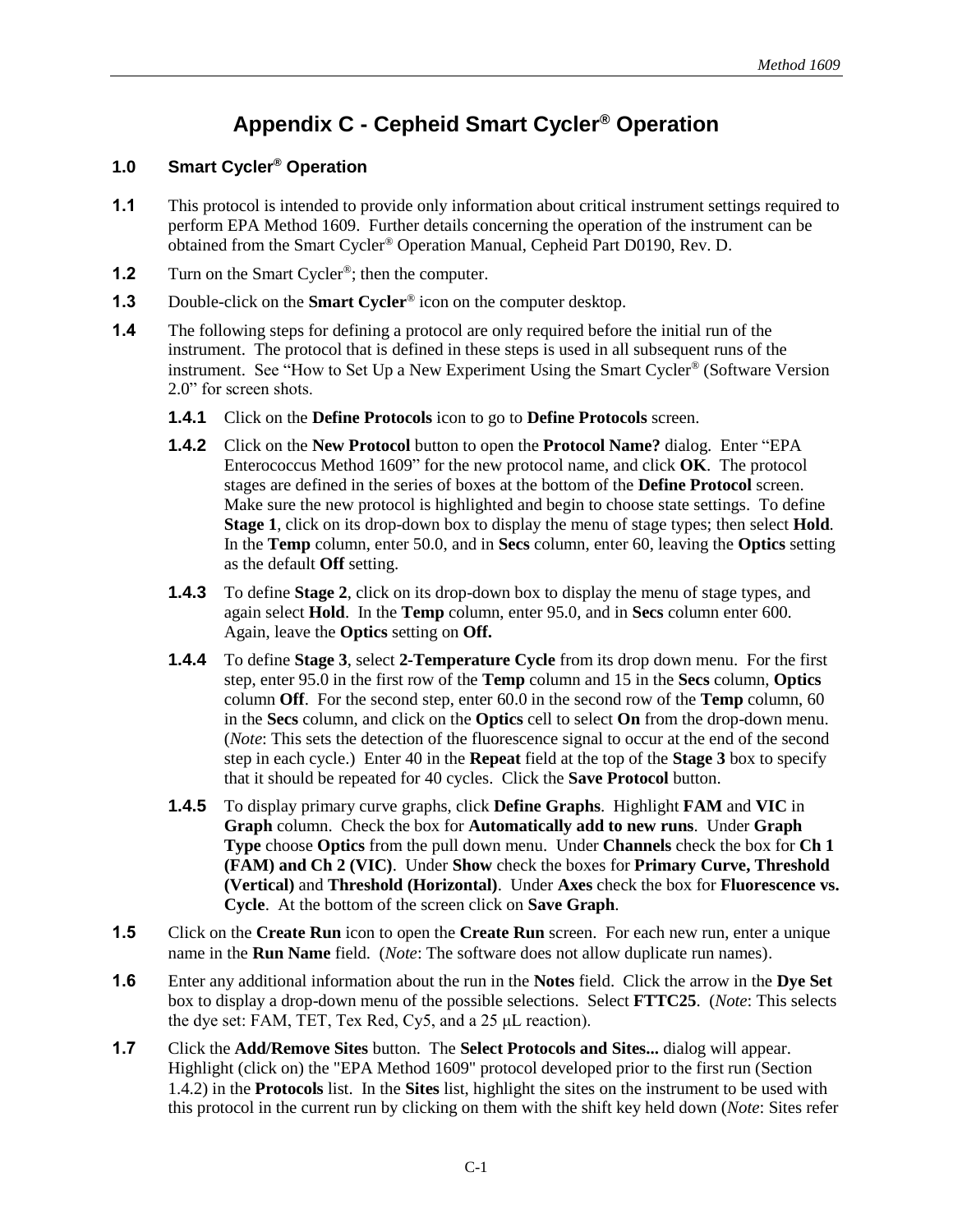# Appendix C - Cepheid Smart Cycler® Operation

## 1.0 Smart Cycler® Operation

**1.1** This protocol is intended to provide only information about critical instrument settings required to perform EPA Method 1609. Further details concerning the operation of the instrument can be obtained from the Smart Cycler® Operation Manual, Cepheid Part D0190, Rev. D.

**1.2** Turn on the Smart Cycler®; then the computer.

**1.3** Double-click on the **Smart Cycler®** icon on the computer desktop.

**1.4** The following steps for defining a protocol are only required before the initial run of the instrument. The protocol that is defined in these steps is used in all subsequent runs of the instrument. See "How to Set Up a New Experiment Using the Smart Cycler® (Software Version 2.0" for screen shots.

**1.4.1** Click on the **Define Protocols** icon to go to **Define Protocols** screen.

**1.4.2** Click on the **New Protocol** button to open the **Protocol Name?** dialog. Enter "EPA Enterococcus Method 1609" for the new protocol name, and click **OK**. The protocol stages are defined in the series of boxes at the bottom of the **Define Protocol** screen. Make sure the new protocol is highlighted and begin to choose state settings. To define **Stage 1**, click on its drop-down box to display the menu of stage types; then select **Hold**. In the **Temp** column, enter 50.0, and in **Secs** column, enter 60, leaving the **Optics** setting as the default **Off** setting.

**1.4.3** To define **Stage 2**, click on its drop-down box to display the menu of stage types, and again select **Hold**. In the **Temp** column, enter 95.0, and in **Secs** column enter 600. Again, leave the **Optics** setting on **Off.**

**1.4.4** To define **Stage 3**, select **2-Temperature Cycle** from its drop down menu. For the first step, enter 95.0 in the first row of the **Temp** column and 15 in the **Secs** column, **Optics** column **Off**. For the second step, enter 60.0 in the second row of the **Temp** column, 60 in the **Secs** column, and click on the **Optics** cell to select **On** from the drop-down menu. (*Note*: This sets the detection of the fluorescence signal to occur at the end of the second step in each cycle.) Enter 40 in the **Repeat** field at the top of the **Stage 3** box to specify that it should be repeated for 40 cycles. Click the **Save Protocol** button.

**1.4.5** To display primary curve graphs, click **Define Graphs**. Highlight **FAM** and **VIC** in **Graph** column. Check the box for **Automatically add to new runs**. Under **Graph Type** choose **Optics** from the pull down menu. Under **Channels** check the box for **Ch 1 (FAM) and Ch 2 (VIC)**. Under **Show** check the boxes for **Primary Curve, Threshold (Vertical)** and **Threshold (Horizontal)**. Under **Axes** check the box for **Fluorescence vs. Cycle**. At the bottom of the screen click on **Save Graph**.

**1.5** Click on the **Create Run** icon to open the **Create Run** screen. For each new run, enter a unique name in the **Run Name** field. (*Note*: The software does not allow duplicate run names).

**1.6** Enter any additional information about the run in the **Notes** field. Click the arrow in the **Dye Set** box to display a drop-down menu of the possible selections. Select **FTTC25**. (*Note*: This selects the dye set: FAM, TET, Tex Red, Cy5, and a 25 µL reaction).

**1.7** Click the **Add/Remove Sites** button. The **Select Protocols and Sites...** dialog will appear. Highlight (click on) the "EPA Method 1609" protocol developed prior to the first run (Section 1.4.2) in the **Protocols** list. In the **Sites** list, highlight the sites on the instrument to be used with this protocol in the current run by clicking on them with the shift key held down (*Note*: Sites refer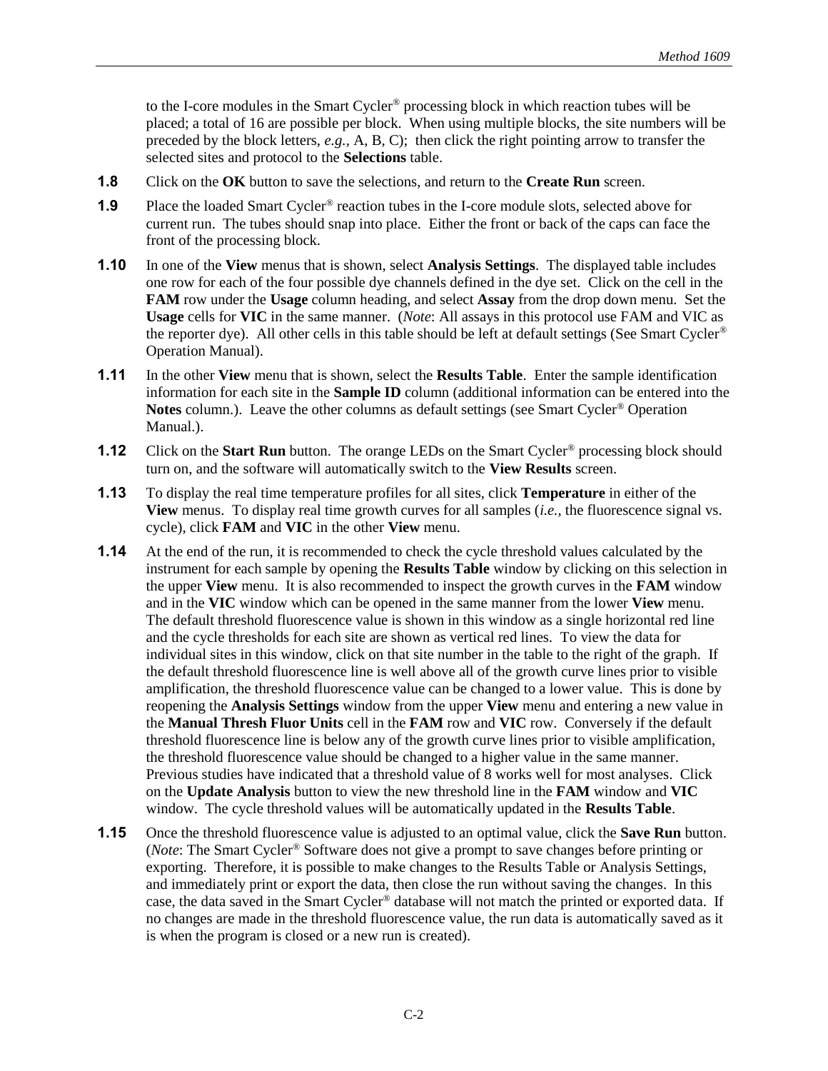to the I-core modules in the Smart Cycler® processing block in which reaction tubes will be placed; a total of 16 are possible per block. When using multiple blocks, the site numbers will be preceded by the block letters, *e.g.*, A, B, C); then click the right pointing arrow to transfer the selected sites and protocol to the **Selections** table.

**1.8** Click on the **OK** button to save the selections, and return to the **Create Run** screen.

**1.9** Place the loaded Smart Cycler® reaction tubes in the I-core module slots, selected above for current run. The tubes should snap into place. Either the front or back of the caps can face the front of the processing block.

**1.10** In one of the **View** menus that is shown, select **Analysis Settings**. The displayed table includes one row for each of the four possible dye channels defined in the dye set. Click on the cell in the **FAM** row under the **Usage** column heading, and select **Assay** from the drop down menu. Set the **Usage** cells for **VIC** in the same manner. (*Note*: All assays in this protocol use FAM and VIC as the reporter dye). All other cells in this table should be left at default settings (See Smart Cycler® Operation Manual).

**1.11** In the other **View** menu that is shown, select the **Results Table**. Enter the sample identification information for each site in the **Sample ID** column (additional information can be entered into the **Notes** column.). Leave the other columns as default settings (see Smart Cycler® Operation Manual.).

**1.12** Click on the **Start Run** button. The orange LEDs on the Smart Cycler® processing block should turn on, and the software will automatically switch to the **View Results** screen.

**1.13** To display the real time temperature profiles for all sites, click **Temperature** in either of the **View** menus. To display real time growth curves for all samples (*i.e.*, the fluorescence signal vs. cycle), click **FAM** and **VIC** in the other **View** menu.

**1.14** At the end of the run, it is recommended to check the cycle threshold values calculated by the instrument for each sample by opening the **Results Table** window by clicking on this selection in the upper **View** menu. It is also recommended to inspect the growth curves in the **FAM** window and in the **VIC** window which can be opened in the same manner from the lower **View** menu. The default threshold fluorescence value is shown in this window as a single horizontal red line and the cycle thresholds for each site are shown as vertical red lines. To view the data for individual sites in this window, click on that site number in the table to the right of the graph. If the default threshold fluorescence line is well above all of the growth curve lines prior to visible amplification, the threshold fluorescence value can be changed to a lower value. This is done by reopening the **Analysis Settings** window from the upper **View** menu and entering a new value in the **Manual Thresh Fluor Units** cell in the **FAM** row and **VIC** row. Conversely if the default threshold fluorescence line is below any of the growth curve lines prior to visible amplification, the threshold fluorescence value should be changed to a higher value in the same manner. Previous studies have indicated that a threshold value of 8 works well for most analyses. Click on the **Update Analysis** button to view the new threshold line in the **FAM** window and **VIC** window. The cycle threshold values will be automatically updated in the **Results Table**.

**1.15** Once the threshold fluorescence value is adjusted to an optimal value, click the **Save Run** button. (*Note*: The Smart Cycler® Software does not give a prompt to save changes before printing or exporting. Therefore, it is possible to make changes to the Results Table or Analysis Settings, and immediately print or export the data, then close the run without saving the changes. In this case, the data saved in the Smart Cycler® database will not match the printed or exported data. If no changes are made in the threshold fluorescence value, the run data is automatically saved as it is when the program is closed or a new run is created).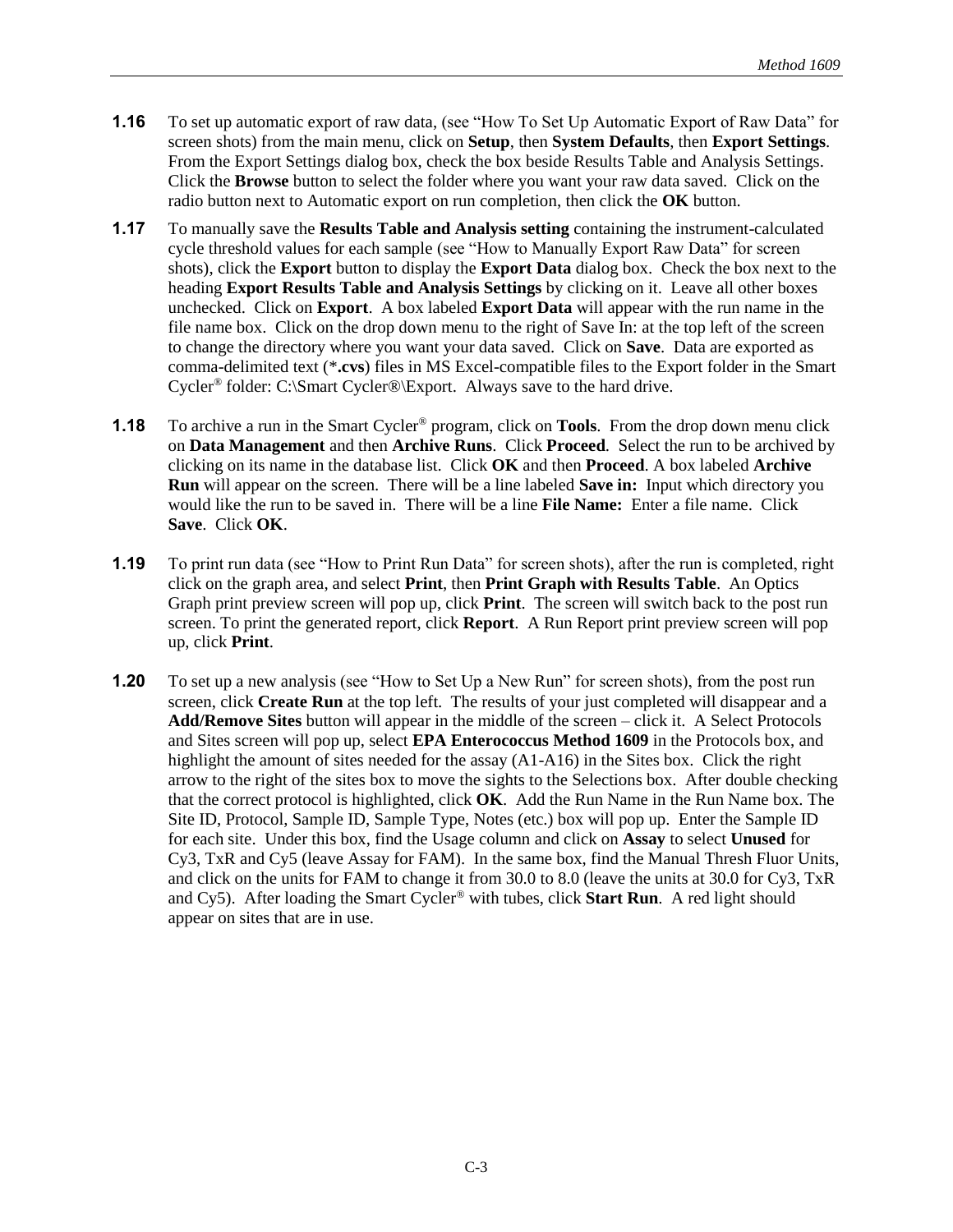**1.16** To set up automatic export of raw data, (see "How To Set Up Automatic Export of Raw Data" for screen shots) from the main menu, click on **Setup**, then **System Defaults**, then **Export Settings**. From the Export Settings dialog box, check the box beside Results Table and Analysis Settings. Click the **Browse** button to select the folder where you want your raw data saved. Click on the radio button next to Automatic export on run completion, then click the **OK** button.

**1.17** To manually save the **Results Table and Analysis setting** containing the instrument-calculated cycle threshold values for each sample (see "How to Manually Export Raw Data" for screen shots), click the **Export** button to display the **Export Data** dialog box. Check the box next to the heading **Export Results Table and Analysis Settings** by clicking on it. Leave all other boxes unchecked. Click on **Export**. A box labeled **Export Data** will appear with the run name in the file name box. Click on the drop down menu to the right of Save In: at the top left of the screen to change the directory where you want your data saved. Click on **Save**. Data are exported as comma-delimited text (*.**cvs**) files in MS Excel-compatible files to the Export folder in the Smart Cycler® folder: C:\Smart Cycler®\Export. Always save to the hard drive.

**1.18** To archive a run in the Smart Cycler® program, click on **Tools**. From the drop down menu click on **Data Management** and then **Archive Runs**. Click **Proceed**. Select the run to be archived by clicking on its name in the database list. Click **OK** and then **Proceed**. A box labeled **Archive Run** will appear on the screen. There will be a line labeled **Save in:** Input which directory you would like the run to be saved in. There will be a line **File Name:** Enter a file name. Click **Save**. Click **OK**.

**1.19** To print run data (see "How to Print Run Data" for screen shots), after the run is completed, right click on the graph area, and select **Print**, then **Print Graph with Results Table**. An Optics Graph print preview screen will pop up, click **Print**. The screen will switch back to the post run screen. To print the generated report, click **Report**. A Run Report print preview screen will pop up, click **Print**.

**1.20** To set up a new analysis (see "How to Set Up a New Run" for screen shots), from the post run screen, click **Create Run** at the top left. The results of your just completed will disappear and a **Add/Remove Sites** button will appear in the middle of the screen – click it. A Select Protocols and Sites screen will pop up, select **EPA Enterococcus Method 1609** in the Protocols box, and highlight the amount of sites needed for the assay (A1-A16) in the Sites box. Click the right arrow to the right of the sites box to move the sights to the Selections box. After double checking that the correct protocol is highlighted, click **OK**. Add the Run Name in the Run Name box. The Site ID, Protocol, Sample ID, Sample Type, Notes (etc.) box will pop up. Enter the Sample ID for each site. Under this box, find the Usage column and click on **Assay** to select **Unused** for Cy3, TxR and Cy5 (leave Assay for FAM). In the same box, find the Manual Thresh Fluor Units, and click on the units for FAM to change it from 30.0 to 8.0 (leave the units at 30.0 for Cy3, TxR and Cy5). After loading the Smart Cycler® with tubes, click **Start Run**. A red light should appear on sites that are in use.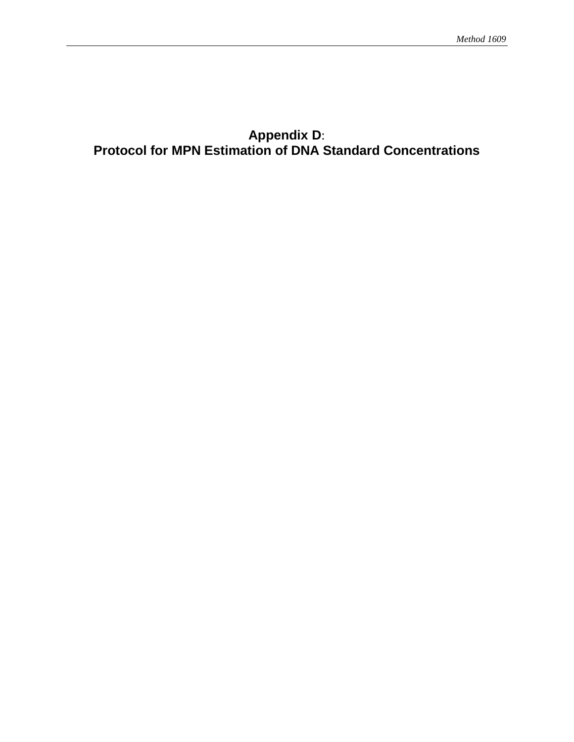# Appendix D:
# Protocol for MPN Estimation of DNA Standard Concentrations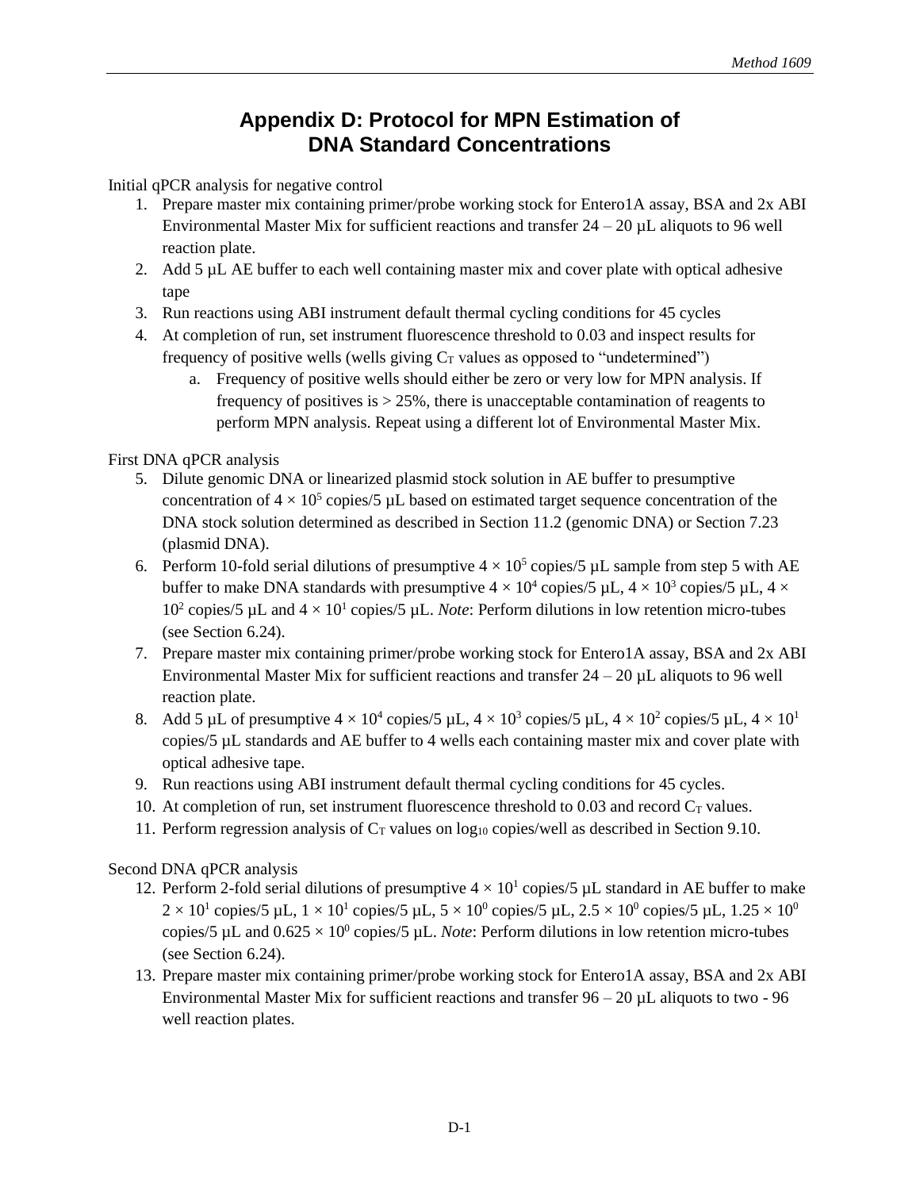# Appendix D: Protocol for MPN Estimation of DNA Standard Concentrations

Initial qPCR analysis for negative control

1. Prepare master mix containing primer/probe working stock for Entero1A assay, BSA and 2x ABI Environmental Master Mix for sufficient reactions and transfer 24 – 20 µL aliquots to 96 well reaction plate.
2. Add 5 µL AE buffer to each well containing master mix and cover plate with optical adhesive tape
3. Run reactions using ABI instrument default thermal cycling conditions for 45 cycles
4. At completion of run, set instrument fluorescence threshold to 0.03 and inspect results for frequency of positive wells (wells giving $C_T$ values as opposed to "undetermined")
    a. Frequency of positive wells should either be zero or very low for MPN analysis. If frequency of positives is > 25%, there is unacceptable contamination of reagents to perform MPN analysis. Repeat using a different lot of Environmental Master Mix.

First DNA qPCR analysis

5. Dilute genomic DNA or linearized plasmid stock solution in AE buffer to presumptive concentration of $4 \times 10^5$ copies/5 µL based on estimated target sequence concentration of the DNA stock solution determined as described in Section 11.2 (genomic DNA) or Section 7.23 (plasmid DNA).
6. Perform 10-fold serial dilutions of presumptive $4 \times 10^5$ copies/5 µL sample from step 5 with AE buffer to make DNA standards with presumptive $4 \times 10^4$ copies/5 µL, $4 \times 10^3$ copies/5 µL, $4 \times 10^2$ copies/5 µL and $4 \times 10^1$ copies/5 µL. *Note*: Perform dilutions in low retention micro-tubes (see Section 6.24).
7. Prepare master mix containing primer/probe working stock for Entero1A assay, BSA and 2x ABI Environmental Master Mix for sufficient reactions and transfer 24 – 20 µL aliquots to 96 well reaction plate.
8. Add 5 µL of presumptive $4 \times 10^4$ copies/5 µL, $4 \times 10^3$ copies/5 µL, $4 \times 10^2$ copies/5 µL, $4 \times 10^1$ copies/5 µL standards and AE buffer to 4 wells each containing master mix and cover plate with optical adhesive tape.
9. Run reactions using ABI instrument default thermal cycling conditions for 45 cycles.
10. At completion of run, set instrument fluorescence threshold to 0.03 and record $C_T$ values.
11. Perform regression analysis of $C_T$ values on $\log_{10}$ copies/well as described in Section 9.10.

Second DNA qPCR analysis

12. Perform 2-fold serial dilutions of presumptive $4 \times 10^1$ copies/5 µL standard in AE buffer to make $2 \times 10^1$ copies/5 µL, $1 \times 10^1$ copies/5 µL, $5 \times 10^0$ copies/5 µL, $2.5 \times 10^0$ copies/5 µL, $1.25 \times 10^0$ copies/5 µL and $0.625 \times 10^0$ copies/5 µL. *Note*: Perform dilutions in low retention micro-tubes (see Section 6.24).
13. Prepare master mix containing primer/probe working stock for Entero1A assay, BSA and 2x ABI Environmental Master Mix for sufficient reactions and transfer 96 – 20 µL aliquots to two - 96 well reaction plates.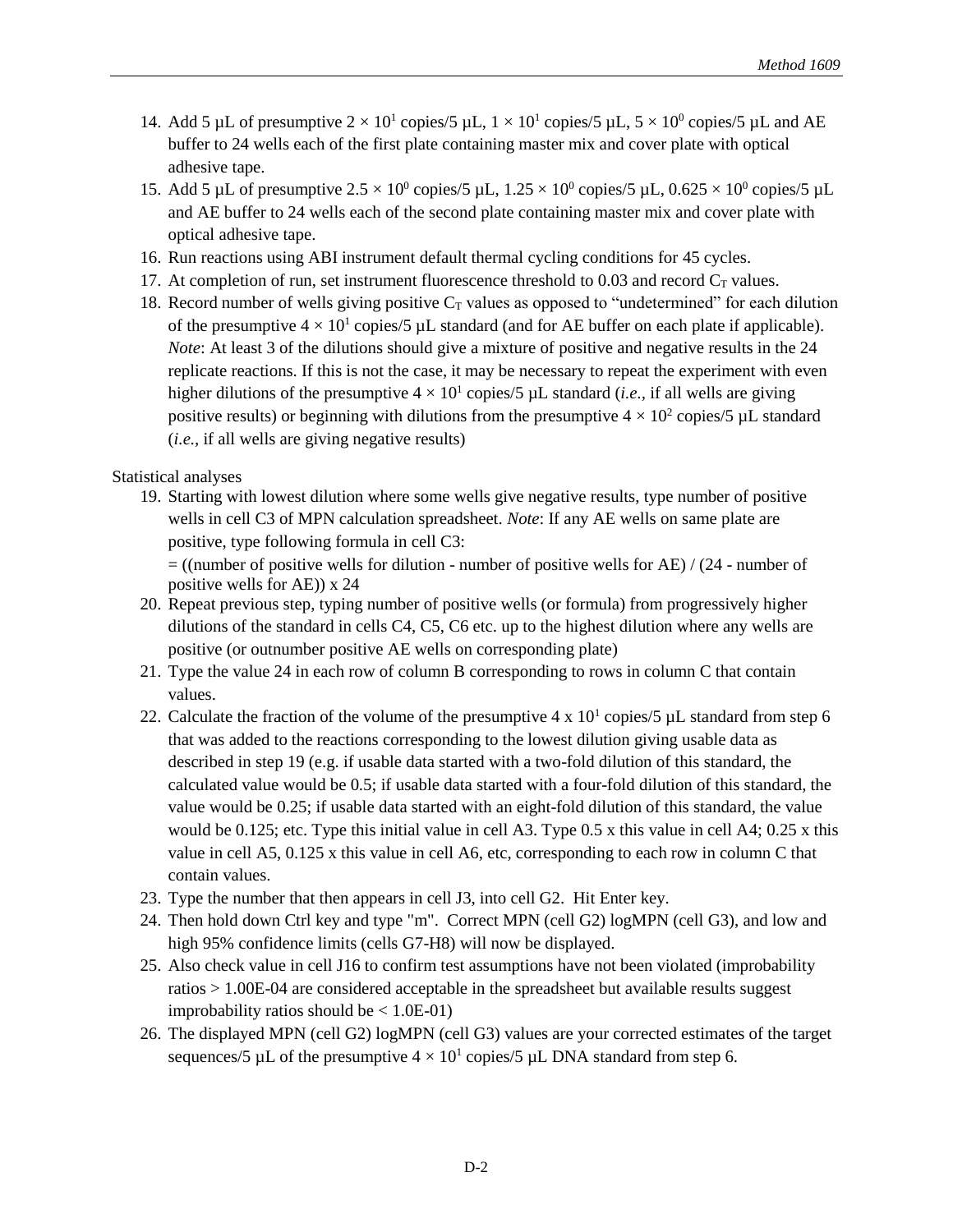14. Add 5 µL of presumptive $2 \times 10^1$ copies/5 µL, $1 \times 10^1$ copies/5 µL, $5 \times 10^0$ copies/5 µL and AE buffer to 24 wells each of the first plate containing master mix and cover plate with optical adhesive tape.
15. Add 5 µL of presumptive $2.5 \times 10^0$ copies/5 µL, $1.25 \times 10^0$ copies/5 µL, $0.625 \times 10^0$ copies/5 µL and AE buffer to 24 wells each of the second plate containing master mix and cover plate with optical adhesive tape.
16. Run reactions using ABI instrument default thermal cycling conditions for 45 cycles.
17. At completion of run, set instrument fluorescence threshold to 0.03 and record $C_T$ values.
18. Record number of wells giving positive $C_T$ values as opposed to "undetermined" for each dilution of the presumptive $4 \times 10^1$ copies/5 µL standard (and for AE buffer on each plate if applicable). *Note*: At least 3 of the dilutions should give a mixture of positive and negative results in the 24 replicate reactions. If this is not the case, it may be necessary to repeat the experiment with even higher dilutions of the presumptive $4 \times 10^1$ copies/5 µL standard (*i.e.,* if all wells are giving positive results) or beginning with dilutions from the presumptive $4 \times 10^2$ copies/5 µL standard (*i.e.,* if all wells are giving negative results)

Statistical analyses

19. Starting with lowest dilution where some wells give negative results, type number of positive wells in cell C3 of MPN calculation spreadsheet. *Note*: If any AE wells on same plate are positive, type following formula in cell C3:
    = ((number of positive wells for dilution - number of positive wells for AE) / (24 - number of positive wells for AE)) x 24
20. Repeat previous step, typing number of positive wells (or formula) from progressively higher dilutions of the standard in cells C4, C5, C6 etc. up to the highest dilution where any wells are positive (or outnumber positive AE wells on corresponding plate)
21. Type the value 24 in each row of column B corresponding to rows in column C that contain values.
22. Calculate the fraction of the volume of the presumptive $4 \times 10^1$ copies/5 µL standard from step 6 that was added to the reactions corresponding to the lowest dilution giving usable data as described in step 19 (e.g. if usable data started with a two-fold dilution of this standard, the calculated value would be 0.5; if usable data started with a four-fold dilution of this standard, the value would be 0.25; if usable data started with an eight-fold dilution of this standard, the value would be 0.125; etc. Type this initial value in cell A3. Type 0.5 x this value in cell A4; 0.25 x this value in cell A5, 0.125 x this value in cell A6, etc, corresponding to each row in column C that contain values.
23. Type the number that then appears in cell J3, into cell G2. Hit Enter key.
24. Then hold down Ctrl key and type "m". Correct MPN (cell G2) logMPN (cell G3), and low and high 95% confidence limits (cells G7-H8) will now be displayed.
25. Also check value in cell J16 to confirm test assumptions have not been violated (improbability ratios > 1.00E-04 are considered acceptable in the spreadsheet but available results suggest improbability ratios should be < 1.0E-01)
26. The displayed MPN (cell G2) logMPN (cell G3) values are your corrected estimates of the target sequences/5 µL of the presumptive $4 \times 10^1$ copies/5 µL DNA standard from step 6.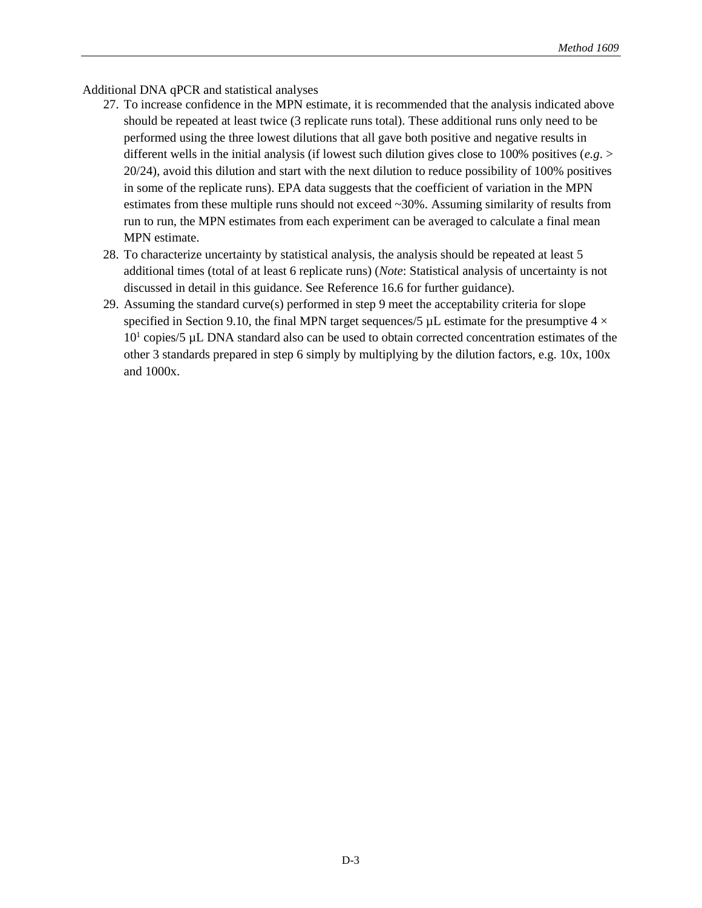Additional DNA qPCR and statistical analyses

27. To increase confidence in the MPN estimate, it is recommended that the analysis indicated above should be repeated at least twice (3 replicate runs total). These additional runs only need to be performed using the three lowest dilutions that all gave both positive and negative results in different wells in the initial analysis (if lowest such dilution gives close to 100% positives (*e.g*. > 20/24), avoid this dilution and start with the next dilution to reduce possibility of 100% positives in some of the replicate runs). EPA data suggests that the coefficient of variation in the MPN estimates from these multiple runs should not exceed ~30%. Assuming similarity of results from run to run, the MPN estimates from each experiment can be averaged to calculate a final mean MPN estimate.
28. To characterize uncertainty by statistical analysis, the analysis should be repeated at least 5 additional times (total of at least 6 replicate runs) (*Note*: Statistical analysis of uncertainty is not discussed in detail in this guidance. See Reference 16.6 for further guidance).
29. Assuming the standard curve(s) performed in step 9 meet the acceptability criteria for slope specified in Section 9.10, the final MPN target sequences/5 µL estimate for the presumptive $4 \times 10^1$ copies/5 µL DNA standard also can be used to obtain corrected concentration estimates of the other 3 standards prepared in step 6 simply by multiplying by the dilution factors, e.g. 10x, 100x and 1000x.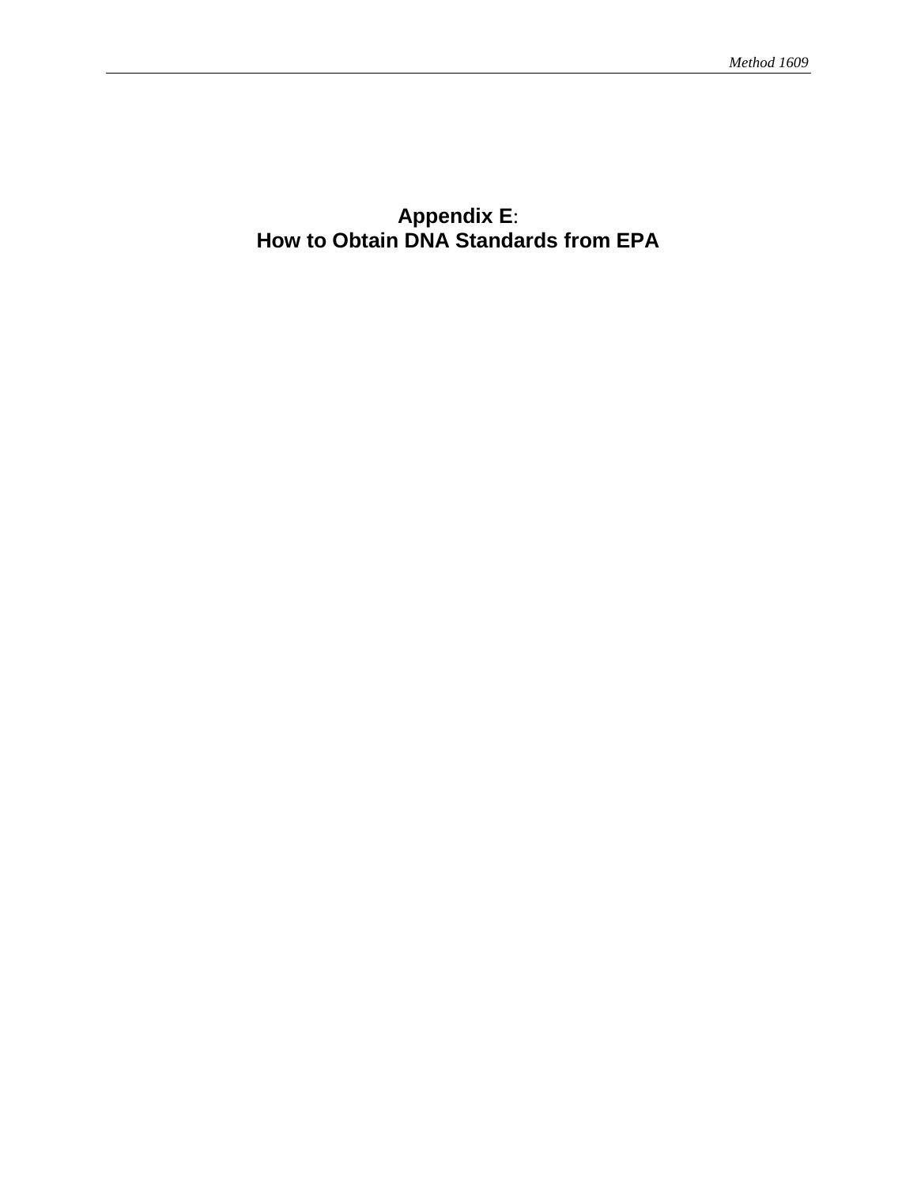# Appendix E:
# How to Obtain DNA Standards from EPA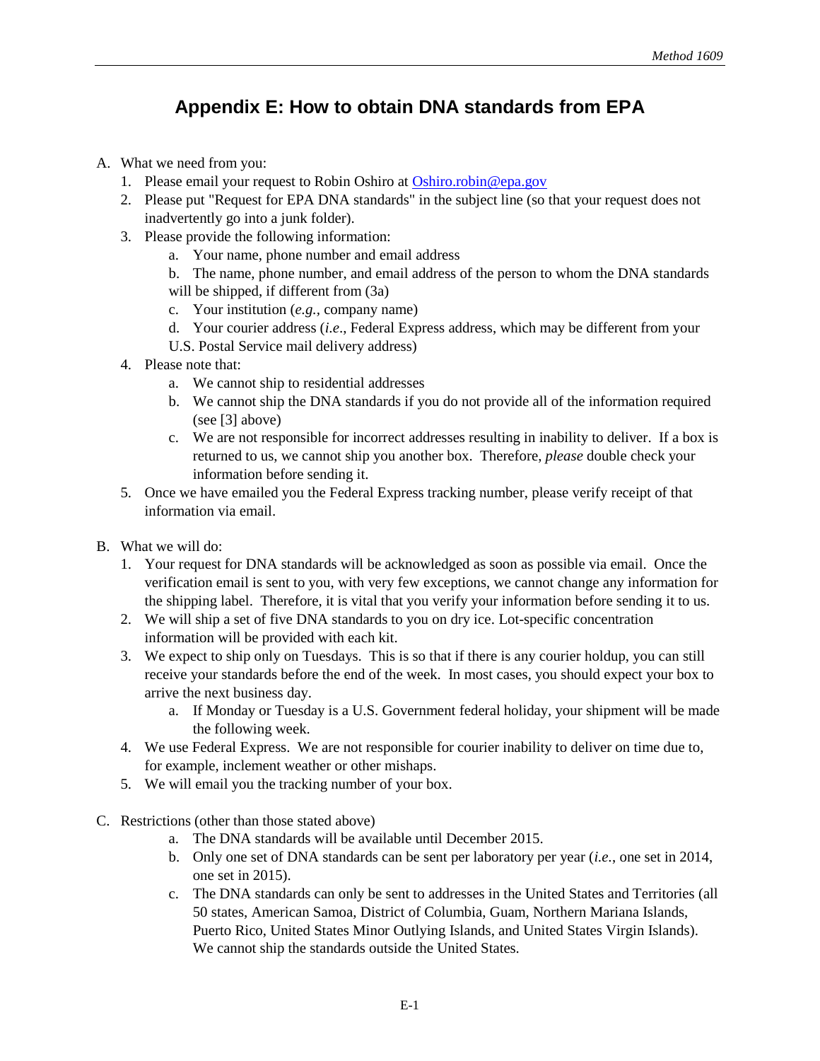# Appendix E: How to obtain DNA standards from EPA

A. What we need from you:
   1. Please email your request to Robin Oshiro at [Oshiro.robin@epa.gov](mailto:Oshiro.robin@epa.gov)
   2. Please put "Request for EPA DNA standards" in the subject line (so that your request does not inadvertently go into a junk folder).
   3. Please provide the following information:
      a. Your name, phone number and email address
      b. The name, phone number, and email address of the person to whom the DNA standards will be shipped, if different from (3a)
      c. Your institution (*e.g.*, company name)
      d. Your courier address (*i.e*., Federal Express address, which may be different from your U.S. Postal Service mail delivery address)
   4. Please note that:
      a. We cannot ship to residential addresses
      b. We cannot ship the DNA standards if you do not provide all of the information required (see [3] above)
      c. We are not responsible for incorrect addresses resulting in inability to deliver. If a box is returned to us, we cannot ship you another box. Therefore, *please* double check your information before sending it.
   5. Once we have emailed you the Federal Express tracking number, please verify receipt of that information via email.

B. What we will do:
   1. Your request for DNA standards will be acknowledged as soon as possible via email. Once the verification email is sent to you, with very few exceptions, we cannot change any information for the shipping label. Therefore, it is vital that you verify your information before sending it to us.
   2. We will ship a set of five DNA standards to you on dry ice. Lot-specific concentration information will be provided with each kit.
   3. We expect to ship only on Tuesdays. This is so that if there is any courier holdup, you can still receive your standards before the end of the week. In most cases, you should expect your box to arrive the next business day.
      a. If Monday or Tuesday is a U.S. Government federal holiday, your shipment will be made the following week.
   4. We use Federal Express. We are not responsible for courier inability to deliver on time due to, for example, inclement weather or other mishaps.
   5. We will email you the tracking number of your box.

C. Restrictions (other than those stated above)
   a. The DNA standards will be available until December 2015.
   b. Only one set of DNA standards can be sent per laboratory per year (*i.e.*, one set in 2014, one set in 2015).
   c. The DNA standards can only be sent to addresses in the United States and Territories (all 50 states, American Samoa, District of Columbia, Guam, Northern Mariana Islands, Puerto Rico, United States Minor Outlying Islands, and United States Virgin Islands). We cannot ship the standards outside the United States.